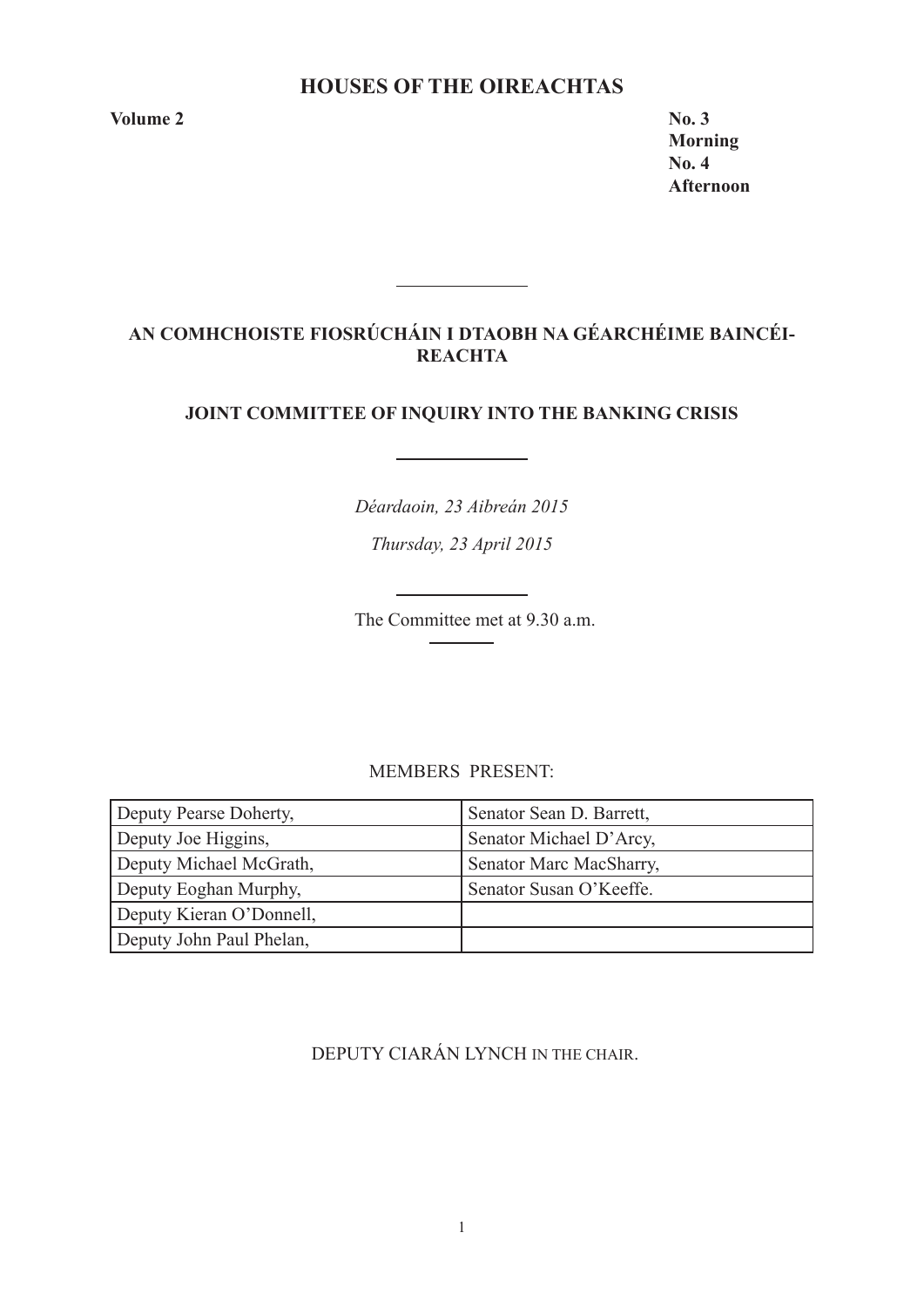# HOUSES OF THE OIREACHTAS

**Volume 2**

**No. 3**
**Morning**
**No. 4**
**Afternoon**

---

## AN COMHCHOISTE FIOSRÚCHÁIN I DTAOBH NA GÉARCHÉIME BAINCÉIREACHTA

## JOINT COMMITTEE OF INQUIRY INTO THE BANKING CRISIS

---

*Déardaoin, 23 Aibreán 2015*

*Thursday, 23 April 2015*

---

The Committee met at 9.30 a.m.

---

MEMBERS PRESENT:

| | |
|---|---|
| Deputy Pearse Doherty, | Senator Sean D. Barrett, |
| Deputy Joe Higgins, | Senator Michael D'Arcy, |
| Deputy Michael McGrath, | Senator Marc MacSharry, |
| Deputy Eoghan Murphy, | Senator Susan O'Keeffe. |
| Deputy Kieran O'Donnell, | |
| Deputy John Paul Phelan, | |

DEPUTY CIARÁN LYNCH IN THE CHAIR.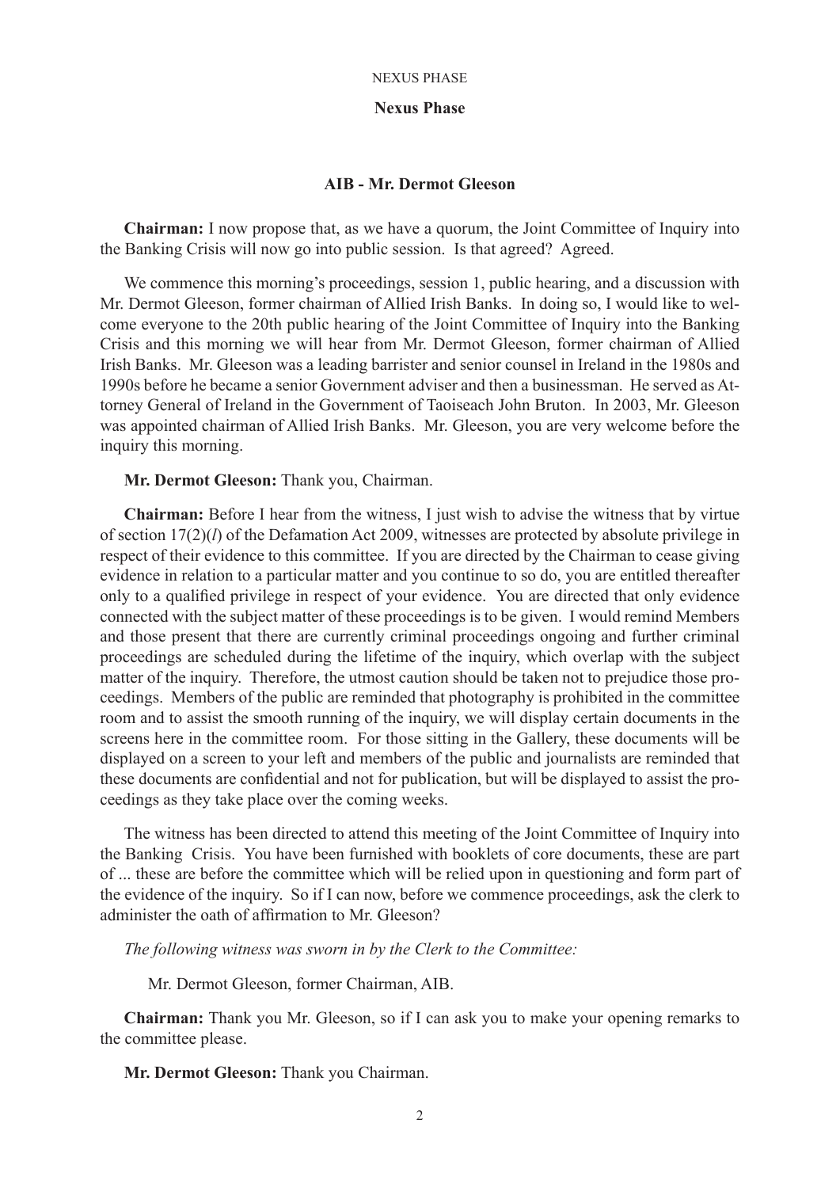## Nexus Phase

### AIB - Mr. Dermot Gleeson

**Chairman:** I now propose that, as we have a quorum, the Joint Committee of Inquiry into the Banking Crisis will now go into public session. Is that agreed? Agreed.

We commence this morning's proceedings, session 1, public hearing, and a discussion with Mr. Dermot Gleeson, former chairman of Allied Irish Banks. In doing so, I would like to welcome everyone to the 20th public hearing of the Joint Committee of Inquiry into the Banking Crisis and this morning we will hear from Mr. Dermot Gleeson, former chairman of Allied Irish Banks. Mr. Gleeson was a leading barrister and senior counsel in Ireland in the 1980s and 1990s before he became a senior Government adviser and then a businessman. He served as Attorney General of Ireland in the Government of Taoiseach John Bruton. In 2003, Mr. Gleeson was appointed chairman of Allied Irish Banks. Mr. Gleeson, you are very welcome before the inquiry this morning.

**Mr. Dermot Gleeson:** Thank you, Chairman.

**Chairman:** Before I hear from the witness, I just wish to advise the witness that by virtue of section 17(2)(*l*) of the Defamation Act 2009, witnesses are protected by absolute privilege in respect of their evidence to this committee. If you are directed by the Chairman to cease giving evidence in relation to a particular matter and you continue to so do, you are entitled thereafter only to a qualified privilege in respect of your evidence. You are directed that only evidence connected with the subject matter of these proceedings is to be given. I would remind Members and those present that there are currently criminal proceedings ongoing and further criminal proceedings are scheduled during the lifetime of the inquiry, which overlap with the subject matter of the inquiry. Therefore, the utmost caution should be taken not to prejudice those proceedings. Members of the public are reminded that photography is prohibited in the committee room and to assist the smooth running of the inquiry, we will display certain documents in the screens here in the committee room. For those sitting in the Gallery, these documents will be displayed on a screen to your left and members of the public and journalists are reminded that these documents are confidential and not for publication, but will be displayed to assist the proceedings as they take place over the coming weeks.

The witness has been directed to attend this meeting of the Joint Committee of Inquiry into the Banking Crisis. You have been furnished with booklets of core documents, these are part of ... these are before the committee which will be relied upon in questioning and form part of the evidence of the inquiry. So if I can now, before we commence proceedings, ask the clerk to administer the oath of affirmation to Mr. Gleeson?

*The following witness was sworn in by the Clerk to the Committee:*

Mr. Dermot Gleeson, former Chairman, AIB.

**Chairman:** Thank you Mr. Gleeson, so if I can ask you to make your opening remarks to the committee please.

**Mr. Dermot Gleeson:** Thank you Chairman.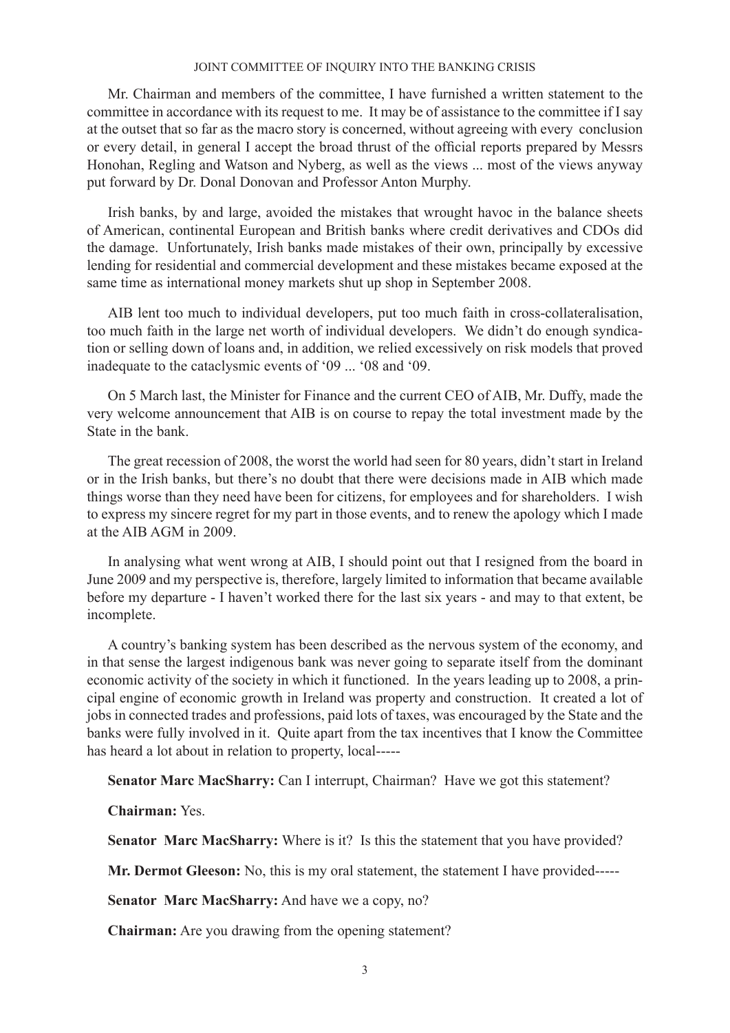Mr. Chairman and members of the committee, I have furnished a written statement to the committee in accordance with its request to me. It may be of assistance to the committee if I say at the outset that so far as the macro story is concerned, without agreeing with every conclusion or every detail, in general I accept the broad thrust of the official reports prepared by Messrs Honohan, Regling and Watson and Nyberg, as well as the views ... most of the views anyway put forward by Dr. Donal Donovan and Professor Anton Murphy.

Irish banks, by and large, avoided the mistakes that wrought havoc in the balance sheets of American, continental European and British banks where credit derivatives and CDOs did the damage. Unfortunately, Irish banks made mistakes of their own, principally by excessive lending for residential and commercial development and these mistakes became exposed at the same time as international money markets shut up shop in September 2008.

AIB lent too much to individual developers, put too much faith in cross-collateralisation, too much faith in the large net worth of individual developers. We didn't do enough syndication or selling down of loans and, in addition, we relied excessively on risk models that proved inadequate to the cataclysmic events of '09 ... '08 and '09.

On 5 March last, the Minister for Finance and the current CEO of AIB, Mr. Duffy, made the very welcome announcement that AIB is on course to repay the total investment made by the State in the bank.

The great recession of 2008, the worst the world had seen for 80 years, didn't start in Ireland or in the Irish banks, but there's no doubt that there were decisions made in AIB which made things worse than they need have been for citizens, for employees and for shareholders. I wish to express my sincere regret for my part in those events, and to renew the apology which I made at the AIB AGM in 2009.

In analysing what went wrong at AIB, I should point out that I resigned from the board in June 2009 and my perspective is, therefore, largely limited to information that became available before my departure - I haven't worked there for the last six years - and may to that extent, be incomplete.

A country's banking system has been described as the nervous system of the economy, and in that sense the largest indigenous bank was never going to separate itself from the dominant economic activity of the society in which it functioned. In the years leading up to 2008, a principal engine of economic growth in Ireland was property and construction. It created a lot of jobs in connected trades and professions, paid lots of taxes, was encouraged by the State and the banks were fully involved in it. Quite apart from the tax incentives that I know the Committee has heard a lot about in relation to property, local-----

**Senator Marc MacSharry:** Can I interrupt, Chairman? Have we got this statement?

**Chairman:** Yes.

**Senator Marc MacSharry:** Where is it? Is this the statement that you have provided?

**Mr. Dermot Gleeson:** No, this is my oral statement, the statement I have provided-----

**Senator Marc MacSharry:** And have we a copy, no?

**Chairman:** Are you drawing from the opening statement?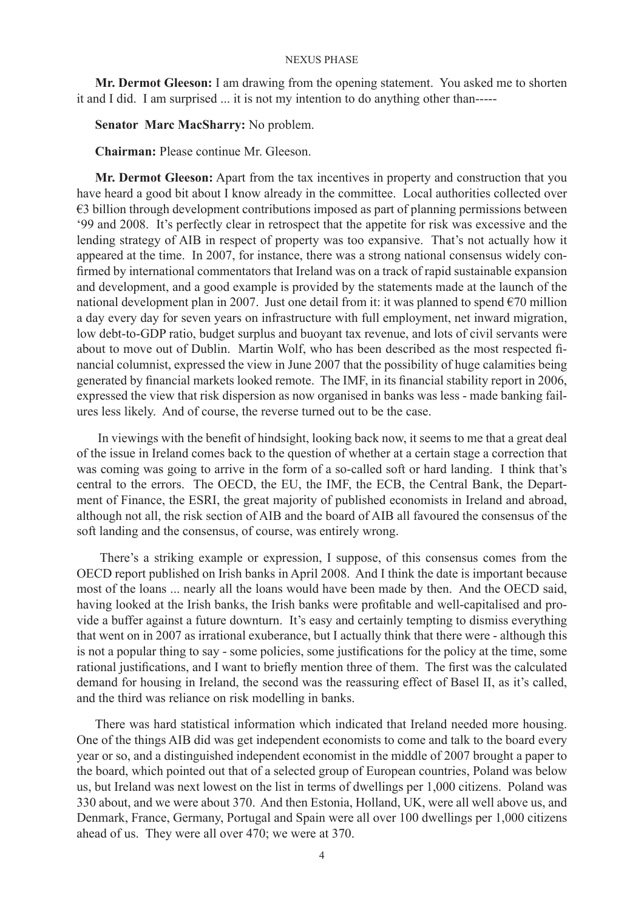**Mr. Dermot Gleeson:** I am drawing from the opening statement. You asked me to shorten it and I did. I am surprised ... it is not my intention to do anything other than-----

**Senator Marc MacSharry:** No problem.

**Chairman:** Please continue Mr. Gleeson.

**Mr. Dermot Gleeson:** Apart from the tax incentives in property and construction that you have heard a good bit about I know already in the committee. Local authorities collected over €3 billion through development contributions imposed as part of planning permissions between '99 and 2008. It's perfectly clear in retrospect that the appetite for risk was excessive and the lending strategy of AIB in respect of property was too expansive. That's not actually how it appeared at the time. In 2007, for instance, there was a strong national consensus widely confirmed by international commentators that Ireland was on a track of rapid sustainable expansion and development, and a good example is provided by the statements made at the launch of the national development plan in 2007. Just one detail from it: it was planned to spend €70 million a day every day for seven years on infrastructure with full employment, net inward migration, low debt-to-GDP ratio, budget surplus and buoyant tax revenue, and lots of civil servants were about to move out of Dublin. Martin Wolf, who has been described as the most respected financial columnist, expressed the view in June 2007 that the possibility of huge calamities being generated by financial markets looked remote. The IMF, in its financial stability report in 2006, expressed the view that risk dispersion as now organised in banks was less - made banking failures less likely. And of course, the reverse turned out to be the case.

In viewings with the benefit of hindsight, looking back now, it seems to me that a great deal of the issue in Ireland comes back to the question of whether at a certain stage a correction that was coming was going to arrive in the form of a so-called soft or hard landing. I think that's central to the errors. The OECD, the EU, the IMF, the ECB, the Central Bank, the Department of Finance, the ESRI, the great majority of published economists in Ireland and abroad, although not all, the risk section of AIB and the board of AIB all favoured the consensus of the soft landing and the consensus, of course, was entirely wrong.

There's a striking example or expression, I suppose, of this consensus comes from the OECD report published on Irish banks in April 2008. And I think the date is important because most of the loans ... nearly all the loans would have been made by then. And the OECD said, having looked at the Irish banks, the Irish banks were profitable and well-capitalised and provide a buffer against a future downturn. It's easy and certainly tempting to dismiss everything that went on in 2007 as irrational exuberance, but I actually think that there were - although this is not a popular thing to say - some policies, some justifications for the policy at the time, some rational justifications, and I want to briefly mention three of them. The first was the calculated demand for housing in Ireland, the second was the reassuring effect of Basel II, as it's called, and the third was reliance on risk modelling in banks.

There was hard statistical information which indicated that Ireland needed more housing. One of the things AIB did was get independent economists to come and talk to the board every year or so, and a distinguished independent economist in the middle of 2007 brought a paper to the board, which pointed out that of a selected group of European countries, Poland was below us, but Ireland was next lowest on the list in terms of dwellings per 1,000 citizens. Poland was 330 about, and we were about 370. And then Estonia, Holland, UK, were all well above us, and Denmark, France, Germany, Portugal and Spain were all over 100 dwellings per 1,000 citizens ahead of us. They were all over 470; we were at 370.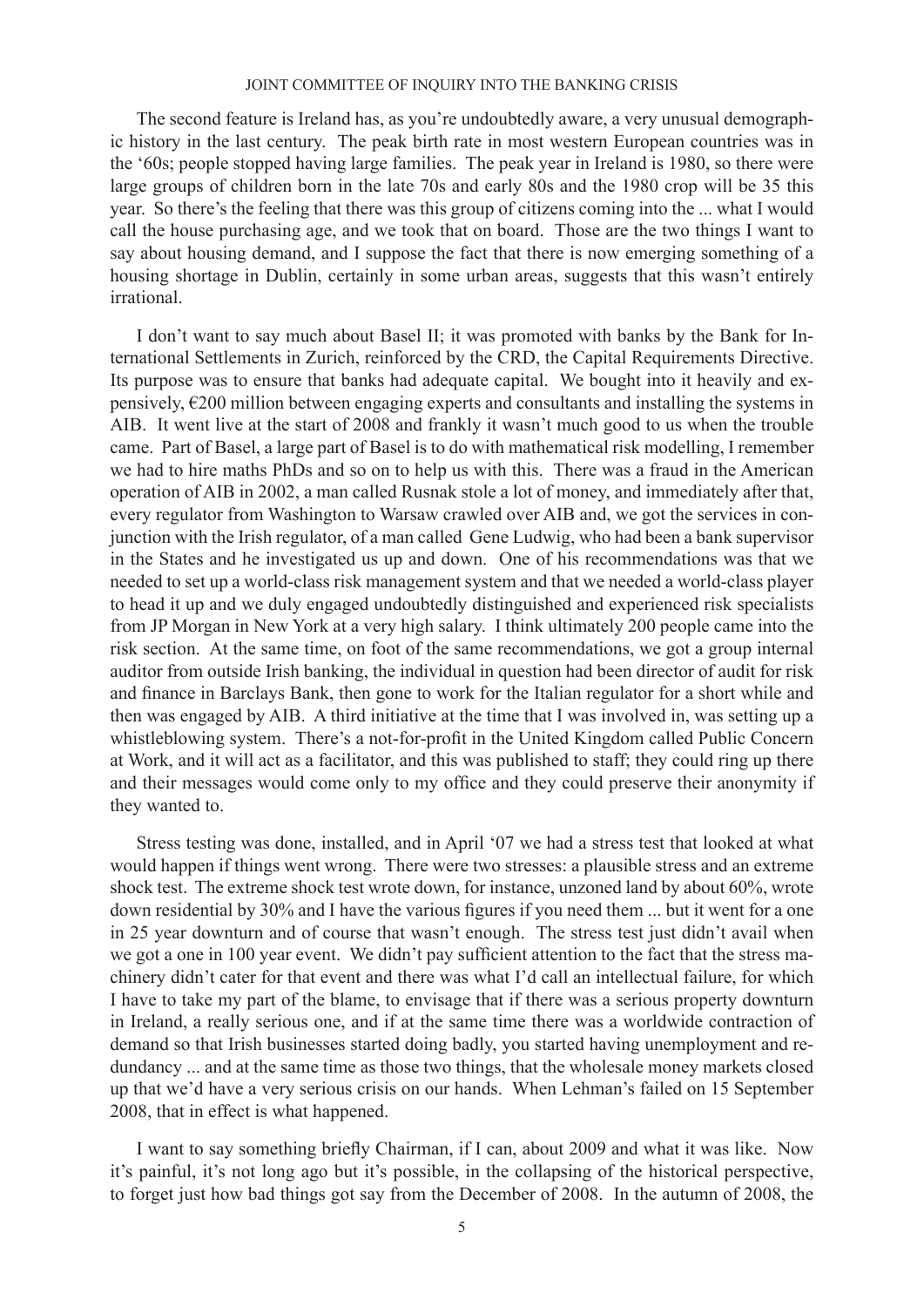The second feature is Ireland has, as you're undoubtedly aware, a very unusual demographic history in the last century. The peak birth rate in most western European countries was in the '60s; people stopped having large families. The peak year in Ireland is 1980, so there were large groups of children born in the late 70s and early 80s and the 1980 crop will be 35 this year. So there's the feeling that there was this group of citizens coming into the ... what I would call the house purchasing age, and we took that on board. Those are the two things I want to say about housing demand, and I suppose the fact that there is now emerging something of a housing shortage in Dublin, certainly in some urban areas, suggests that this wasn't entirely irrational.

I don't want to say much about Basel II; it was promoted with banks by the Bank for International Settlements in Zurich, reinforced by the CRD, the Capital Requirements Directive. Its purpose was to ensure that banks had adequate capital. We bought into it heavily and expensively, €200 million between engaging experts and consultants and installing the systems in AIB. It went live at the start of 2008 and frankly it wasn't much good to us when the trouble came. Part of Basel, a large part of Basel is to do with mathematical risk modelling, I remember we had to hire maths PhDs and so on to help us with this. There was a fraud in the American operation of AIB in 2002, a man called Rusnak stole a lot of money, and immediately after that, every regulator from Washington to Warsaw crawled over AIB and, we got the services in conjunction with the Irish regulator, of a man called Gene Ludwig, who had been a bank supervisor in the States and he investigated us up and down. One of his recommendations was that we needed to set up a world-class risk management system and that we needed a world-class player to head it up and we duly engaged undoubtedly distinguished and experienced risk specialists from JP Morgan in New York at a very high salary. I think ultimately 200 people came into the risk section. At the same time, on foot of the same recommendations, we got a group internal auditor from outside Irish banking, the individual in question had been director of audit for risk and finance in Barclays Bank, then gone to work for the Italian regulator for a short while and then was engaged by AIB. A third initiative at the time that I was involved in, was setting up a whistleblowing system. There's a not-for-profit in the United Kingdom called Public Concern at Work, and it will act as a facilitator, and this was published to staff; they could ring up there and their messages would come only to my office and they could preserve their anonymity if they wanted to.

Stress testing was done, installed, and in April '07 we had a stress test that looked at what would happen if things went wrong. There were two stresses: a plausible stress and an extreme shock test. The extreme shock test wrote down, for instance, unzoned land by about 60%, wrote down residential by 30% and I have the various figures if you need them ... but it went for a one in 25 year downturn and of course that wasn't enough. The stress test just didn't avail when we got a one in 100 year event. We didn't pay sufficient attention to the fact that the stress machinery didn't cater for that event and there was what I'd call an intellectual failure, for which I have to take my part of the blame, to envisage that if there was a serious property downturn in Ireland, a really serious one, and if at the same time there was a worldwide contraction of demand so that Irish businesses started doing badly, you started having unemployment and redundancy ... and at the same time as those two things, that the wholesale money markets closed up that we'd have a very serious crisis on our hands. When Lehman's failed on 15 September 2008, that in effect is what happened.

I want to say something briefly Chairman, if I can, about 2009 and what it was like. Now it's painful, it's not long ago but it's possible, in the collapsing of the historical perspective, to forget just how bad things got say from the December of 2008. In the autumn of 2008, the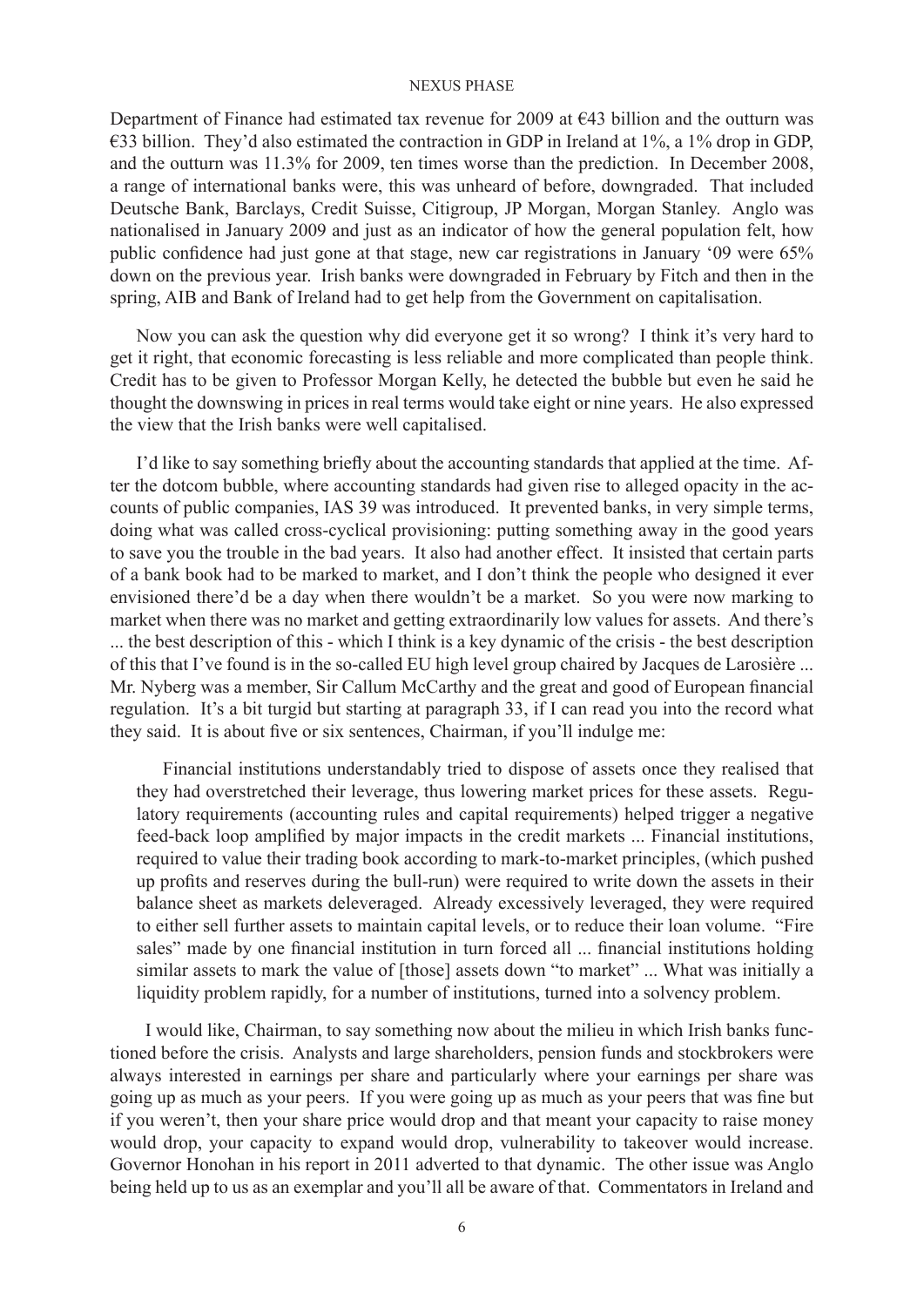Department of Finance had estimated tax revenue for 2009 at €43 billion and the outturn was €33 billion. They'd also estimated the contraction in GDP in Ireland at 1%, a 1% drop in GDP, and the outturn was 11.3% for 2009, ten times worse than the prediction. In December 2008, a range of international banks were, this was unheard of before, downgraded. That included Deutsche Bank, Barclays, Credit Suisse, Citigroup, JP Morgan, Morgan Stanley. Anglo was nationalised in January 2009 and just as an indicator of how the general population felt, how public confidence had just gone at that stage, new car registrations in January '09 were 65% down on the previous year. Irish banks were downgraded in February by Fitch and then in the spring, AIB and Bank of Ireland had to get help from the Government on capitalisation.

Now you can ask the question why did everyone get it so wrong? I think it's very hard to get it right, that economic forecasting is less reliable and more complicated than people think. Credit has to be given to Professor Morgan Kelly, he detected the bubble but even he said he thought the downswing in prices in real terms would take eight or nine years. He also expressed the view that the Irish banks were well capitalised.

I'd like to say something briefly about the accounting standards that applied at the time. After the dotcom bubble, where accounting standards had given rise to alleged opacity in the accounts of public companies, IAS 39 was introduced. It prevented banks, in very simple terms, doing what was called cross-cyclical provisioning: putting something away in the good years to save you the trouble in the bad years. It also had another effect. It insisted that certain parts of a bank book had to be marked to market, and I don't think the people who designed it ever envisioned there'd be a day when there wouldn't be a market. So you were now marking to market when there was no market and getting extraordinarily low values for assets. And there's ... the best description of this - which I think is a key dynamic of the crisis - the best description of this that I've found is in the so-called EU high level group chaired by Jacques de Larosière ... Mr. Nyberg was a member, Sir Callum McCarthy and the great and good of European financial regulation. It's a bit turgid but starting at paragraph 33, if I can read you into the record what they said. It is about five or six sentences, Chairman, if you'll indulge me:

> Financial institutions understandably tried to dispose of assets once they realised that they had overstretched their leverage, thus lowering market prices for these assets. Regulatory requirements (accounting rules and capital requirements) helped trigger a negative feed-back loop amplified by major impacts in the credit markets ... Financial institutions, required to value their trading book according to mark-to-market principles, (which pushed up profits and reserves during the bull-run) were required to write down the assets in their balance sheet as markets deleveraged. Already excessively leveraged, they were required to either sell further assets to maintain capital levels, or to reduce their loan volume. "Fire sales" made by one financial institution in turn forced all ... financial institutions holding similar assets to mark the value of [those] assets down "to market" ... What was initially a liquidity problem rapidly, for a number of institutions, turned into a solvency problem.

I would like, Chairman, to say something now about the milieu in which Irish banks functioned before the crisis. Analysts and large shareholders, pension funds and stockbrokers were always interested in earnings per share and particularly where your earnings per share was going up as much as your peers. If you were going up as much as your peers that was fine but if you weren't, then your share price would drop and that meant your capacity to raise money would drop, your capacity to expand would drop, vulnerability to takeover would increase. Governor Honohan in his report in 2011 adverted to that dynamic. The other issue was Anglo being held up to us as an exemplar and you'll all be aware of that. Commentators in Ireland and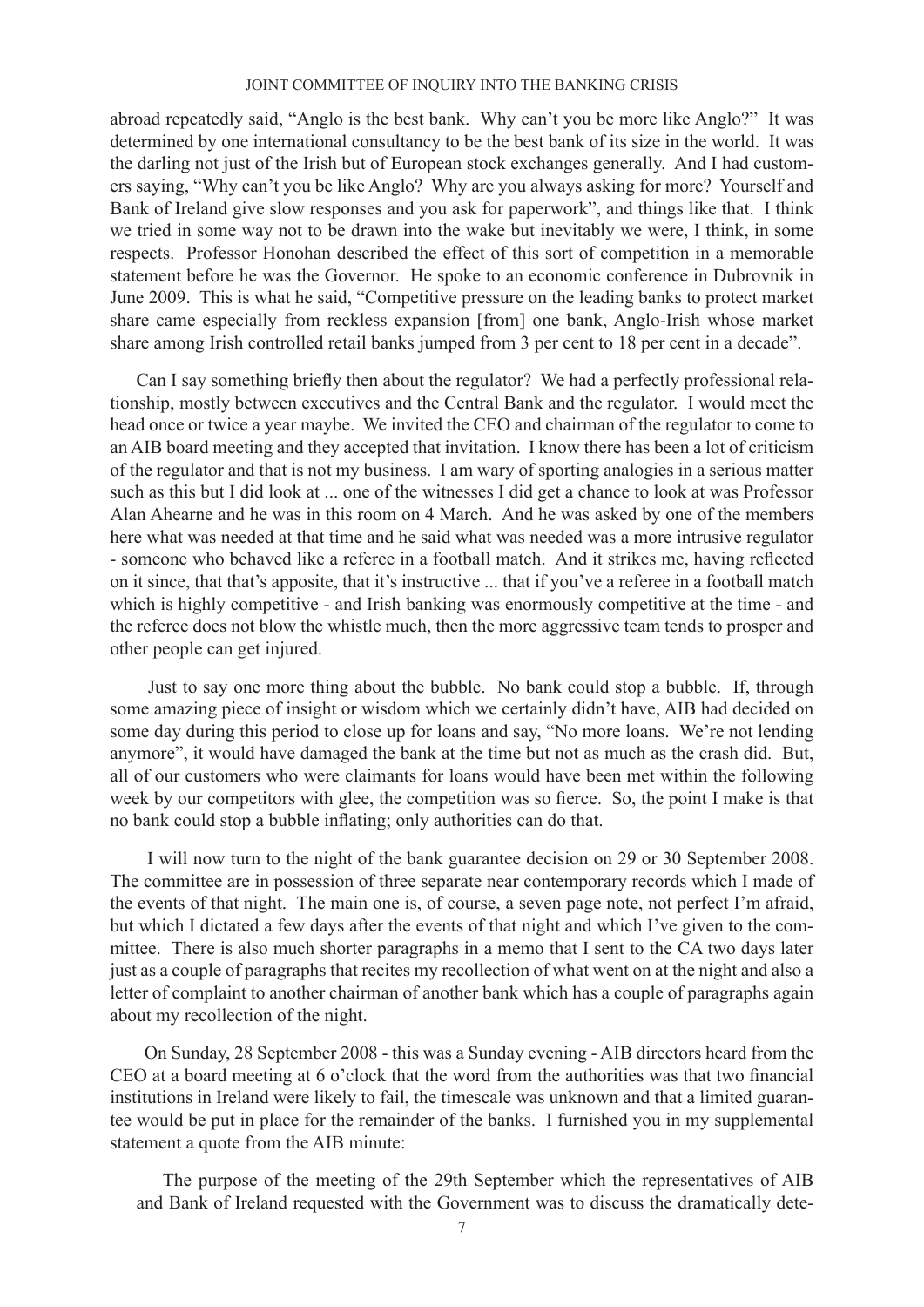abroad repeatedly said, "Anglo is the best bank. Why can't you be more like Anglo?" It was determined by one international consultancy to be the best bank of its size in the world. It was the darling not just of the Irish but of European stock exchanges generally. And I had customers saying, "Why can't you be like Anglo? Why are you always asking for more? Yourself and Bank of Ireland give slow responses and you ask for paperwork", and things like that. I think we tried in some way not to be drawn into the wake but inevitably we were, I think, in some respects. Professor Honohan described the effect of this sort of competition in a memorable statement before he was the Governor. He spoke to an economic conference in Dubrovnik in June 2009. This is what he said, "Competitive pressure on the leading banks to protect market share came especially from reckless expansion [from] one bank, Anglo-Irish whose market share among Irish controlled retail banks jumped from 3 per cent to 18 per cent in a decade".

Can I say something briefly then about the regulator? We had a perfectly professional relationship, mostly between executives and the Central Bank and the regulator. I would meet the head once or twice a year maybe. We invited the CEO and chairman of the regulator to come to an AIB board meeting and they accepted that invitation. I know there has been a lot of criticism of the regulator and that is not my business. I am wary of sporting analogies in a serious matter such as this but I did look at ... one of the witnesses I did get a chance to look at was Professor Alan Ahearne and he was in this room on 4 March. And he was asked by one of the members here what was needed at that time and he said what was needed was a more intrusive regulator - someone who behaved like a referee in a football match. And it strikes me, having reflected on it since, that that's apposite, that it's instructive ... that if you've a referee in a football match which is highly competitive - and Irish banking was enormously competitive at the time - and the referee does not blow the whistle much, then the more aggressive team tends to prosper and other people can get injured.

Just to say one more thing about the bubble. No bank could stop a bubble. If, through some amazing piece of insight or wisdom which we certainly didn't have, AIB had decided on some day during this period to close up for loans and say, "No more loans. We're not lending anymore", it would have damaged the bank at the time but not as much as the crash did. But, all of our customers who were claimants for loans would have been met within the following week by our competitors with glee, the competition was so fierce. So, the point I make is that no bank could stop a bubble inflating; only authorities can do that.

I will now turn to the night of the bank guarantee decision on 29 or 30 September 2008. The committee are in possession of three separate near contemporary records which I made of the events of that night. The main one is, of course, a seven page note, not perfect I'm afraid, but which I dictated a few days after the events of that night and which I've given to the committee. There is also much shorter paragraphs in a memo that I sent to the CA two days later just as a couple of paragraphs that recites my recollection of what went on at the night and also a letter of complaint to another chairman of another bank which has a couple of paragraphs again about my recollection of the night.

On Sunday, 28 September 2008 - this was a Sunday evening - AIB directors heard from the CEO at a board meeting at 6 o'clock that the word from the authorities was that two financial institutions in Ireland were likely to fail, the timescale was unknown and that a limited guarantee would be put in place for the remainder of the banks. I furnished you in my supplemental statement a quote from the AIB minute:

> The purpose of the meeting of the 29th September which the representatives of AIB and Bank of Ireland requested with the Government was to discuss the dramatically dete-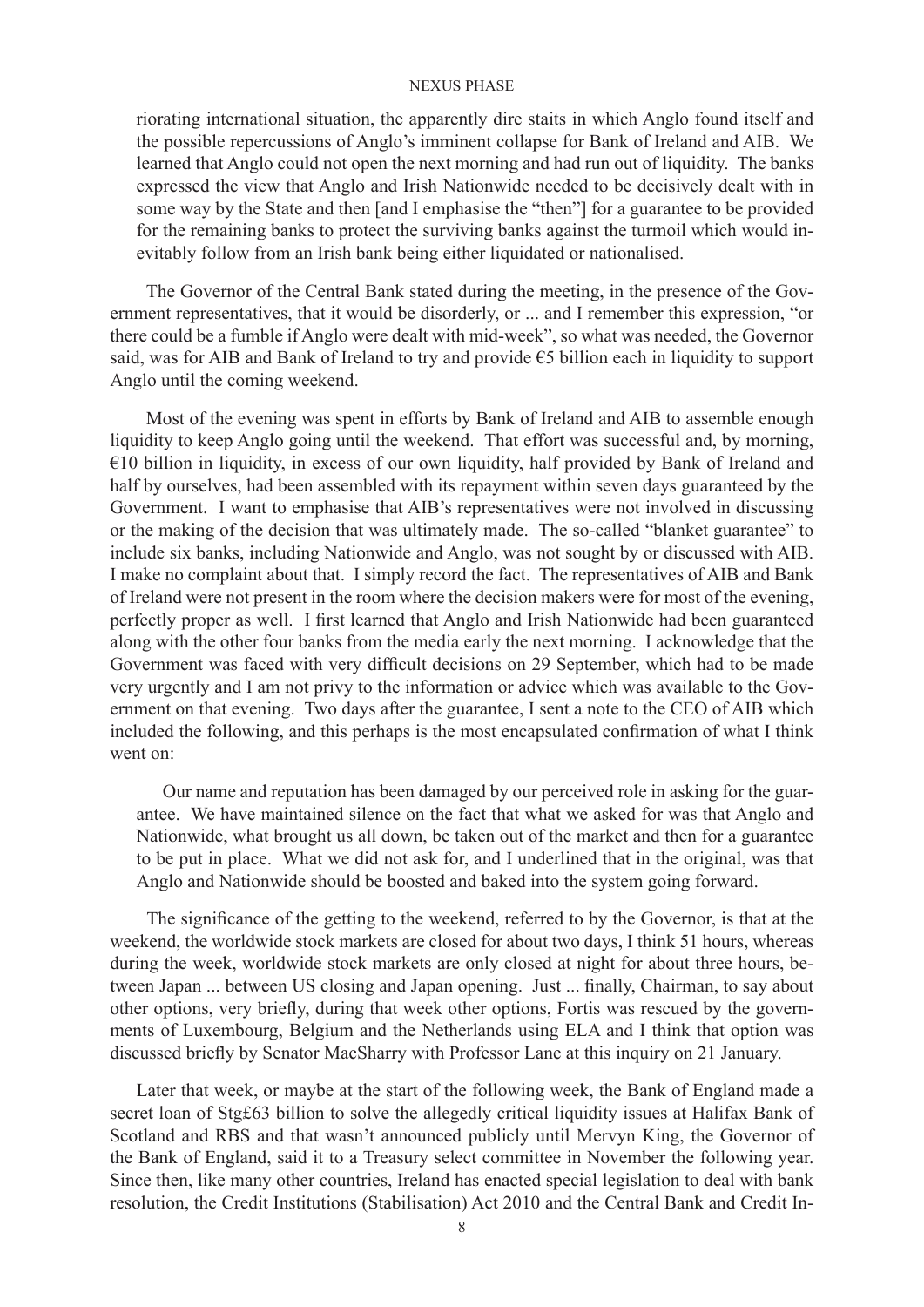riorating international situation, the apparently dire staits in which Anglo found itself and the possible repercussions of Anglo's imminent collapse for Bank of Ireland and AIB. We learned that Anglo could not open the next morning and had run out of liquidity. The banks expressed the view that Anglo and Irish Nationwide needed to be decisively dealt with in some way by the State and then [and I emphasise the "then"] for a guarantee to be provided for the remaining banks to protect the surviving banks against the turmoil which would inevitably follow from an Irish bank being either liquidated or nationalised.

The Governor of the Central Bank stated during the meeting, in the presence of the Government representatives, that it would be disorderly, or ... and I remember this expression, "or there could be a fumble if Anglo were dealt with mid-week", so what was needed, the Governor said, was for AIB and Bank of Ireland to try and provide €5 billion each in liquidity to support Anglo until the coming weekend.

Most of the evening was spent in efforts by Bank of Ireland and AIB to assemble enough liquidity to keep Anglo going until the weekend. That effort was successful and, by morning, €10 billion in liquidity, in excess of our own liquidity, half provided by Bank of Ireland and half by ourselves, had been assembled with its repayment within seven days guaranteed by the Government. I want to emphasise that AIB's representatives were not involved in discussing or the making of the decision that was ultimately made. The so-called "blanket guarantee" to include six banks, including Nationwide and Anglo, was not sought by or discussed with AIB. I make no complaint about that. I simply record the fact. The representatives of AIB and Bank of Ireland were not present in the room where the decision makers were for most of the evening, perfectly proper as well. I first learned that Anglo and Irish Nationwide had been guaranteed along with the other four banks from the media early the next morning. I acknowledge that the Government was faced with very difficult decisions on 29 September, which had to be made very urgently and I am not privy to the information or advice which was available to the Government on that evening. Two days after the guarantee, I sent a note to the CEO of AIB which included the following, and this perhaps is the most encapsulated confirmation of what I think went on:

> Our name and reputation has been damaged by our perceived role in asking for the guarantee. We have maintained silence on the fact that what we asked for was that Anglo and Nationwide, what brought us all down, be taken out of the market and then for a guarantee to be put in place. What we did not ask for, and I underlined that in the original, was that Anglo and Nationwide should be boosted and baked into the system going forward.

The significance of the getting to the weekend, referred to by the Governor, is that at the weekend, the worldwide stock markets are closed for about two days, I think 51 hours, whereas during the week, worldwide stock markets are only closed at night for about three hours, between Japan ... between US closing and Japan opening. Just ... finally, Chairman, to say about other options, very briefly, during that week other options, Fortis was rescued by the governments of Luxembourg, Belgium and the Netherlands using ELA and I think that option was discussed briefly by Senator MacSharry with Professor Lane at this inquiry on 21 January.

Later that week, or maybe at the start of the following week, the Bank of England made a secret loan of Stg£63 billion to solve the allegedly critical liquidity issues at Halifax Bank of Scotland and RBS and that wasn't announced publicly until Mervyn King, the Governor of the Bank of England, said it to a Treasury select committee in November the following year. Since then, like many other countries, Ireland has enacted special legislation to deal with bank resolution, the Credit Institutions (Stabilisation) Act 2010 and the Central Bank and Credit In-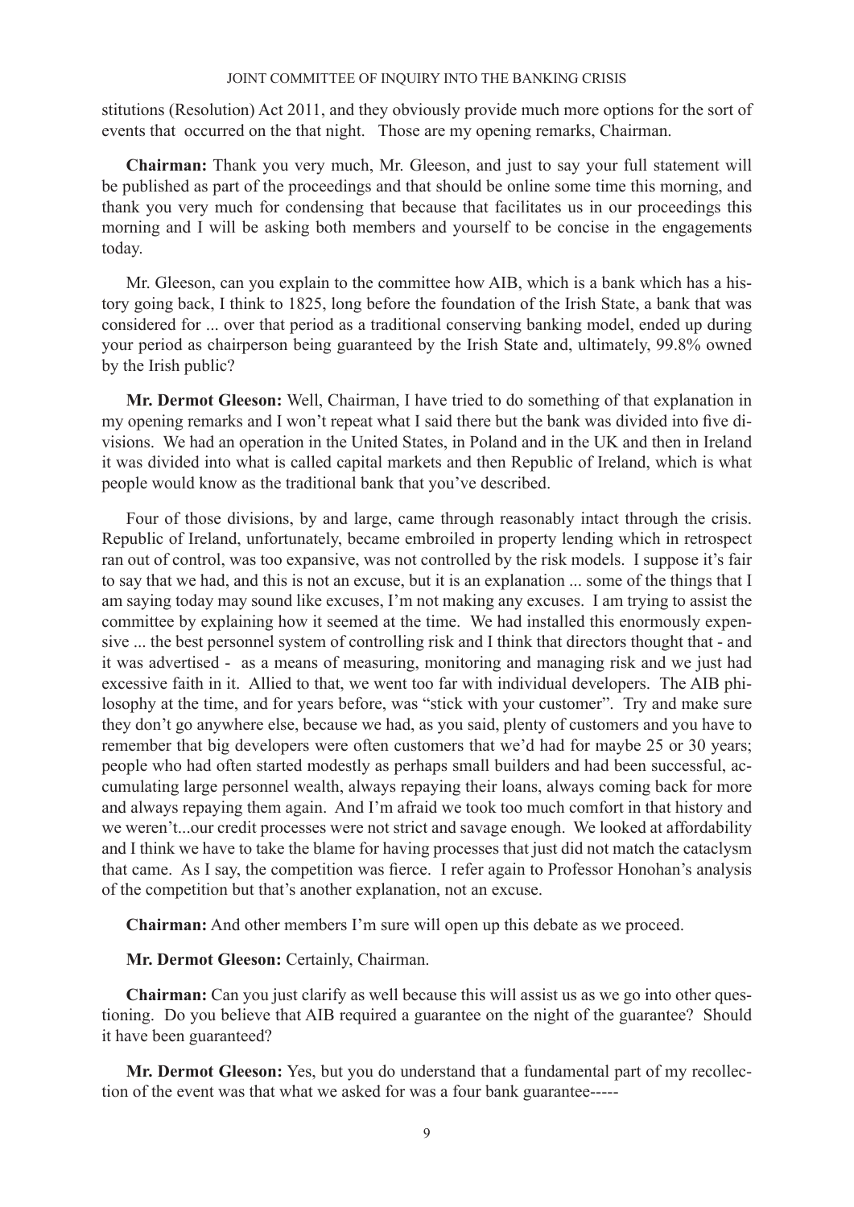stitutions (Resolution) Act 2011, and they obviously provide much more options for the sort of events that occurred on the that night. Those are my opening remarks, Chairman.

**Chairman:** Thank you very much, Mr. Gleeson, and just to say your full statement will be published as part of the proceedings and that should be online some time this morning, and thank you very much for condensing that because that facilitates us in our proceedings this morning and I will be asking both members and yourself to be concise in the engagements today.

Mr. Gleeson, can you explain to the committee how AIB, which is a bank which has a history going back, I think to 1825, long before the foundation of the Irish State, a bank that was considered for ... over that period as a traditional conserving banking model, ended up during your period as chairperson being guaranteed by the Irish State and, ultimately, 99.8% owned by the Irish public?

**Mr. Dermot Gleeson:** Well, Chairman, I have tried to do something of that explanation in my opening remarks and I won't repeat what I said there but the bank was divided into five divisions. We had an operation in the United States, in Poland and in the UK and then in Ireland it was divided into what is called capital markets and then Republic of Ireland, which is what people would know as the traditional bank that you've described.

Four of those divisions, by and large, came through reasonably intact through the crisis. Republic of Ireland, unfortunately, became embroiled in property lending which in retrospect ran out of control, was too expansive, was not controlled by the risk models. I suppose it's fair to say that we had, and this is not an excuse, but it is an explanation ... some of the things that I am saying today may sound like excuses, I'm not making any excuses. I am trying to assist the committee by explaining how it seemed at the time. We had installed this enormously expensive ... the best personnel system of controlling risk and I think that directors thought that - and it was advertised - as a means of measuring, monitoring and managing risk and we just had excessive faith in it. Allied to that, we went too far with individual developers. The AIB philosophy at the time, and for years before, was "stick with your customer". Try and make sure they don't go anywhere else, because we had, as you said, plenty of customers and you have to remember that big developers were often customers that we'd had for maybe 25 or 30 years; people who had often started modestly as perhaps small builders and had been successful, accumulating large personnel wealth, always repaying their loans, always coming back for more and always repaying them again. And I'm afraid we took too much comfort in that history and we weren't...our credit processes were not strict and savage enough. We looked at affordability and I think we have to take the blame for having processes that just did not match the cataclysm that came. As I say, the competition was fierce. I refer again to Professor Honohan's analysis of the competition but that's another explanation, not an excuse.

**Chairman:** And other members I'm sure will open up this debate as we proceed.

**Mr. Dermot Gleeson:** Certainly, Chairman.

**Chairman:** Can you just clarify as well because this will assist us as we go into other questioning. Do you believe that AIB required a guarantee on the night of the guarantee? Should it have been guaranteed?

**Mr. Dermot Gleeson:** Yes, but you do understand that a fundamental part of my recollection of the event was that what we asked for was a four bank guarantee-----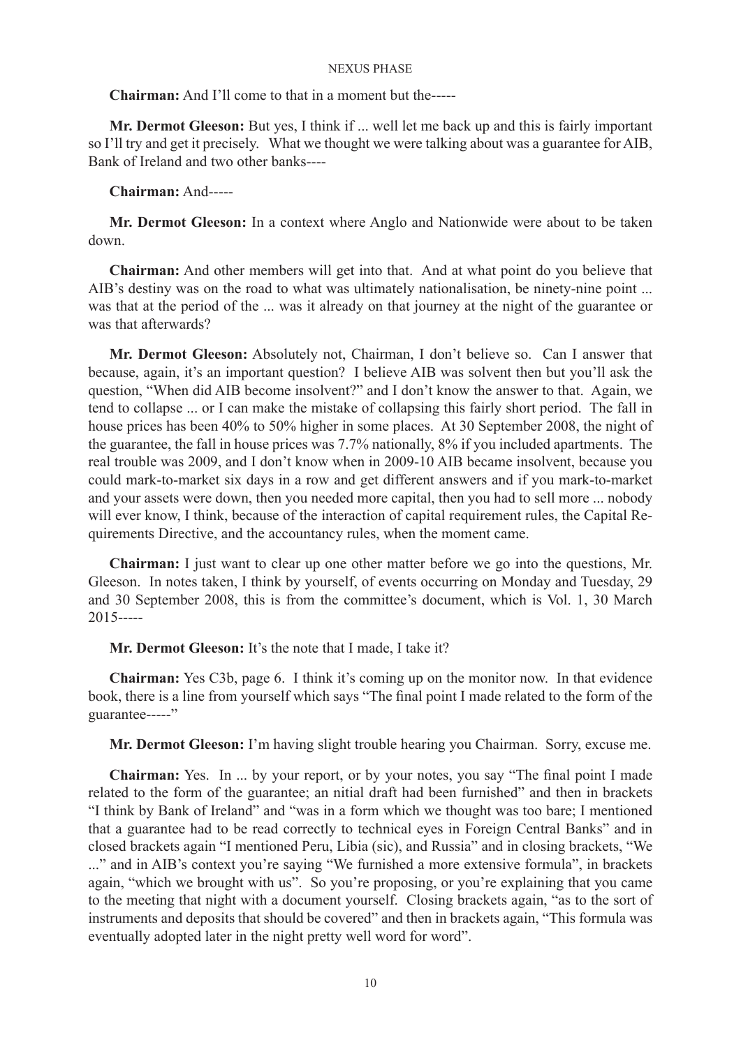**Chairman:** And I'll come to that in a moment but the-----

**Mr. Dermot Gleeson:** But yes, I think if ... well let me back up and this is fairly important so I'll try and get it precisely. What we thought we were talking about was a guarantee for AIB, Bank of Ireland and two other banks----

**Chairman:** And-----

**Mr. Dermot Gleeson:** In a context where Anglo and Nationwide were about to be taken down.

**Chairman:** And other members will get into that. And at what point do you believe that AIB's destiny was on the road to what was ultimately nationalisation, be ninety-nine point ... was that at the period of the ... was it already on that journey at the night of the guarantee or was that afterwards?

**Mr. Dermot Gleeson:** Absolutely not, Chairman, I don't believe so. Can I answer that because, again, it's an important question? I believe AIB was solvent then but you'll ask the question, "When did AIB become insolvent?" and I don't know the answer to that. Again, we tend to collapse ... or I can make the mistake of collapsing this fairly short period. The fall in house prices has been 40% to 50% higher in some places. At 30 September 2008, the night of the guarantee, the fall in house prices was 7.7% nationally, 8% if you included apartments. The real trouble was 2009, and I don't know when in 2009-10 AIB became insolvent, because you could mark-to-market six days in a row and get different answers and if you mark-to-market and your assets were down, then you needed more capital, then you had to sell more ... nobody will ever know, I think, because of the interaction of capital requirement rules, the Capital Requirements Directive, and the accountancy rules, when the moment came.

**Chairman:** I just want to clear up one other matter before we go into the questions, Mr. Gleeson. In notes taken, I think by yourself, of events occurring on Monday and Tuesday, 29 and 30 September 2008, this is from the committee's document, which is Vol. 1, 30 March 2015-----

**Mr. Dermot Gleeson:** It's the note that I made, I take it?

**Chairman:** Yes C3b, page 6. I think it's coming up on the monitor now. In that evidence book, there is a line from yourself which says "The final point I made related to the form of the guarantee-----"

**Mr. Dermot Gleeson:** I'm having slight trouble hearing you Chairman. Sorry, excuse me.

**Chairman:** Yes. In ... by your report, or by your notes, you say "The final point I made related to the form of the guarantee; an nitial draft had been furnished" and then in brackets "I think by Bank of Ireland" and "was in a form which we thought was too bare; I mentioned that a guarantee had to be read correctly to technical eyes in Foreign Central Banks" and in closed brackets again "I mentioned Peru, Libia (sic), and Russia" and in closing brackets, "We ..." and in AIB's context you're saying "We furnished a more extensive formula", in brackets again, "which we brought with us". So you're proposing, or you're explaining that you came to the meeting that night with a document yourself. Closing brackets again, "as to the sort of instruments and deposits that should be covered" and then in brackets again, "This formula was eventually adopted later in the night pretty well word for word".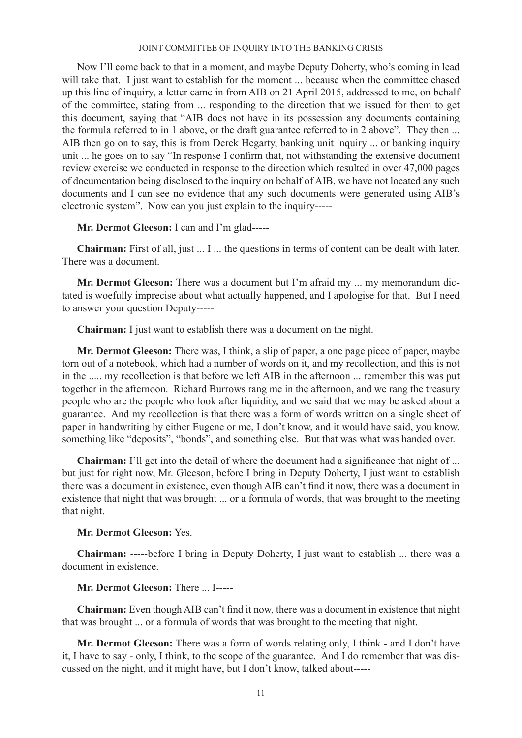Now I'll come back to that in a moment, and maybe Deputy Doherty, who's coming in lead will take that. I just want to establish for the moment ... because when the committee chased up this line of inquiry, a letter came in from AIB on 21 April 2015, addressed to me, on behalf of the committee, stating from ... responding to the direction that we issued for them to get this document, saying that "AIB does not have in its possession any documents containing the formula referred to in 1 above, or the draft guarantee referred to in 2 above". They then ... AIB then go on to say, this is from Derek Hegarty, banking unit inquiry ... or banking inquiry unit ... he goes on to say "In response I confirm that, not withstanding the extensive document review exercise we conducted in response to the direction which resulted in over 47,000 pages of documentation being disclosed to the inquiry on behalf of AIB, we have not located any such documents and I can see no evidence that any such documents were generated using AIB's electronic system". Now can you just explain to the inquiry-----

**Mr. Dermot Gleeson:** I can and I'm glad-----

**Chairman:** First of all, just ... I ... the questions in terms of content can be dealt with later. There was a document.

**Mr. Dermot Gleeson:** There was a document but I'm afraid my ... my memorandum dictated is woefully imprecise about what actually happened, and I apologise for that. But I need to answer your question Deputy-----

**Chairman:** I just want to establish there was a document on the night.

**Mr. Dermot Gleeson:** There was, I think, a slip of paper, a one page piece of paper, maybe torn out of a notebook, which had a number of words on it, and my recollection, and this is not in the ..... my recollection is that before we left AIB in the afternoon ... remember this was put together in the afternoon. Richard Burrows rang me in the afternoon, and we rang the treasury people who are the people who look after liquidity, and we said that we may be asked about a guarantee. And my recollection is that there was a form of words written on a single sheet of paper in handwriting by either Eugene or me, I don't know, and it would have said, you know, something like "deposits", "bonds", and something else. But that was what was handed over.

**Chairman:** I'll get into the detail of where the document had a significance that night of ... but just for right now, Mr. Gleeson, before I bring in Deputy Doherty, I just want to establish there was a document in existence, even though AIB can't find it now, there was a document in existence that night that was brought ... or a formula of words, that was brought to the meeting that night.

**Mr. Dermot Gleeson:** Yes.

**Chairman:** -----before I bring in Deputy Doherty, I just want to establish ... there was a document in existence.

**Mr. Dermot Gleeson:** There ... I-----

**Chairman:** Even though AIB can't find it now, there was a document in existence that night that was brought ... or a formula of words that was brought to the meeting that night.

**Mr. Dermot Gleeson:** There was a form of words relating only, I think - and I don't have it, I have to say - only, I think, to the scope of the guarantee. And I do remember that was discussed on the night, and it might have, but I don't know, talked about-----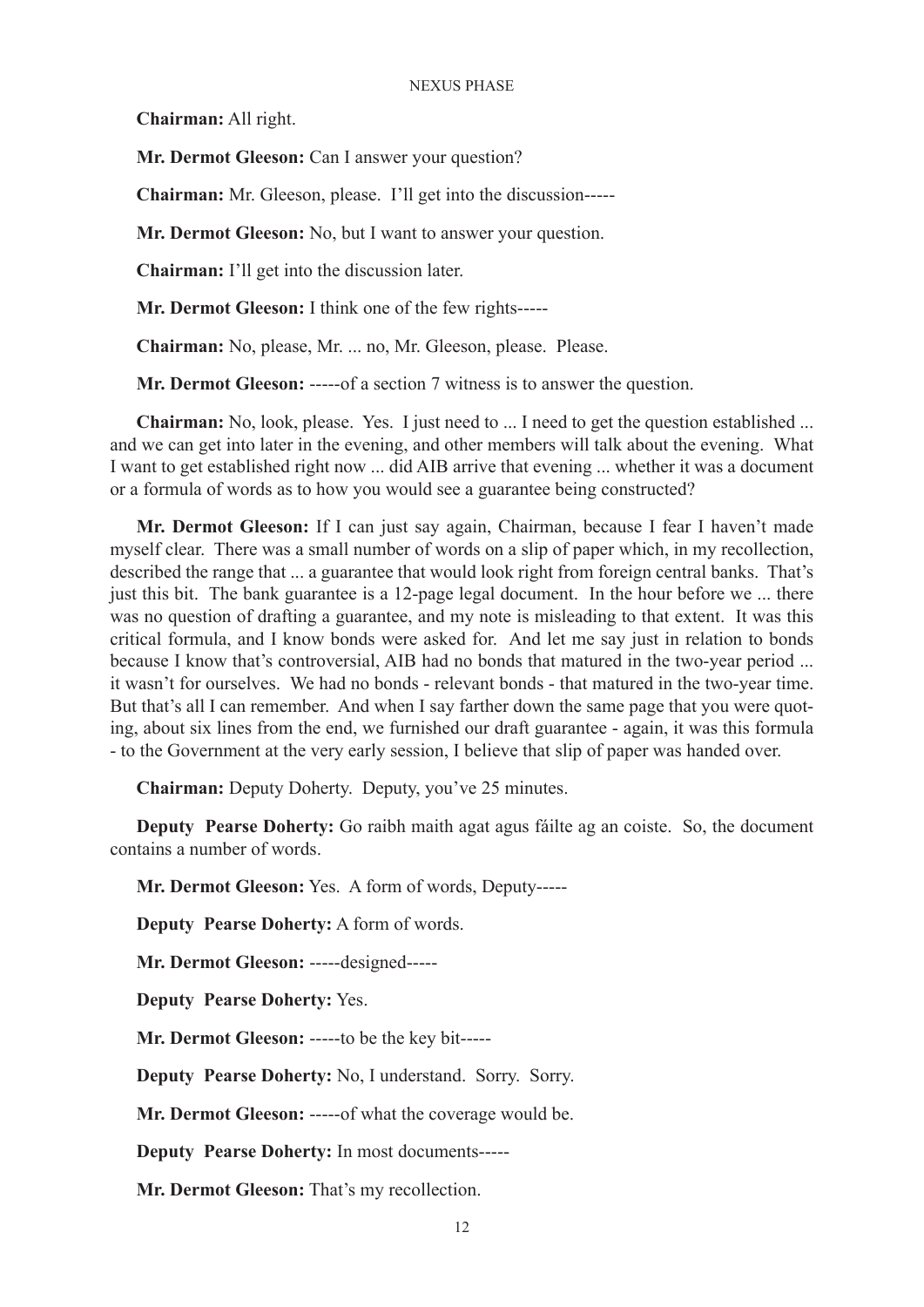**Chairman:** All right.

**Mr. Dermot Gleeson:** Can I answer your question?

**Chairman:** Mr. Gleeson, please. I'll get into the discussion-----

**Mr. Dermot Gleeson:** No, but I want to answer your question.

**Chairman:** I'll get into the discussion later.

**Mr. Dermot Gleeson:** I think one of the few rights-----

**Chairman:** No, please, Mr. ... no, Mr. Gleeson, please. Please.

**Mr. Dermot Gleeson:** -----of a section 7 witness is to answer the question.

**Chairman:** No, look, please. Yes. I just need to ... I need to get the question established ... and we can get into later in the evening, and other members will talk about the evening. What I want to get established right now ... did AIB arrive that evening ... whether it was a document or a formula of words as to how you would see a guarantee being constructed?

**Mr. Dermot Gleeson:** If I can just say again, Chairman, because I fear I haven't made myself clear. There was a small number of words on a slip of paper which, in my recollection, described the range that ... a guarantee that would look right from foreign central banks. That's just this bit. The bank guarantee is a 12-page legal document. In the hour before we ... there was no question of drafting a guarantee, and my note is misleading to that extent. It was this critical formula, and I know bonds were asked for. And let me say just in relation to bonds because I know that's controversial, AIB had no bonds that matured in the two-year period ... it wasn't for ourselves. We had no bonds - relevant bonds - that matured in the two-year time. But that's all I can remember. And when I say farther down the same page that you were quoting, about six lines from the end, we furnished our draft guarantee - again, it was this formula - to the Government at the very early session, I believe that slip of paper was handed over.

**Chairman:** Deputy Doherty. Deputy, you've 25 minutes.

**Deputy Pearse Doherty:** Go raibh maith agat agus fáilte ag an coiste. So, the document contains a number of words.

**Mr. Dermot Gleeson:** Yes. A form of words, Deputy-----

**Deputy Pearse Doherty:** A form of words.

**Mr. Dermot Gleeson:** -----designed-----

**Deputy Pearse Doherty:** Yes.

**Mr. Dermot Gleeson:** -----to be the key bit-----

**Deputy Pearse Doherty:** No, I understand. Sorry. Sorry.

**Mr. Dermot Gleeson:** -----of what the coverage would be.

**Deputy Pearse Doherty:** In most documents-----

**Mr. Dermot Gleeson:** That's my recollection.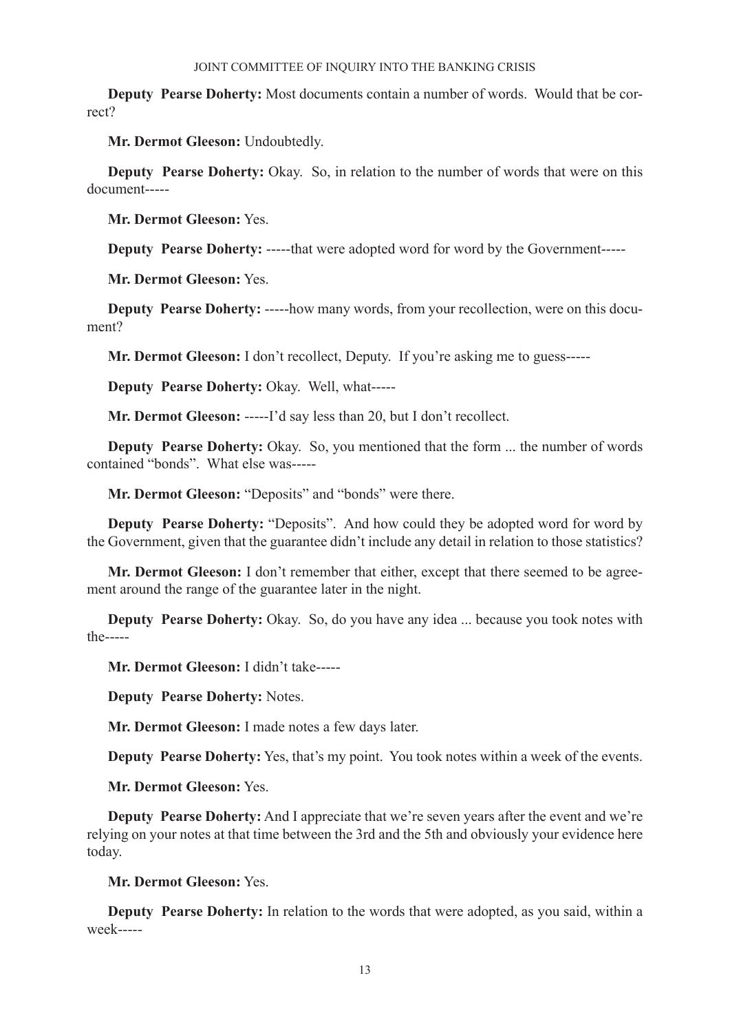**Deputy Pearse Doherty:** Most documents contain a number of words. Would that be correct?

**Mr. Dermot Gleeson:** Undoubtedly.

**Deputy Pearse Doherty:** Okay. So, in relation to the number of words that were on this document-----

**Mr. Dermot Gleeson:** Yes.

**Deputy Pearse Doherty:** -----that were adopted word for word by the Government-----

**Mr. Dermot Gleeson:** Yes.

**Deputy Pearse Doherty:** -----how many words, from your recollection, were on this document?

**Mr. Dermot Gleeson:** I don't recollect, Deputy. If you're asking me to guess-----

**Deputy Pearse Doherty:** Okay. Well, what-----

**Mr. Dermot Gleeson:** -----I'd say less than 20, but I don't recollect.

**Deputy Pearse Doherty:** Okay. So, you mentioned that the form ... the number of words contained "bonds". What else was-----

**Mr. Dermot Gleeson:** "Deposits" and "bonds" were there.

**Deputy Pearse Doherty:** "Deposits". And how could they be adopted word for word by the Government, given that the guarantee didn't include any detail in relation to those statistics?

**Mr. Dermot Gleeson:** I don't remember that either, except that there seemed to be agreement around the range of the guarantee later in the night.

**Deputy Pearse Doherty:** Okay. So, do you have any idea ... because you took notes with the-----

**Mr. Dermot Gleeson:** I didn't take-----

**Deputy Pearse Doherty:** Notes.

**Mr. Dermot Gleeson:** I made notes a few days later.

**Deputy Pearse Doherty:** Yes, that's my point. You took notes within a week of the events.

**Mr. Dermot Gleeson:** Yes.

**Deputy Pearse Doherty:** And I appreciate that we're seven years after the event and we're relying on your notes at that time between the 3rd and the 5th and obviously your evidence here today.

**Mr. Dermot Gleeson:** Yes.

**Deputy Pearse Doherty:** In relation to the words that were adopted, as you said, within a week-----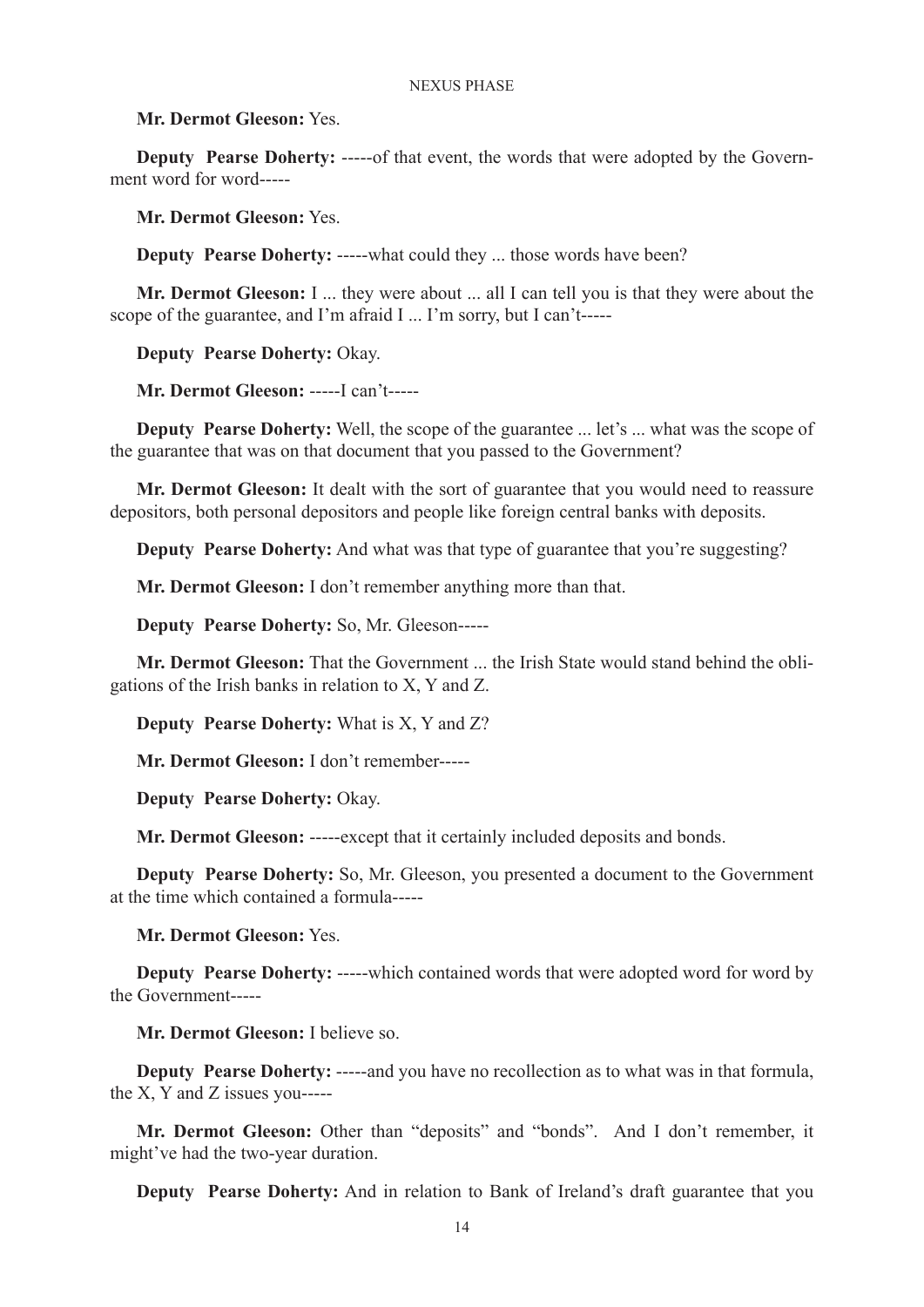**Mr. Dermot Gleeson:** Yes.

**Deputy Pearse Doherty:** -----of that event, the words that were adopted by the Government word for word-----

**Mr. Dermot Gleeson:** Yes.

**Deputy Pearse Doherty:** -----what could they ... those words have been?

**Mr. Dermot Gleeson:** I ... they were about ... all I can tell you is that they were about the scope of the guarantee, and I'm afraid I ... I'm sorry, but I can't-----

**Deputy Pearse Doherty:** Okay.

**Mr. Dermot Gleeson:** -----I can't-----

**Deputy Pearse Doherty:** Well, the scope of the guarantee ... let's ... what was the scope of the guarantee that was on that document that you passed to the Government?

**Mr. Dermot Gleeson:** It dealt with the sort of guarantee that you would need to reassure depositors, both personal depositors and people like foreign central banks with deposits.

**Deputy Pearse Doherty:** And what was that type of guarantee that you're suggesting?

**Mr. Dermot Gleeson:** I don't remember anything more than that.

**Deputy Pearse Doherty:** So, Mr. Gleeson-----

**Mr. Dermot Gleeson:** That the Government ... the Irish State would stand behind the obligations of the Irish banks in relation to X, Y and Z.

**Deputy Pearse Doherty:** What is X, Y and Z?

**Mr. Dermot Gleeson:** I don't remember-----

**Deputy Pearse Doherty:** Okay.

**Mr. Dermot Gleeson:** -----except that it certainly included deposits and bonds.

**Deputy Pearse Doherty:** So, Mr. Gleeson, you presented a document to the Government at the time which contained a formula-----

**Mr. Dermot Gleeson:** Yes.

**Deputy Pearse Doherty:** -----which contained words that were adopted word for word by the Government-----

**Mr. Dermot Gleeson:** I believe so.

**Deputy Pearse Doherty:** -----and you have no recollection as to what was in that formula, the X, Y and Z issues you-----

**Mr. Dermot Gleeson:** Other than "deposits" and "bonds". And I don't remember, it might've had the two-year duration.

**Deputy Pearse Doherty:** And in relation to Bank of Ireland's draft guarantee that you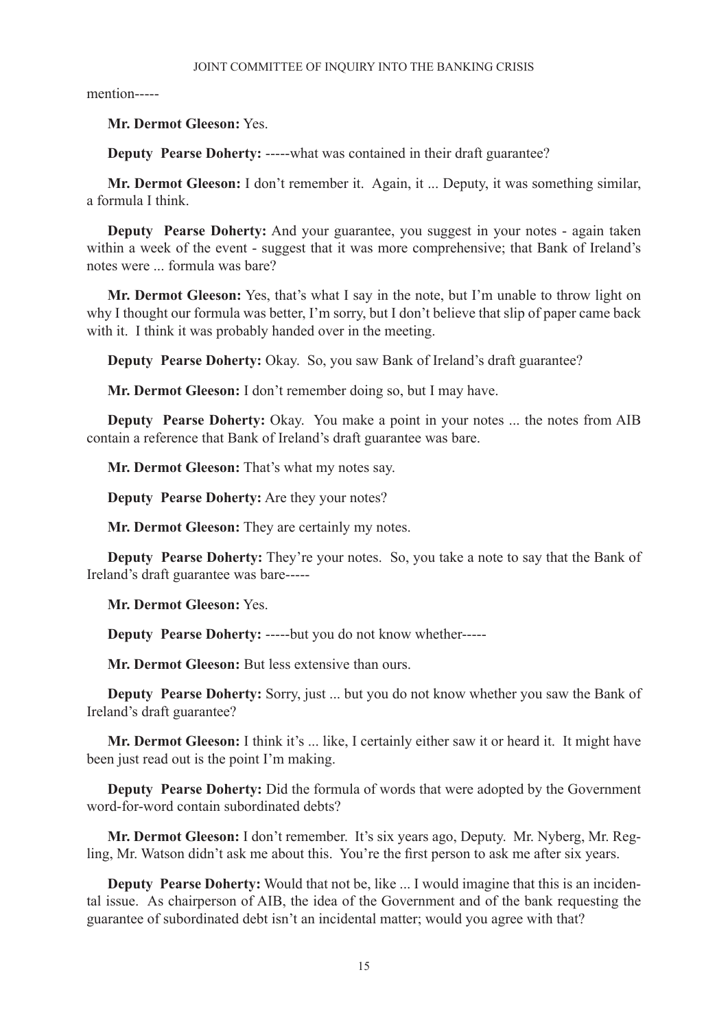mention-----

**Mr. Dermot Gleeson:** Yes.

**Deputy Pearse Doherty:** -----what was contained in their draft guarantee?

**Mr. Dermot Gleeson:** I don't remember it. Again, it ... Deputy, it was something similar, a formula I think.

**Deputy Pearse Doherty:** And your guarantee, you suggest in your notes - again taken within a week of the event - suggest that it was more comprehensive; that Bank of Ireland's notes were ... formula was bare?

**Mr. Dermot Gleeson:** Yes, that's what I say in the note, but I'm unable to throw light on why I thought our formula was better, I'm sorry, but I don't believe that slip of paper came back with it. I think it was probably handed over in the meeting.

**Deputy Pearse Doherty:** Okay. So, you saw Bank of Ireland's draft guarantee?

**Mr. Dermot Gleeson:** I don't remember doing so, but I may have.

**Deputy Pearse Doherty:** Okay. You make a point in your notes ... the notes from AIB contain a reference that Bank of Ireland's draft guarantee was bare.

**Mr. Dermot Gleeson:** That's what my notes say.

**Deputy Pearse Doherty:** Are they your notes?

**Mr. Dermot Gleeson:** They are certainly my notes.

**Deputy Pearse Doherty:** They're your notes. So, you take a note to say that the Bank of Ireland's draft guarantee was bare-----

**Mr. Dermot Gleeson:** Yes.

**Deputy Pearse Doherty:** -----but you do not know whether-----

**Mr. Dermot Gleeson:** But less extensive than ours.

**Deputy Pearse Doherty:** Sorry, just ... but you do not know whether you saw the Bank of Ireland's draft guarantee?

**Mr. Dermot Gleeson:** I think it's ... like, I certainly either saw it or heard it. It might have been just read out is the point I'm making.

**Deputy Pearse Doherty:** Did the formula of words that were adopted by the Government word-for-word contain subordinated debts?

**Mr. Dermot Gleeson:** I don't remember. It's six years ago, Deputy. Mr. Nyberg, Mr. Regling, Mr. Watson didn't ask me about this. You're the first person to ask me after six years.

**Deputy Pearse Doherty:** Would that not be, like ... I would imagine that this is an incidental issue. As chairperson of AIB, the idea of the Government and of the bank requesting the guarantee of subordinated debt isn't an incidental matter; would you agree with that?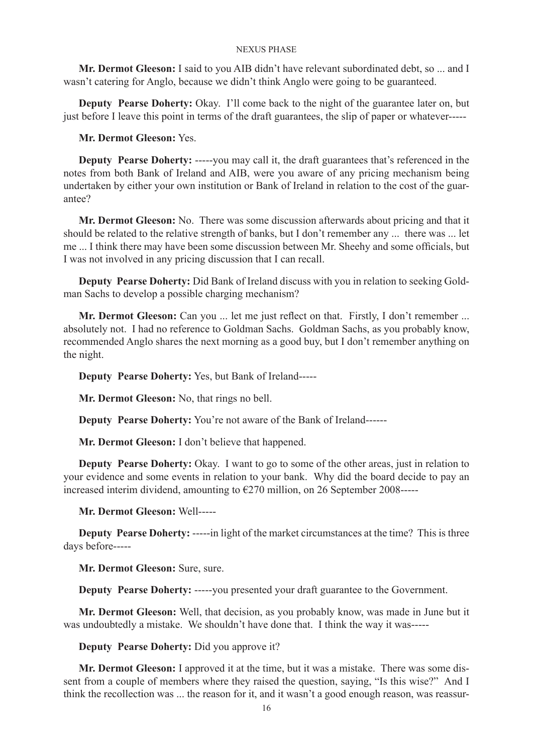**Mr. Dermot Gleeson:** I said to you AIB didn't have relevant subordinated debt, so ... and I wasn't catering for Anglo, because we didn't think Anglo were going to be guaranteed.

**Deputy Pearse Doherty:** Okay. I'll come back to the night of the guarantee later on, but just before I leave this point in terms of the draft guarantees, the slip of paper or whatever-----

**Mr. Dermot Gleeson:** Yes.

**Deputy Pearse Doherty:** -----you may call it, the draft guarantees that's referenced in the notes from both Bank of Ireland and AIB, were you aware of any pricing mechanism being undertaken by either your own institution or Bank of Ireland in relation to the cost of the guarantee?

**Mr. Dermot Gleeson:** No. There was some discussion afterwards about pricing and that it should be related to the relative strength of banks, but I don't remember any ... there was ... let me ... I think there may have been some discussion between Mr. Sheehy and some officials, but I was not involved in any pricing discussion that I can recall.

**Deputy Pearse Doherty:** Did Bank of Ireland discuss with you in relation to seeking Goldman Sachs to develop a possible charging mechanism?

**Mr. Dermot Gleeson:** Can you ... let me just reflect on that. Firstly, I don't remember ... absolutely not. I had no reference to Goldman Sachs. Goldman Sachs, as you probably know, recommended Anglo shares the next morning as a good buy, but I don't remember anything on the night.

**Deputy Pearse Doherty:** Yes, but Bank of Ireland-----

**Mr. Dermot Gleeson:** No, that rings no bell.

**Deputy Pearse Doherty:** You're not aware of the Bank of Ireland------

**Mr. Dermot Gleeson:** I don't believe that happened.

**Deputy Pearse Doherty:** Okay. I want to go to some of the other areas, just in relation to your evidence and some events in relation to your bank. Why did the board decide to pay an increased interim dividend, amounting to €270 million, on 26 September 2008-----

**Mr. Dermot Gleeson:** Well-----

**Deputy Pearse Doherty:** -----in light of the market circumstances at the time? This is three days before-----

**Mr. Dermot Gleeson:** Sure, sure.

**Deputy Pearse Doherty:** -----you presented your draft guarantee to the Government.

**Mr. Dermot Gleeson:** Well, that decision, as you probably know, was made in June but it was undoubtedly a mistake. We shouldn't have done that. I think the way it was-----

**Deputy Pearse Doherty:** Did you approve it?

**Mr. Dermot Gleeson:** I approved it at the time, but it was a mistake. There was some dissent from a couple of members where they raised the question, saying, "Is this wise?" And I think the recollection was ... the reason for it, and it wasn't a good enough reason, was reassur-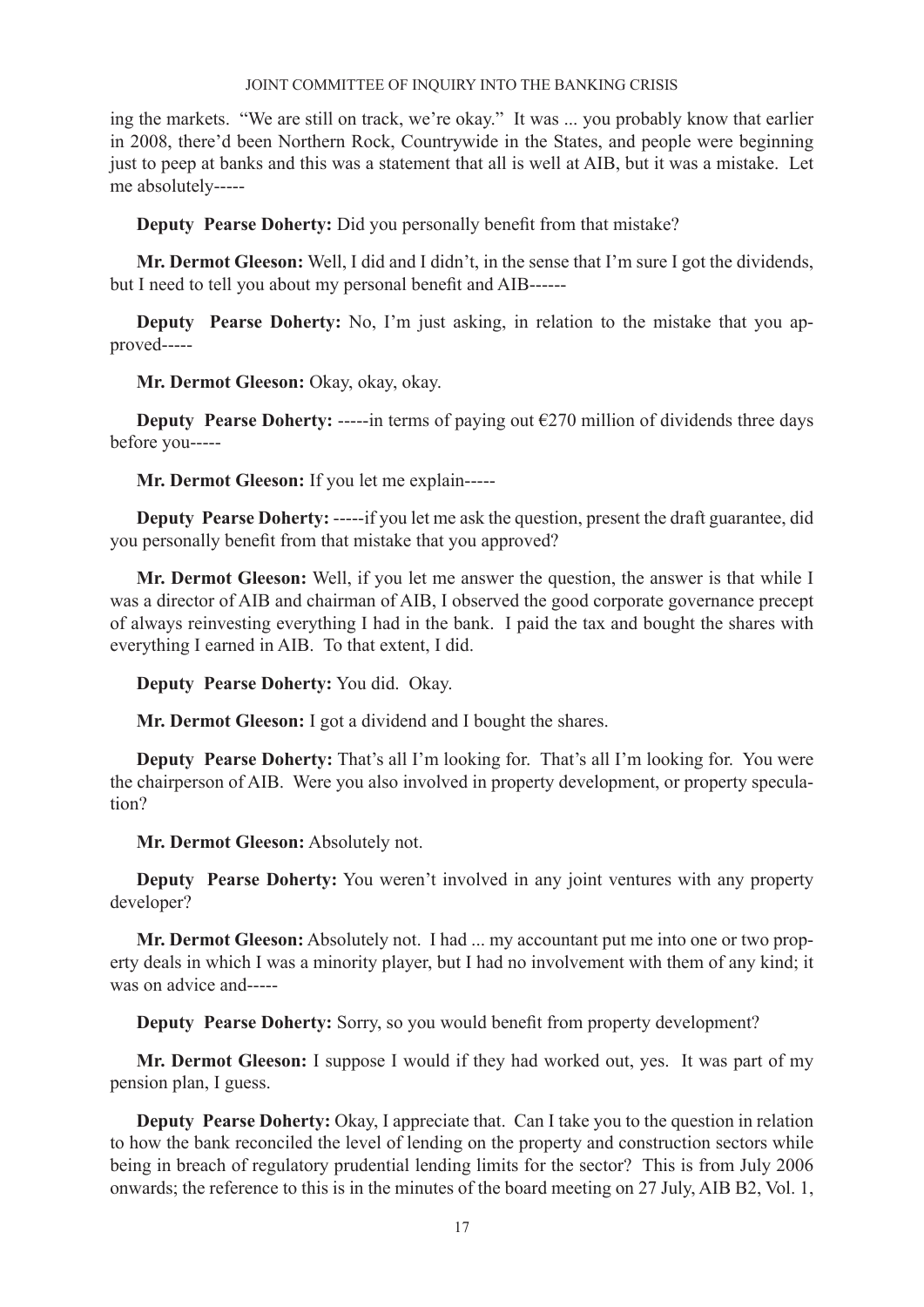ing the markets. "We are still on track, we're okay." It was ... you probably know that earlier in 2008, there'd been Northern Rock, Countrywide in the States, and people were beginning just to peep at banks and this was a statement that all is well at AIB, but it was a mistake. Let me absolutely-----

**Deputy Pearse Doherty:** Did you personally benefit from that mistake?

**Mr. Dermot Gleeson:** Well, I did and I didn't, in the sense that I'm sure I got the dividends, but I need to tell you about my personal benefit and AIB------

**Deputy Pearse Doherty:** No, I'm just asking, in relation to the mistake that you approved-----

**Mr. Dermot Gleeson:** Okay, okay, okay.

**Deputy Pearse Doherty:** -----in terms of paying out €270 million of dividends three days before you-----

**Mr. Dermot Gleeson:** If you let me explain-----

**Deputy Pearse Doherty:** -----if you let me ask the question, present the draft guarantee, did you personally benefit from that mistake that you approved?

**Mr. Dermot Gleeson:** Well, if you let me answer the question, the answer is that while I was a director of AIB and chairman of AIB, I observed the good corporate governance precept of always reinvesting everything I had in the bank. I paid the tax and bought the shares with everything I earned in AIB. To that extent, I did.

**Deputy Pearse Doherty:** You did. Okay.

**Mr. Dermot Gleeson:** I got a dividend and I bought the shares.

**Deputy Pearse Doherty:** That's all I'm looking for. That's all I'm looking for. You were the chairperson of AIB. Were you also involved in property development, or property speculation?

**Mr. Dermot Gleeson:** Absolutely not.

**Deputy Pearse Doherty:** You weren't involved in any joint ventures with any property developer?

**Mr. Dermot Gleeson:** Absolutely not. I had ... my accountant put me into one or two property deals in which I was a minority player, but I had no involvement with them of any kind; it was on advice and-----

**Deputy Pearse Doherty:** Sorry, so you would benefit from property development?

**Mr. Dermot Gleeson:** I suppose I would if they had worked out, yes. It was part of my pension plan, I guess.

**Deputy Pearse Doherty:** Okay, I appreciate that. Can I take you to the question in relation to how the bank reconciled the level of lending on the property and construction sectors while being in breach of regulatory prudential lending limits for the sector? This is from July 2006 onwards; the reference to this is in the minutes of the board meeting on 27 July, AIB B2, Vol. 1,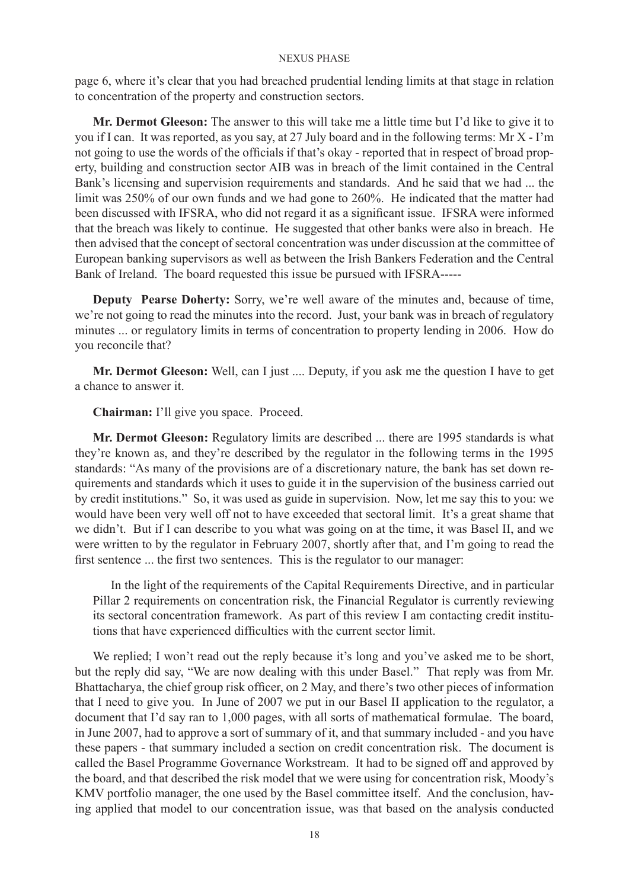page 6, where it's clear that you had breached prudential lending limits at that stage in relation to concentration of the property and construction sectors.

**Mr. Dermot Gleeson:** The answer to this will take me a little time but I'd like to give it to you if I can. It was reported, as you say, at 27 July board and in the following terms: Mr X - I'm not going to use the words of the officials if that's okay - reported that in respect of broad property, building and construction sector AIB was in breach of the limit contained in the Central Bank's licensing and supervision requirements and standards. And he said that we had ... the limit was 250% of our own funds and we had gone to 260%. He indicated that the matter had been discussed with IFSRA, who did not regard it as a significant issue. IFSRA were informed that the breach was likely to continue. He suggested that other banks were also in breach. He then advised that the concept of sectoral concentration was under discussion at the committee of European banking supervisors as well as between the Irish Bankers Federation and the Central Bank of Ireland. The board requested this issue be pursued with IFSRA-----

**Deputy Pearse Doherty:** Sorry, we're well aware of the minutes and, because of time, we're not going to read the minutes into the record. Just, your bank was in breach of regulatory minutes ... or regulatory limits in terms of concentration to property lending in 2006. How do you reconcile that?

**Mr. Dermot Gleeson:** Well, can I just .... Deputy, if you ask me the question I have to get a chance to answer it.

**Chairman:** I'll give you space. Proceed.

**Mr. Dermot Gleeson:** Regulatory limits are described ... there are 1995 standards is what they're known as, and they're described by the regulator in the following terms in the 1995 standards: "As many of the provisions are of a discretionary nature, the bank has set down requirements and standards which it uses to guide it in the supervision of the business carried out by credit institutions." So, it was used as guide in supervision. Now, let me say this to you: we would have been very well off not to have exceeded that sectoral limit. It's a great shame that we didn't. But if I can describe to you what was going on at the time, it was Basel II, and we were written to by the regulator in February 2007, shortly after that, and I'm going to read the first sentence ... the first two sentences. This is the regulator to our manager:

> In the light of the requirements of the Capital Requirements Directive, and in particular Pillar 2 requirements on concentration risk, the Financial Regulator is currently reviewing its sectoral concentration framework. As part of this review I am contacting credit institutions that have experienced difficulties with the current sector limit.

We replied; I won't read out the reply because it's long and you've asked me to be short, but the reply did say, "We are now dealing with this under Basel." That reply was from Mr. Bhattacharya, the chief group risk officer, on 2 May, and there's two other pieces of information that I need to give you. In June of 2007 we put in our Basel II application to the regulator, a document that I'd say ran to 1,000 pages, with all sorts of mathematical formulae. The board, in June 2007, had to approve a sort of summary of it, and that summary included - and you have these papers - that summary included a section on credit concentration risk. The document is called the Basel Programme Governance Workstream. It had to be signed off and approved by the board, and that described the risk model that we were using for concentration risk, Moody's KMV portfolio manager, the one used by the Basel committee itself. And the conclusion, having applied that model to our concentration issue, was that based on the analysis conducted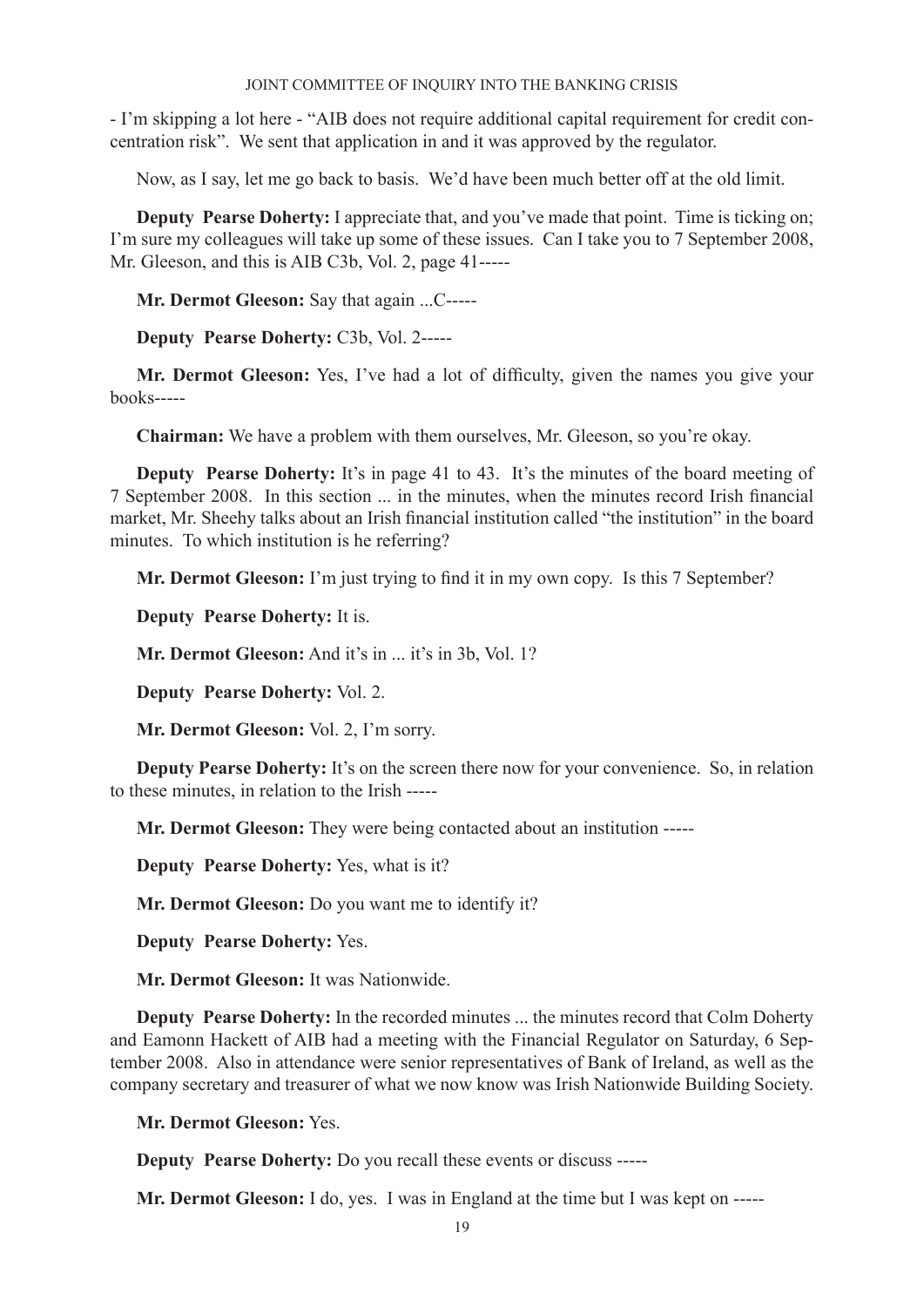- I'm skipping a lot here - "AIB does not require additional capital requirement for credit concentration risk". We sent that application in and it was approved by the regulator.

Now, as I say, let me go back to basis. We'd have been much better off at the old limit.

**Deputy Pearse Doherty:** I appreciate that, and you've made that point. Time is ticking on; I'm sure my colleagues will take up some of these issues. Can I take you to 7 September 2008, Mr. Gleeson, and this is AIB C3b, Vol. 2, page 41-----

**Mr. Dermot Gleeson:** Say that again ...C-----

**Deputy Pearse Doherty:** C3b, Vol. 2-----

**Mr. Dermot Gleeson:** Yes, I've had a lot of difficulty, given the names you give your books-----

**Chairman:** We have a problem with them ourselves, Mr. Gleeson, so you're okay.

**Deputy Pearse Doherty:** It's in page 41 to 43. It's the minutes of the board meeting of 7 September 2008. In this section ... in the minutes, when the minutes record Irish financial market, Mr. Sheehy talks about an Irish financial institution called "the institution" in the board minutes. To which institution is he referring?

**Mr. Dermot Gleeson:** I'm just trying to find it in my own copy. Is this 7 September?

**Deputy Pearse Doherty:** It is.

**Mr. Dermot Gleeson:** And it's in ... it's in 3b, Vol. 1?

**Deputy Pearse Doherty:** Vol. 2.

**Mr. Dermot Gleeson:** Vol. 2, I'm sorry.

**Deputy Pearse Doherty:** It's on the screen there now for your convenience. So, in relation to these minutes, in relation to the Irish -----

**Mr. Dermot Gleeson:** They were being contacted about an institution -----

**Deputy Pearse Doherty:** Yes, what is it?

**Mr. Dermot Gleeson:** Do you want me to identify it?

**Deputy Pearse Doherty:** Yes.

**Mr. Dermot Gleeson:** It was Nationwide.

**Deputy Pearse Doherty:** In the recorded minutes ... the minutes record that Colm Doherty and Eamonn Hackett of AIB had a meeting with the Financial Regulator on Saturday, 6 September 2008. Also in attendance were senior representatives of Bank of Ireland, as well as the company secretary and treasurer of what we now know was Irish Nationwide Building Society.

**Mr. Dermot Gleeson:** Yes.

**Deputy Pearse Doherty:** Do you recall these events or discuss -----

**Mr. Dermot Gleeson:** I do, yes. I was in England at the time but I was kept on -----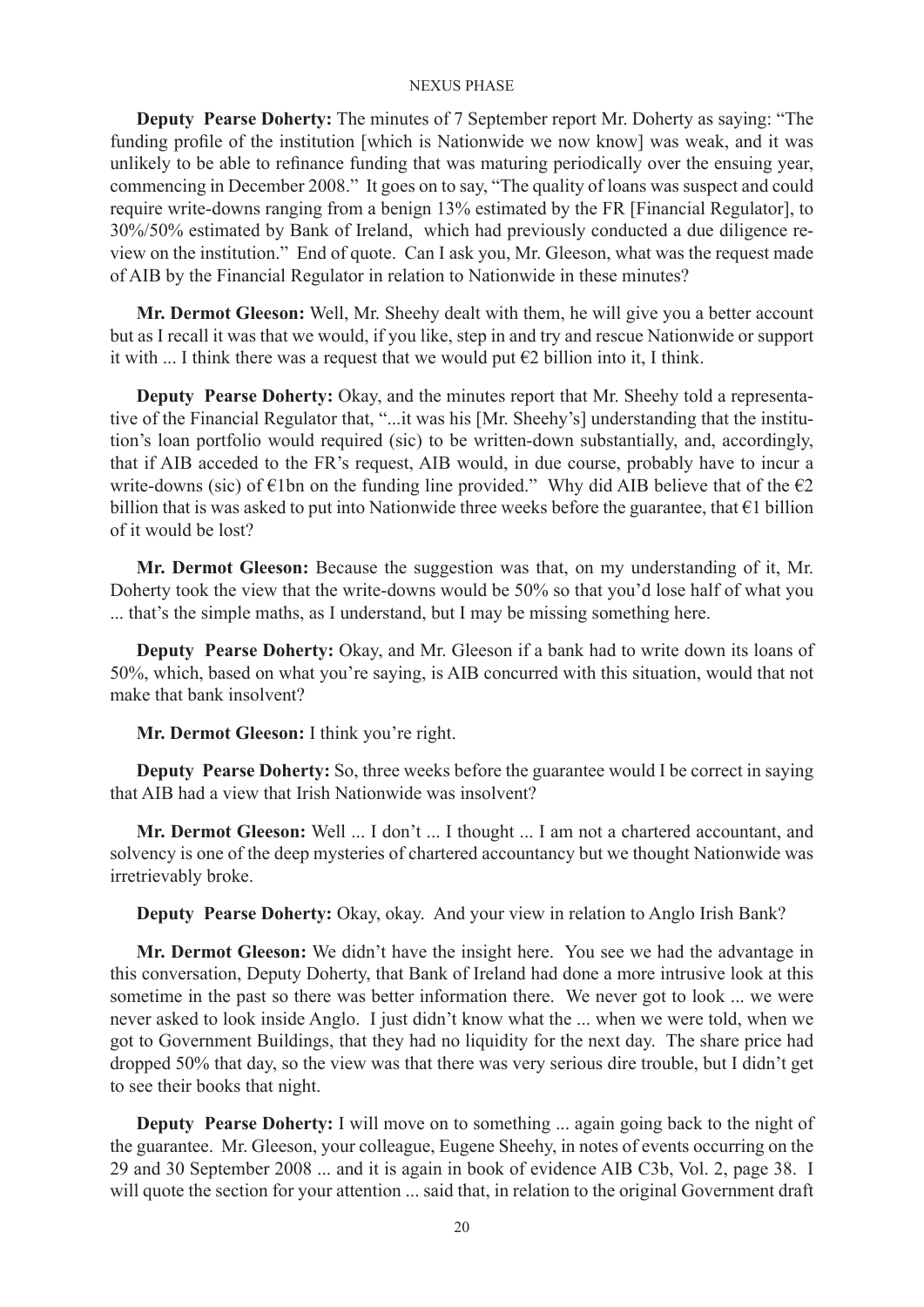**Deputy Pearse Doherty:** The minutes of 7 September report Mr. Doherty as saying: "The funding profile of the institution [which is Nationwide we now know] was weak, and it was unlikely to be able to refinance funding that was maturing periodically over the ensuing year, commencing in December 2008." It goes on to say, "The quality of loans was suspect and could require write-downs ranging from a benign 13% estimated by the FR [Financial Regulator], to 30%/50% estimated by Bank of Ireland, which had previously conducted a due diligence review on the institution." End of quote. Can I ask you, Mr. Gleeson, what was the request made of AIB by the Financial Regulator in relation to Nationwide in these minutes?

**Mr. Dermot Gleeson:** Well, Mr. Sheehy dealt with them, he will give you a better account but as I recall it was that we would, if you like, step in and try and rescue Nationwide or support it with ... I think there was a request that we would put €2 billion into it, I think.

**Deputy Pearse Doherty:** Okay, and the minutes report that Mr. Sheehy told a representative of the Financial Regulator that, "...it was his [Mr. Sheehy's] understanding that the institution's loan portfolio would required (sic) to be written-down substantially, and, accordingly, that if AIB acceded to the FR's request, AIB would, in due course, probably have to incur a write-downs (sic) of €1bn on the funding line provided." Why did AIB believe that of the €2 billion that is was asked to put into Nationwide three weeks before the guarantee, that €1 billion of it would be lost?

**Mr. Dermot Gleeson:** Because the suggestion was that, on my understanding of it, Mr. Doherty took the view that the write-downs would be 50% so that you'd lose half of what you ... that's the simple maths, as I understand, but I may be missing something here.

**Deputy Pearse Doherty:** Okay, and Mr. Gleeson if a bank had to write down its loans of 50%, which, based on what you're saying, is AIB concurred with this situation, would that not make that bank insolvent?

**Mr. Dermot Gleeson:** I think you're right.

**Deputy Pearse Doherty:** So, three weeks before the guarantee would I be correct in saying that AIB had a view that Irish Nationwide was insolvent?

**Mr. Dermot Gleeson:** Well ... I don't ... I thought ... I am not a chartered accountant, and solvency is one of the deep mysteries of chartered accountancy but we thought Nationwide was irretrievably broke.

**Deputy Pearse Doherty:** Okay, okay. And your view in relation to Anglo Irish Bank?

**Mr. Dermot Gleeson:** We didn't have the insight here. You see we had the advantage in this conversation, Deputy Doherty, that Bank of Ireland had done a more intrusive look at this sometime in the past so there was better information there. We never got to look ... we were never asked to look inside Anglo. I just didn't know what the ... when we were told, when we got to Government Buildings, that they had no liquidity for the next day. The share price had dropped 50% that day, so the view was that there was very serious dire trouble, but I didn't get to see their books that night.

**Deputy Pearse Doherty:** I will move on to something ... again going back to the night of the guarantee. Mr. Gleeson, your colleague, Eugene Sheehy, in notes of events occurring on the 29 and 30 September 2008 ... and it is again in book of evidence AIB C3b, Vol. 2, page 38. I will quote the section for your attention ... said that, in relation to the original Government draft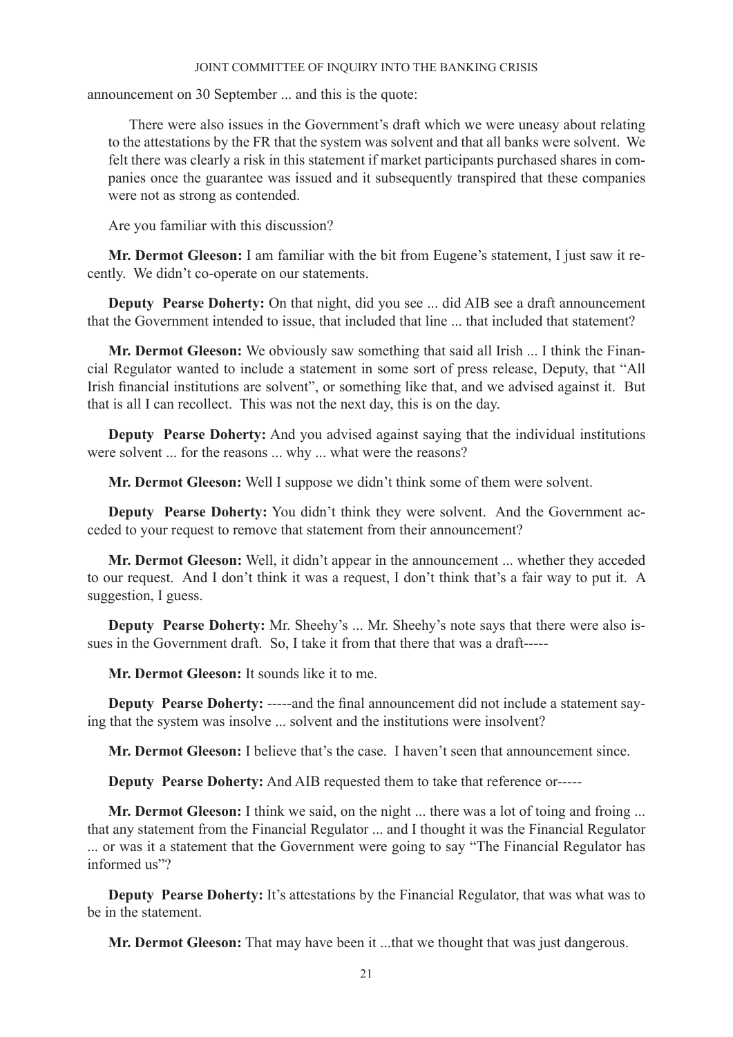announcement on 30 September ... and this is the quote:

> There were also issues in the Government's draft which we were uneasy about relating to the attestations by the FR that the system was solvent and that all banks were solvent. We felt there was clearly a risk in this statement if market participants purchased shares in companies once the guarantee was issued and it subsequently transpired that these companies were not as strong as contended.

Are you familiar with this discussion?

**Mr. Dermot Gleeson:** I am familiar with the bit from Eugene's statement, I just saw it recently. We didn't co-operate on our statements.

**Deputy Pearse Doherty:** On that night, did you see ... did AIB see a draft announcement that the Government intended to issue, that included that line ... that included that statement?

**Mr. Dermot Gleeson:** We obviously saw something that said all Irish ... I think the Financial Regulator wanted to include a statement in some sort of press release, Deputy, that "All Irish financial institutions are solvent", or something like that, and we advised against it. But that is all I can recollect. This was not the next day, this is on the day.

**Deputy Pearse Doherty:** And you advised against saying that the individual institutions were solvent ... for the reasons ... why ... what were the reasons?

**Mr. Dermot Gleeson:** Well I suppose we didn't think some of them were solvent.

**Deputy Pearse Doherty:** You didn't think they were solvent. And the Government acceded to your request to remove that statement from their announcement?

**Mr. Dermot Gleeson:** Well, it didn't appear in the announcement ... whether they acceded to our request. And I don't think it was a request, I don't think that's a fair way to put it. A suggestion, I guess.

**Deputy Pearse Doherty:** Mr. Sheehy's ... Mr. Sheehy's note says that there were also issues in the Government draft. So, I take it from that there that was a draft-----

**Mr. Dermot Gleeson:** It sounds like it to me.

**Deputy Pearse Doherty:** -----and the final announcement did not include a statement saying that the system was insolve ... solvent and the institutions were insolvent?

**Mr. Dermot Gleeson:** I believe that's the case. I haven't seen that announcement since.

**Deputy Pearse Doherty:** And AIB requested them to take that reference or-----

**Mr. Dermot Gleeson:** I think we said, on the night ... there was a lot of toing and froing ... that any statement from the Financial Regulator ... and I thought it was the Financial Regulator ... or was it a statement that the Government were going to say "The Financial Regulator has informed us"?

**Deputy Pearse Doherty:** It's attestations by the Financial Regulator, that was what was to be in the statement.

**Mr. Dermot Gleeson:** That may have been it ...that we thought that was just dangerous.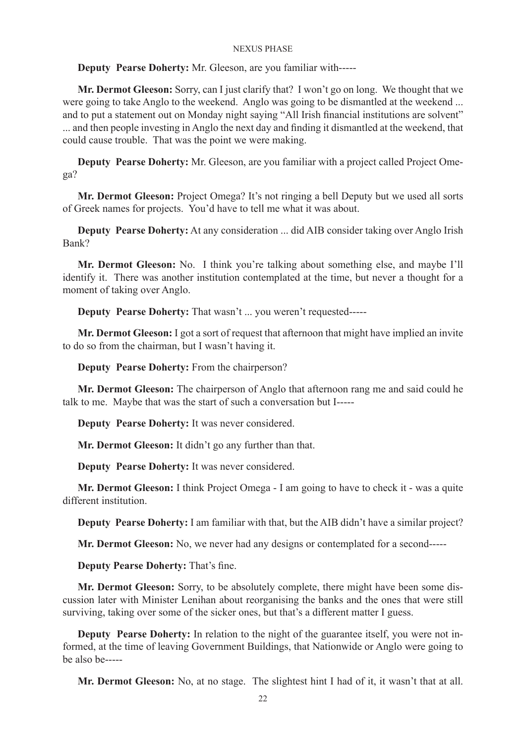**Deputy Pearse Doherty:** Mr. Gleeson, are you familiar with-----

**Mr. Dermot Gleeson:** Sorry, can I just clarify that? I won't go on long. We thought that we were going to take Anglo to the weekend. Anglo was going to be dismantled at the weekend ... and to put a statement out on Monday night saying "All Irish financial institutions are solvent" ... and then people investing in Anglo the next day and finding it dismantled at the weekend, that could cause trouble. That was the point we were making.

**Deputy Pearse Doherty:** Mr. Gleeson, are you familiar with a project called Project Omega?

**Mr. Dermot Gleeson:** Project Omega? It's not ringing a bell Deputy but we used all sorts of Greek names for projects. You'd have to tell me what it was about.

**Deputy Pearse Doherty:** At any consideration ... did AIB consider taking over Anglo Irish Bank?

**Mr. Dermot Gleeson:** No. I think you're talking about something else, and maybe I'll identify it. There was another institution contemplated at the time, but never a thought for a moment of taking over Anglo.

**Deputy Pearse Doherty:** That wasn't ... you weren't requested-----

**Mr. Dermot Gleeson:** I got a sort of request that afternoon that might have implied an invite to do so from the chairman, but I wasn't having it.

**Deputy Pearse Doherty:** From the chairperson?

**Mr. Dermot Gleeson:** The chairperson of Anglo that afternoon rang me and said could he talk to me. Maybe that was the start of such a conversation but I-----

**Deputy Pearse Doherty:** It was never considered.

**Mr. Dermot Gleeson:** It didn't go any further than that.

**Deputy Pearse Doherty:** It was never considered.

**Mr. Dermot Gleeson:** I think Project Omega - I am going to have to check it - was a quite different institution.

**Deputy Pearse Doherty:** I am familiar with that, but the AIB didn't have a similar project?

**Mr. Dermot Gleeson:** No, we never had any designs or contemplated for a second-----

**Deputy Pearse Doherty:** That's fine.

**Mr. Dermot Gleeson:** Sorry, to be absolutely complete, there might have been some discussion later with Minister Lenihan about reorganising the banks and the ones that were still surviving, taking over some of the sicker ones, but that's a different matter I guess.

**Deputy Pearse Doherty:** In relation to the night of the guarantee itself, you were not informed, at the time of leaving Government Buildings, that Nationwide or Anglo were going to be also be-----

**Mr. Dermot Gleeson:** No, at no stage. The slightest hint I had of it, it wasn't that at all.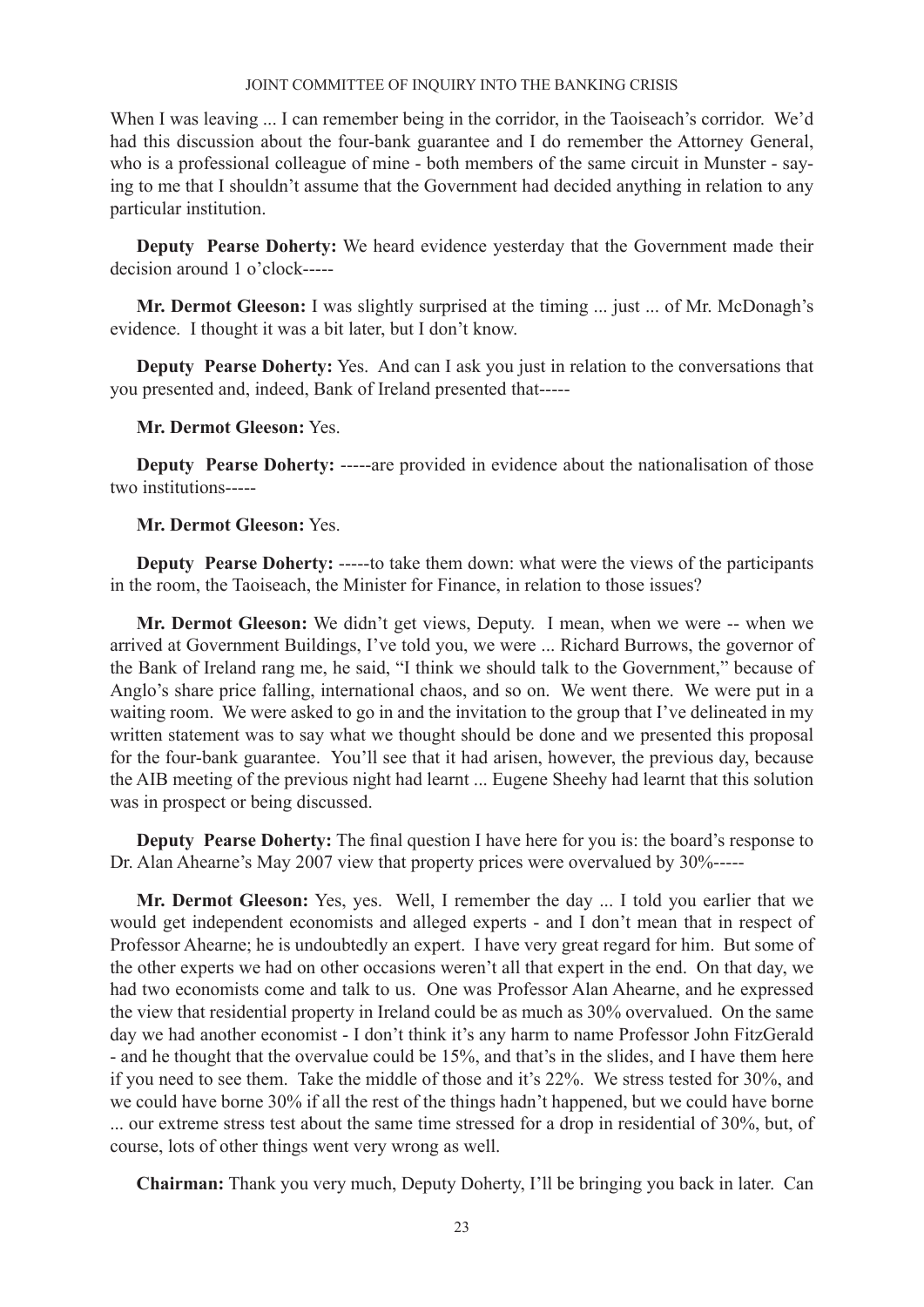When I was leaving ... I can remember being in the corridor, in the Taoiseach's corridor. We'd had this discussion about the four-bank guarantee and I do remember the Attorney General, who is a professional colleague of mine - both members of the same circuit in Munster - saying to me that I shouldn't assume that the Government had decided anything in relation to any particular institution.

**Deputy Pearse Doherty:** We heard evidence yesterday that the Government made their decision around 1 o'clock-----

**Mr. Dermot Gleeson:** I was slightly surprised at the timing ... just ... of Mr. McDonagh's evidence. I thought it was a bit later, but I don't know.

**Deputy Pearse Doherty:** Yes. And can I ask you just in relation to the conversations that you presented and, indeed, Bank of Ireland presented that-----

**Mr. Dermot Gleeson:** Yes.

**Deputy Pearse Doherty:** -----are provided in evidence about the nationalisation of those two institutions-----

**Mr. Dermot Gleeson:** Yes.

**Deputy Pearse Doherty:** -----to take them down: what were the views of the participants in the room, the Taoiseach, the Minister for Finance, in relation to those issues?

**Mr. Dermot Gleeson:** We didn't get views, Deputy. I mean, when we were -- when we arrived at Government Buildings, I've told you, we were ... Richard Burrows, the governor of the Bank of Ireland rang me, he said, "I think we should talk to the Government," because of Anglo's share price falling, international chaos, and so on. We went there. We were put in a waiting room. We were asked to go in and the invitation to the group that I've delineated in my written statement was to say what we thought should be done and we presented this proposal for the four-bank guarantee. You'll see that it had arisen, however, the previous day, because the AIB meeting of the previous night had learnt ... Eugene Sheehy had learnt that this solution was in prospect or being discussed.

**Deputy Pearse Doherty:** The final question I have here for you is: the board's response to Dr. Alan Ahearne's May 2007 view that property prices were overvalued by 30%-----

**Mr. Dermot Gleeson:** Yes, yes. Well, I remember the day ... I told you earlier that we would get independent economists and alleged experts - and I don't mean that in respect of Professor Ahearne; he is undoubtedly an expert. I have very great regard for him. But some of the other experts we had on other occasions weren't all that expert in the end. On that day, we had two economists come and talk to us. One was Professor Alan Ahearne, and he expressed the view that residential property in Ireland could be as much as 30% overvalued. On the same day we had another economist - I don't think it's any harm to name Professor John FitzGerald - and he thought that the overvalue could be 15%, and that's in the slides, and I have them here if you need to see them. Take the middle of those and it's 22%. We stress tested for 30%, and we could have borne 30% if all the rest of the things hadn't happened, but we could have borne ... our extreme stress test about the same time stressed for a drop in residential of 30%, but, of course, lots of other things went very wrong as well.

**Chairman:** Thank you very much, Deputy Doherty, I'll be bringing you back in later. Can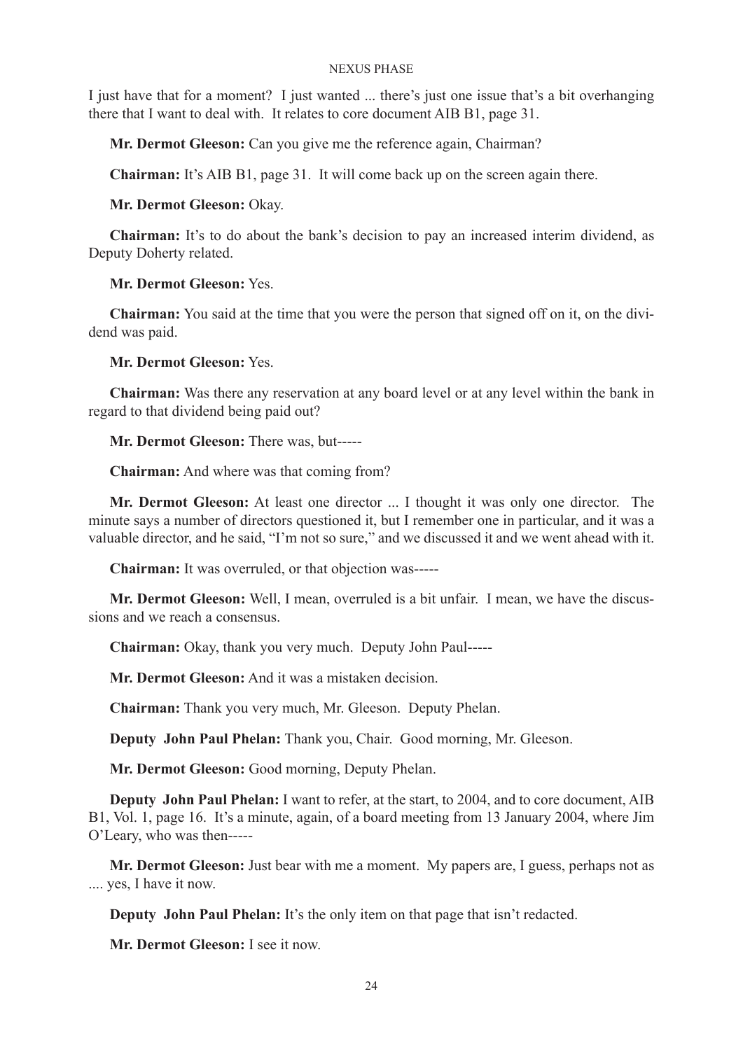I just have that for a moment? I just wanted ... there's just one issue that's a bit overhanging there that I want to deal with. It relates to core document AIB B1, page 31.

**Mr. Dermot Gleeson:** Can you give me the reference again, Chairman?

**Chairman:** It's AIB B1, page 31. It will come back up on the screen again there.

**Mr. Dermot Gleeson:** Okay.

**Chairman:** It's to do about the bank's decision to pay an increased interim dividend, as Deputy Doherty related.

**Mr. Dermot Gleeson:** Yes.

**Chairman:** You said at the time that you were the person that signed off on it, on the dividend was paid.

**Mr. Dermot Gleeson:** Yes.

**Chairman:** Was there any reservation at any board level or at any level within the bank in regard to that dividend being paid out?

**Mr. Dermot Gleeson:** There was, but-----

**Chairman:** And where was that coming from?

**Mr. Dermot Gleeson:** At least one director ... I thought it was only one director. The minute says a number of directors questioned it, but I remember one in particular, and it was a valuable director, and he said, "I'm not so sure," and we discussed it and we went ahead with it.

**Chairman:** It was overruled, or that objection was-----

**Mr. Dermot Gleeson:** Well, I mean, overruled is a bit unfair. I mean, we have the discussions and we reach a consensus.

**Chairman:** Okay, thank you very much. Deputy John Paul-----

**Mr. Dermot Gleeson:** And it was a mistaken decision.

**Chairman:** Thank you very much, Mr. Gleeson. Deputy Phelan.

**Deputy John Paul Phelan:** Thank you, Chair. Good morning, Mr. Gleeson.

**Mr. Dermot Gleeson:** Good morning, Deputy Phelan.

**Deputy John Paul Phelan:** I want to refer, at the start, to 2004, and to core document, AIB B1, Vol. 1, page 16. It's a minute, again, of a board meeting from 13 January 2004, where Jim O'Leary, who was then-----

**Mr. Dermot Gleeson:** Just bear with me a moment. My papers are, I guess, perhaps not as .... yes, I have it now.

**Deputy John Paul Phelan:** It's the only item on that page that isn't redacted.

**Mr. Dermot Gleeson:** I see it now.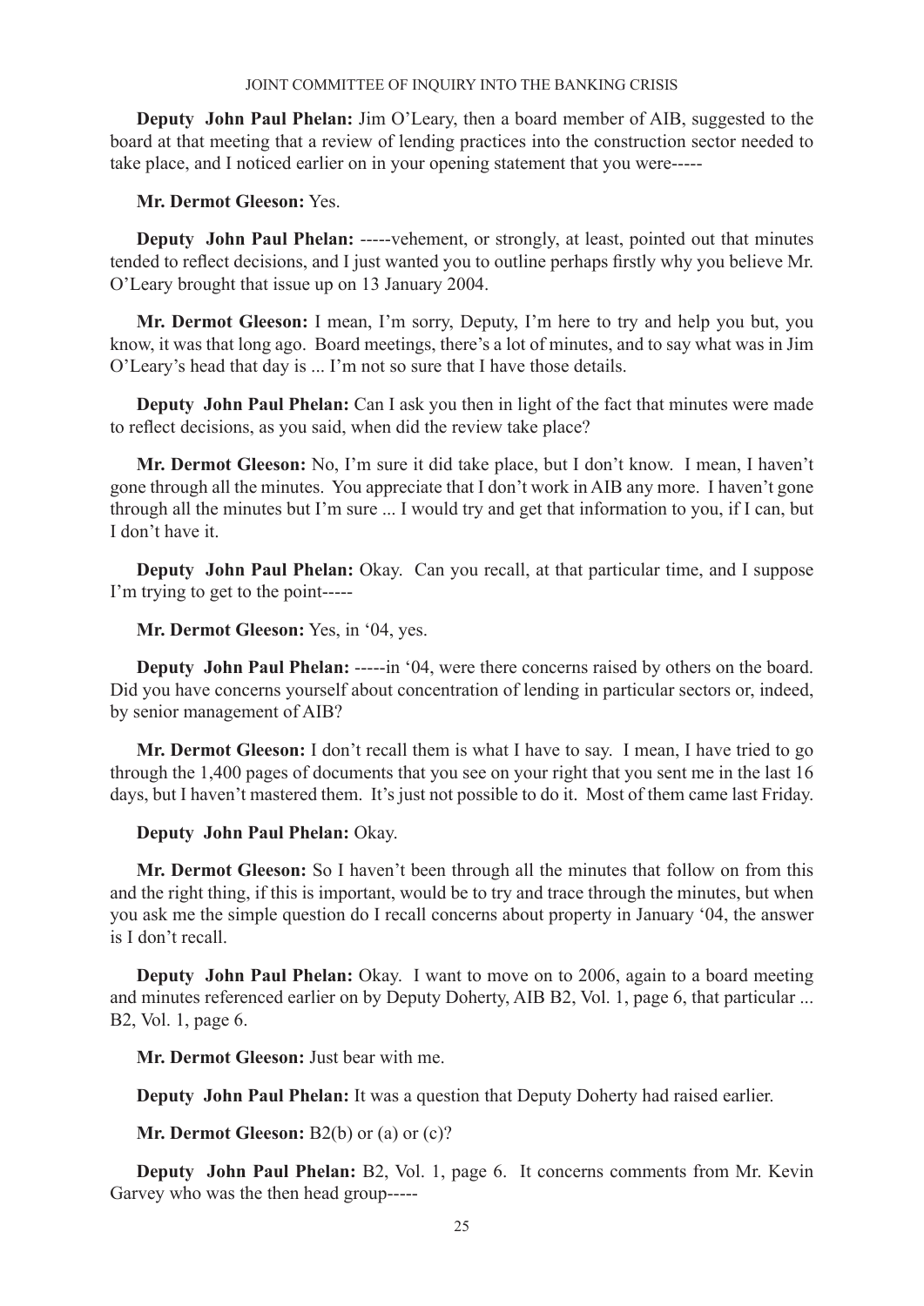**Deputy John Paul Phelan:** Jim O'Leary, then a board member of AIB, suggested to the board at that meeting that a review of lending practices into the construction sector needed to take place, and I noticed earlier on in your opening statement that you were-----

**Mr. Dermot Gleeson:** Yes.

**Deputy John Paul Phelan:** -----vehement, or strongly, at least, pointed out that minutes tended to reflect decisions, and I just wanted you to outline perhaps firstly why you believe Mr. O'Leary brought that issue up on 13 January 2004.

**Mr. Dermot Gleeson:** I mean, I'm sorry, Deputy, I'm here to try and help you but, you know, it was that long ago. Board meetings, there's a lot of minutes, and to say what was in Jim O'Leary's head that day is ... I'm not so sure that I have those details.

**Deputy John Paul Phelan:** Can I ask you then in light of the fact that minutes were made to reflect decisions, as you said, when did the review take place?

**Mr. Dermot Gleeson:** No, I'm sure it did take place, but I don't know. I mean, I haven't gone through all the minutes. You appreciate that I don't work in AIB any more. I haven't gone through all the minutes but I'm sure ... I would try and get that information to you, if I can, but I don't have it.

**Deputy John Paul Phelan:** Okay. Can you recall, at that particular time, and I suppose I'm trying to get to the point-----

**Mr. Dermot Gleeson:** Yes, in '04, yes.

**Deputy John Paul Phelan:** -----in '04, were there concerns raised by others on the board. Did you have concerns yourself about concentration of lending in particular sectors or, indeed, by senior management of AIB?

**Mr. Dermot Gleeson:** I don't recall them is what I have to say. I mean, I have tried to go through the 1,400 pages of documents that you see on your right that you sent me in the last 16 days, but I haven't mastered them. It's just not possible to do it. Most of them came last Friday.

**Deputy John Paul Phelan:** Okay.

**Mr. Dermot Gleeson:** So I haven't been through all the minutes that follow on from this and the right thing, if this is important, would be to try and trace through the minutes, but when you ask me the simple question do I recall concerns about property in January '04, the answer is I don't recall.

**Deputy John Paul Phelan:** Okay. I want to move on to 2006, again to a board meeting and minutes referenced earlier on by Deputy Doherty, AIB B2, Vol. 1, page 6, that particular ... B2, Vol. 1, page 6.

**Mr. Dermot Gleeson:** Just bear with me.

**Deputy John Paul Phelan:** It was a question that Deputy Doherty had raised earlier.

**Mr. Dermot Gleeson:** B2(b) or (a) or (c)?

**Deputy John Paul Phelan:** B2, Vol. 1, page 6. It concerns comments from Mr. Kevin Garvey who was the then head group-----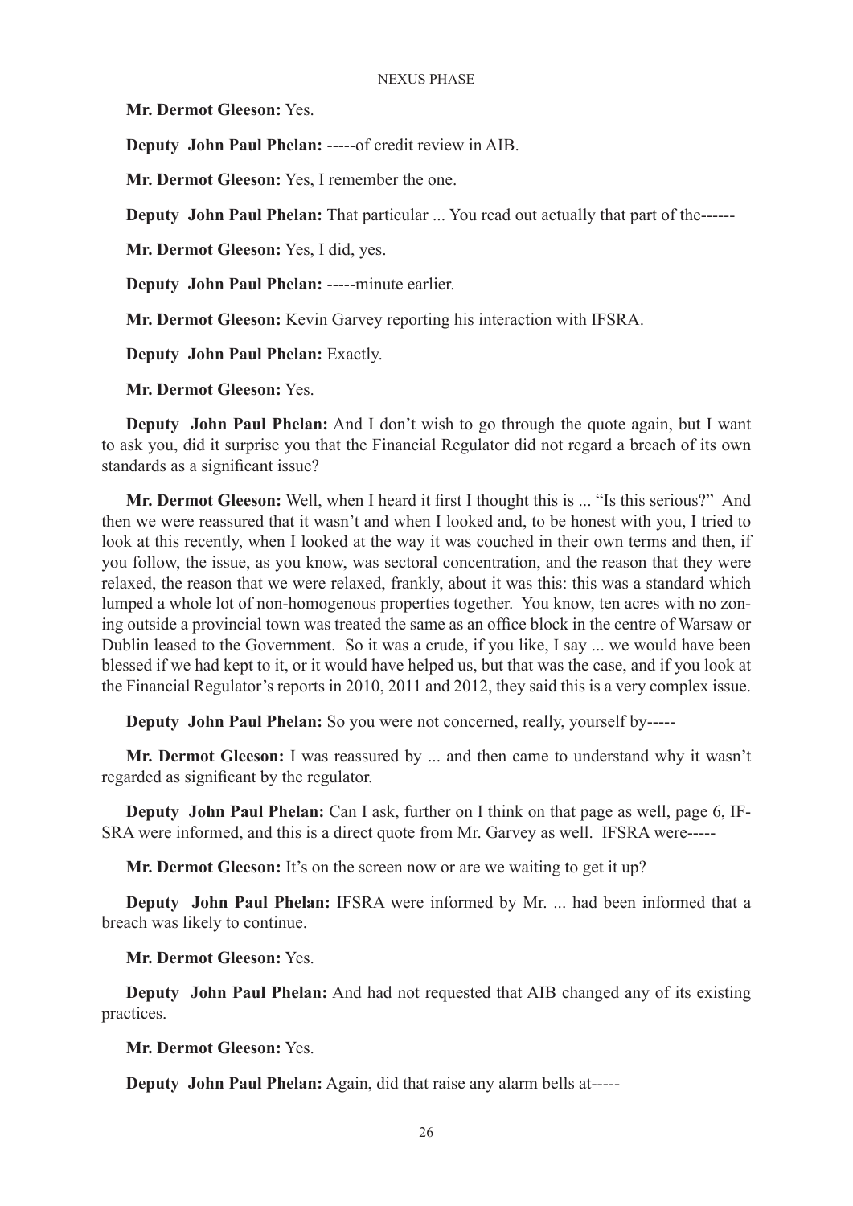**Mr. Dermot Gleeson:** Yes.

**Deputy John Paul Phelan:** -----of credit review in AIB.

**Mr. Dermot Gleeson:** Yes, I remember the one.

**Deputy John Paul Phelan:** That particular ... You read out actually that part of the------

**Mr. Dermot Gleeson:** Yes, I did, yes.

**Deputy John Paul Phelan:** -----minute earlier.

**Mr. Dermot Gleeson:** Kevin Garvey reporting his interaction with IFSRA.

**Deputy John Paul Phelan:** Exactly.

**Mr. Dermot Gleeson:** Yes.

**Deputy John Paul Phelan:** And I don't wish to go through the quote again, but I want to ask you, did it surprise you that the Financial Regulator did not regard a breach of its own standards as a significant issue?

**Mr. Dermot Gleeson:** Well, when I heard it first I thought this is ... "Is this serious?" And then we were reassured that it wasn't and when I looked and, to be honest with you, I tried to look at this recently, when I looked at the way it was couched in their own terms and then, if you follow, the issue, as you know, was sectoral concentration, and the reason that they were relaxed, the reason that we were relaxed, frankly, about it was this: this was a standard which lumped a whole lot of non-homogenous properties together. You know, ten acres with no zoning outside a provincial town was treated the same as an office block in the centre of Warsaw or Dublin leased to the Government. So it was a crude, if you like, I say ... we would have been blessed if we had kept to it, or it would have helped us, but that was the case, and if you look at the Financial Regulator's reports in 2010, 2011 and 2012, they said this is a very complex issue.

**Deputy John Paul Phelan:** So you were not concerned, really, yourself by-----

**Mr. Dermot Gleeson:** I was reassured by ... and then came to understand why it wasn't regarded as significant by the regulator.

**Deputy John Paul Phelan:** Can I ask, further on I think on that page as well, page 6, IFSRA were informed, and this is a direct quote from Mr. Garvey as well. IFSRA were-----

**Mr. Dermot Gleeson:** It's on the screen now or are we waiting to get it up?

**Deputy John Paul Phelan:** IFSRA were informed by Mr. ... had been informed that a breach was likely to continue.

**Mr. Dermot Gleeson:** Yes.

**Deputy John Paul Phelan:** And had not requested that AIB changed any of its existing practices.

**Mr. Dermot Gleeson:** Yes.

**Deputy John Paul Phelan:** Again, did that raise any alarm bells at-----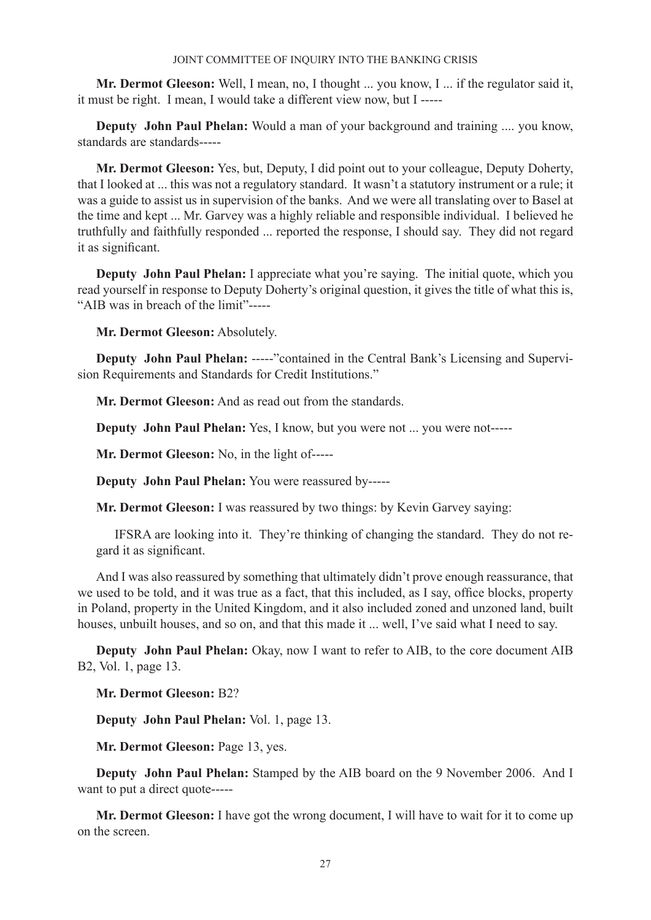**Mr. Dermot Gleeson:** Well, I mean, no, I thought ... you know, I ... if the regulator said it, it must be right. I mean, I would take a different view now, but I -----

**Deputy John Paul Phelan:** Would a man of your background and training .... you know, standards are standards-----

**Mr. Dermot Gleeson:** Yes, but, Deputy, I did point out to your colleague, Deputy Doherty, that I looked at ... this was not a regulatory standard. It wasn't a statutory instrument or a rule; it was a guide to assist us in supervision of the banks. And we were all translating over to Basel at the time and kept ... Mr. Garvey was a highly reliable and responsible individual. I believed he truthfully and faithfully responded ... reported the response, I should say. They did not regard it as significant.

**Deputy John Paul Phelan:** I appreciate what you're saying. The initial quote, which you read yourself in response to Deputy Doherty's original question, it gives the title of what this is, "AIB was in breach of the limit"-----

**Mr. Dermot Gleeson:** Absolutely.

**Deputy John Paul Phelan:** -----"contained in the Central Bank's Licensing and Supervision Requirements and Standards for Credit Institutions."

**Mr. Dermot Gleeson:** And as read out from the standards.

**Deputy John Paul Phelan:** Yes, I know, but you were not ... you were not-----

**Mr. Dermot Gleeson:** No, in the light of-----

**Deputy John Paul Phelan:** You were reassured by-----

**Mr. Dermot Gleeson:** I was reassured by two things: by Kevin Garvey saying:

> IFSRA are looking into it. They're thinking of changing the standard. They do not regard it as significant.

And I was also reassured by something that ultimately didn't prove enough reassurance, that we used to be told, and it was true as a fact, that this included, as I say, office blocks, property in Poland, property in the United Kingdom, and it also included zoned and unzoned land, built houses, unbuilt houses, and so on, and that this made it ... well, I've said what I need to say.

**Deputy John Paul Phelan:** Okay, now I want to refer to AIB, to the core document AIB B2, Vol. 1, page 13.

**Mr. Dermot Gleeson:** B2?

**Deputy John Paul Phelan:** Vol. 1, page 13.

**Mr. Dermot Gleeson:** Page 13, yes.

**Deputy John Paul Phelan:** Stamped by the AIB board on the 9 November 2006. And I want to put a direct quote-----

**Mr. Dermot Gleeson:** I have got the wrong document, I will have to wait for it to come up on the screen.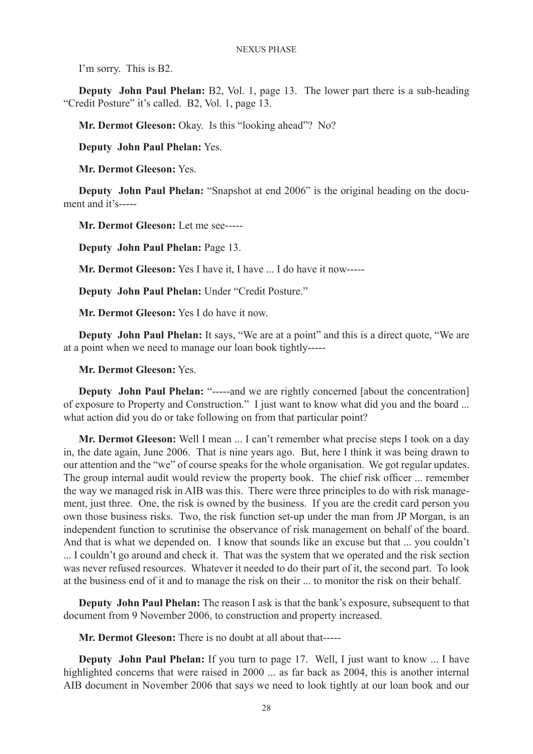I'm sorry. This is B2.

**Deputy John Paul Phelan:** B2, Vol. 1, page 13. The lower part there is a sub-heading "Credit Posture" it's called. B2, Vol. 1, page 13.

**Mr. Dermot Gleeson:** Okay. Is this "looking ahead"? No?

**Deputy John Paul Phelan:** Yes.

**Mr. Dermot Gleeson:** Yes.

**Deputy John Paul Phelan:** "Snapshot at end 2006" is the original heading on the document and it's-----

**Mr. Dermot Gleeson:** Let me see-----

**Deputy John Paul Phelan:** Page 13.

**Mr. Dermot Gleeson:** Yes I have it, I have ... I do have it now-----

**Deputy John Paul Phelan:** Under "Credit Posture."

**Mr. Dermot Gleeson:** Yes I do have it now.

**Deputy John Paul Phelan:** It says, "We are at a point" and this is a direct quote, "We are at a point when we need to manage our loan book tightly-----

**Mr. Dermot Gleeson:** Yes.

**Deputy John Paul Phelan:** "-----and we are rightly concerned [about the concentration] of exposure to Property and Construction." I just want to know what did you and the board ... what action did you do or take following on from that particular point?

**Mr. Dermot Gleeson:** Well I mean ... I can't remember what precise steps I took on a day in, the date again, June 2006. That is nine years ago. But, here I think it was being drawn to our attention and the "we" of course speaks for the whole organisation. We got regular updates. The group internal audit would review the property book. The chief risk officer ... remember the way we managed risk in AIB was this. There were three principles to do with risk management, just three. One, the risk is owned by the business. If you are the credit card person you own those business risks. Two, the risk function set-up under the man from JP Morgan, is an independent function to scrutinise the observance of risk management on behalf of the board. And that is what we depended on. I know that sounds like an excuse but that ... you couldn't ... I couldn't go around and check it. That was the system that we operated and the risk section was never refused resources. Whatever it needed to do their part of it, the second part. To look at the business end of it and to manage the risk on their ... to monitor the risk on their behalf.

**Deputy John Paul Phelan:** The reason I ask is that the bank's exposure, subsequent to that document from 9 November 2006, to construction and property increased.

**Mr. Dermot Gleeson:** There is no doubt at all about that-----

**Deputy John Paul Phelan:** If you turn to page 17. Well, I just want to know ... I have highlighted concerns that were raised in 2000 ... as far back as 2004, this is another internal AIB document in November 2006 that says we need to look tightly at our loan book and our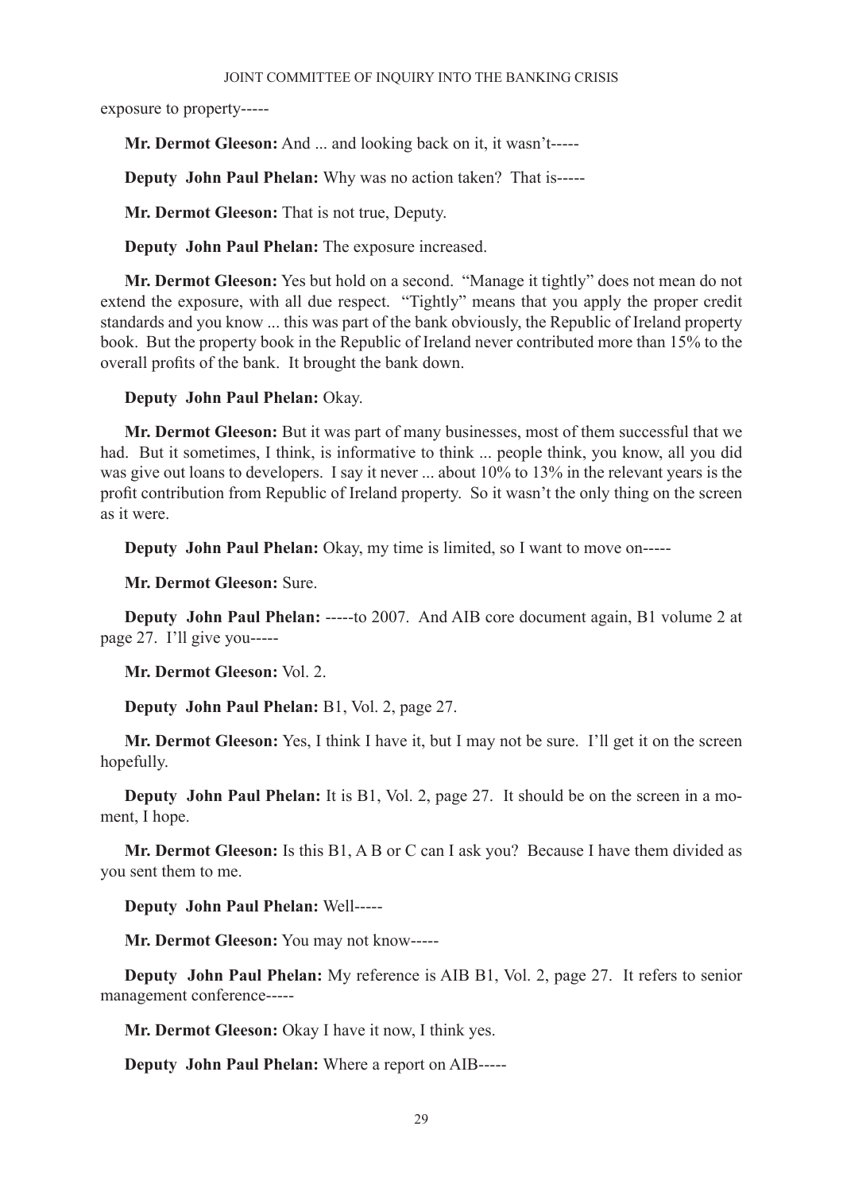exposure to property-----

**Mr. Dermot Gleeson:** And ... and looking back on it, it wasn't-----

**Deputy John Paul Phelan:** Why was no action taken? That is-----

**Mr. Dermot Gleeson:** That is not true, Deputy.

**Deputy John Paul Phelan:** The exposure increased.

**Mr. Dermot Gleeson:** Yes but hold on a second. "Manage it tightly" does not mean do not extend the exposure, with all due respect. "Tightly" means that you apply the proper credit standards and you know ... this was part of the bank obviously, the Republic of Ireland property book. But the property book in the Republic of Ireland never contributed more than 15% to the overall profits of the bank. It brought the bank down.

**Deputy John Paul Phelan:** Okay.

**Mr. Dermot Gleeson:** But it was part of many businesses, most of them successful that we had. But it sometimes, I think, is informative to think ... people think, you know, all you did was give out loans to developers. I say it never ... about 10% to 13% in the relevant years is the profit contribution from Republic of Ireland property. So it wasn't the only thing on the screen as it were.

**Deputy John Paul Phelan:** Okay, my time is limited, so I want to move on-----

**Mr. Dermot Gleeson:** Sure.

**Deputy John Paul Phelan:** -----to 2007. And AIB core document again, B1 volume 2 at page 27. I'll give you-----

**Mr. Dermot Gleeson:** Vol. 2.

**Deputy John Paul Phelan:** B1, Vol. 2, page 27.

**Mr. Dermot Gleeson:** Yes, I think I have it, but I may not be sure. I'll get it on the screen hopefully.

**Deputy John Paul Phelan:** It is B1, Vol. 2, page 27. It should be on the screen in a moment, I hope.

**Mr. Dermot Gleeson:** Is this B1, A B or C can I ask you? Because I have them divided as you sent them to me.

**Deputy John Paul Phelan:** Well-----

**Mr. Dermot Gleeson:** You may not know-----

**Deputy John Paul Phelan:** My reference is AIB B1, Vol. 2, page 27. It refers to senior management conference-----

**Mr. Dermot Gleeson:** Okay I have it now, I think yes.

**Deputy John Paul Phelan:** Where a report on AIB-----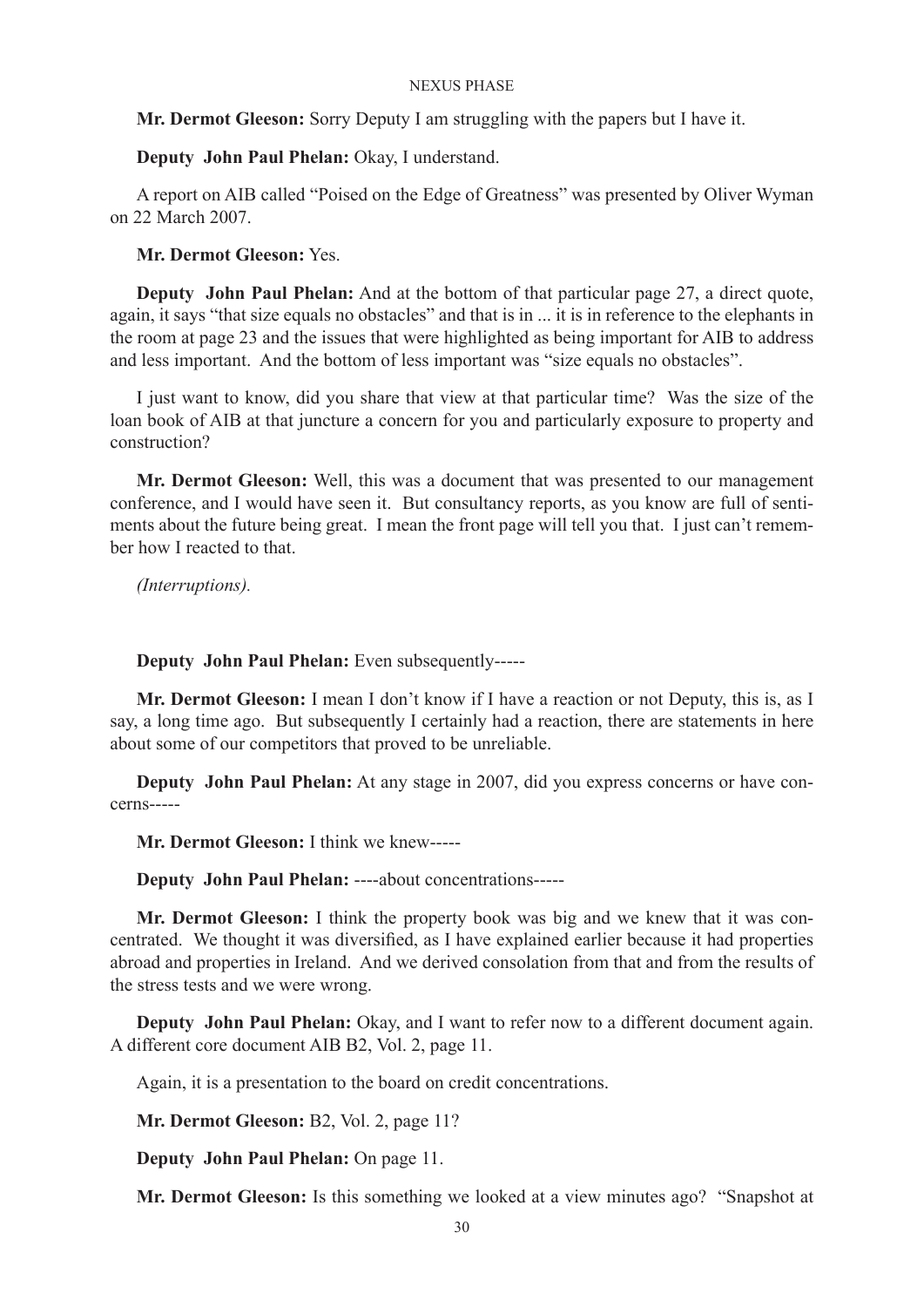**Mr. Dermot Gleeson:** Sorry Deputy I am struggling with the papers but I have it.

**Deputy John Paul Phelan:** Okay, I understand.

A report on AIB called "Poised on the Edge of Greatness" was presented by Oliver Wyman on 22 March 2007.

**Mr. Dermot Gleeson:** Yes.

**Deputy John Paul Phelan:** And at the bottom of that particular page 27, a direct quote, again, it says "that size equals no obstacles" and that is in ... it is in reference to the elephants in the room at page 23 and the issues that were highlighted as being important for AIB to address and less important. And the bottom of less important was "size equals no obstacles".

I just want to know, did you share that view at that particular time? Was the size of the loan book of AIB at that juncture a concern for you and particularly exposure to property and construction?

**Mr. Dermot Gleeson:** Well, this was a document that was presented to our management conference, and I would have seen it. But consultancy reports, as you know are full of sentiments about the future being great. I mean the front page will tell you that. I just can't remember how I reacted to that.

*(Interruptions).*

**Deputy John Paul Phelan:** Even subsequently-----

**Mr. Dermot Gleeson:** I mean I don't know if I have a reaction or not Deputy, this is, as I say, a long time ago. But subsequently I certainly had a reaction, there are statements in here about some of our competitors that proved to be unreliable.

**Deputy John Paul Phelan:** At any stage in 2007, did you express concerns or have concerns-----

**Mr. Dermot Gleeson:** I think we knew-----

**Deputy John Paul Phelan:** ----about concentrations-----

**Mr. Dermot Gleeson:** I think the property book was big and we knew that it was concentrated. We thought it was diversified, as I have explained earlier because it had properties abroad and properties in Ireland. And we derived consolation from that and from the results of the stress tests and we were wrong.

**Deputy John Paul Phelan:** Okay, and I want to refer now to a different document again. A different core document AIB B2, Vol. 2, page 11.

Again, it is a presentation to the board on credit concentrations.

**Mr. Dermot Gleeson:** B2, Vol. 2, page 11?

**Deputy John Paul Phelan:** On page 11.

**Mr. Dermot Gleeson:** Is this something we looked at a view minutes ago? "Snapshot at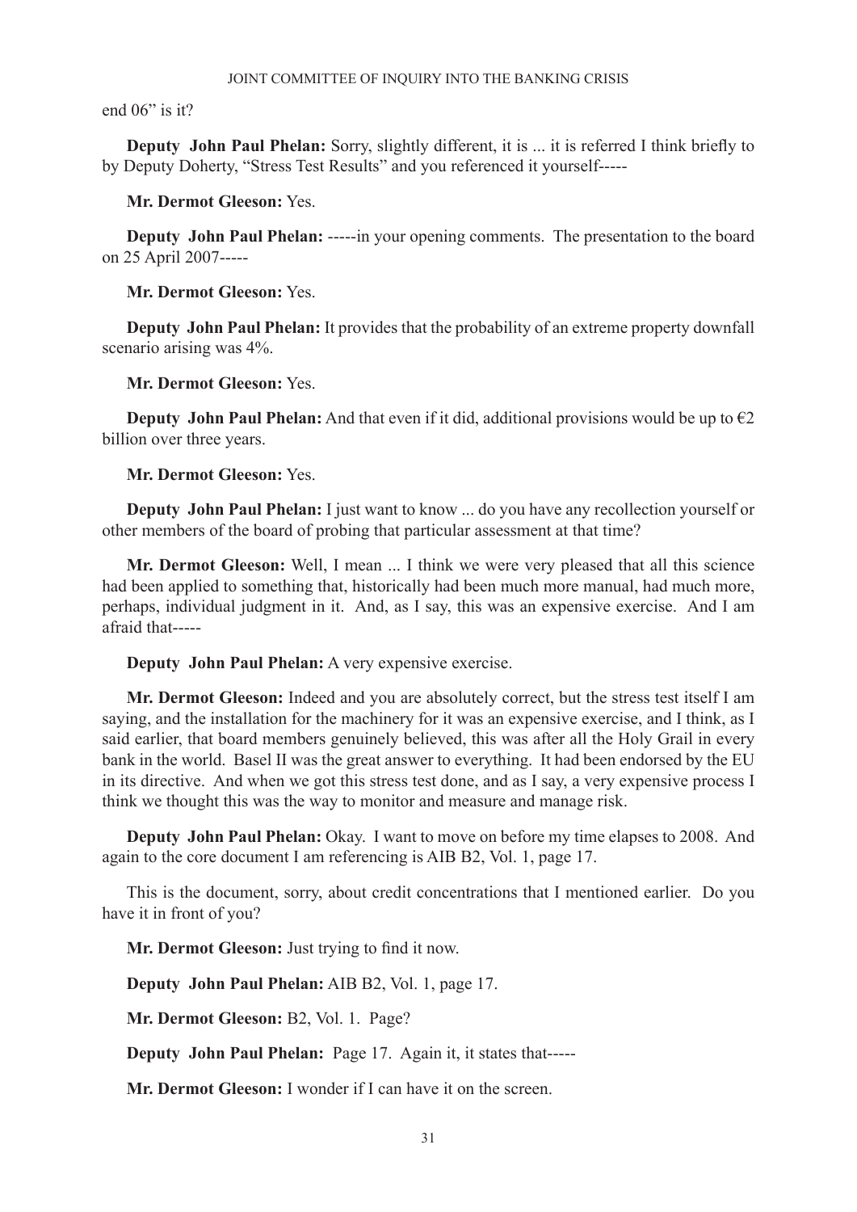end 06" is it?

**Deputy John Paul Phelan:** Sorry, slightly different, it is ... it is referred I think briefly to by Deputy Doherty, "Stress Test Results" and you referenced it yourself-----

**Mr. Dermot Gleeson:** Yes.

**Deputy John Paul Phelan:** -----in your opening comments. The presentation to the board on 25 April 2007-----

**Mr. Dermot Gleeson:** Yes.

**Deputy John Paul Phelan:** It provides that the probability of an extreme property downfall scenario arising was 4%.

**Mr. Dermot Gleeson:** Yes.

**Deputy John Paul Phelan:** And that even if it did, additional provisions would be up to €2 billion over three years.

**Mr. Dermot Gleeson:** Yes.

**Deputy John Paul Phelan:** I just want to know ... do you have any recollection yourself or other members of the board of probing that particular assessment at that time?

**Mr. Dermot Gleeson:** Well, I mean ... I think we were very pleased that all this science had been applied to something that, historically had been much more manual, had much more, perhaps, individual judgment in it. And, as I say, this was an expensive exercise. And I am afraid that-----

**Deputy John Paul Phelan:** A very expensive exercise.

**Mr. Dermot Gleeson:** Indeed and you are absolutely correct, but the stress test itself I am saying, and the installation for the machinery for it was an expensive exercise, and I think, as I said earlier, that board members genuinely believed, this was after all the Holy Grail in every bank in the world. Basel II was the great answer to everything. It had been endorsed by the EU in its directive. And when we got this stress test done, and as I say, a very expensive process I think we thought this was the way to monitor and measure and manage risk.

**Deputy John Paul Phelan:** Okay. I want to move on before my time elapses to 2008. And again to the core document I am referencing is AIB B2, Vol. 1, page 17.

This is the document, sorry, about credit concentrations that I mentioned earlier. Do you have it in front of you?

**Mr. Dermot Gleeson:** Just trying to find it now.

**Deputy John Paul Phelan:** AIB B2, Vol. 1, page 17.

**Mr. Dermot Gleeson:** B2, Vol. 1. Page?

**Deputy John Paul Phelan:** Page 17. Again it, it states that-----

**Mr. Dermot Gleeson:** I wonder if I can have it on the screen.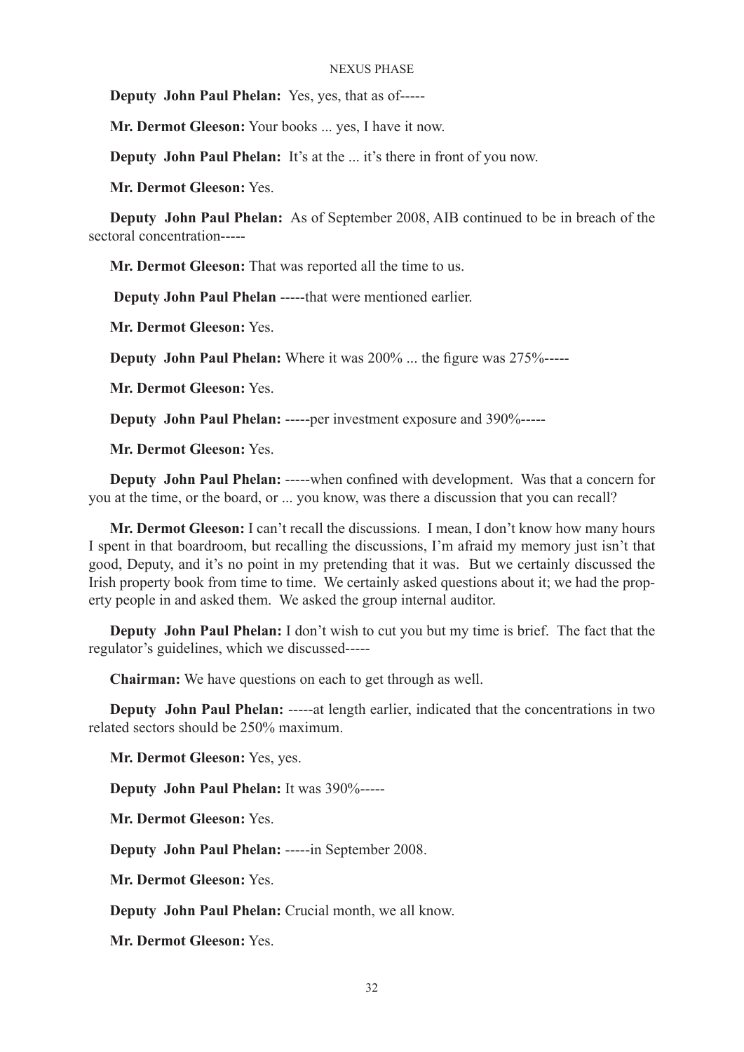**Deputy John Paul Phelan:** Yes, yes, that as of-----

**Mr. Dermot Gleeson:** Your books ... yes, I have it now.

**Deputy John Paul Phelan:** It's at the ... it's there in front of you now.

**Mr. Dermot Gleeson:** Yes.

**Deputy John Paul Phelan:** As of September 2008, AIB continued to be in breach of the sectoral concentration-----

**Mr. Dermot Gleeson:** That was reported all the time to us.

**Deputy John Paul Phelan** -----that were mentioned earlier.

**Mr. Dermot Gleeson:** Yes.

**Deputy John Paul Phelan:** Where it was 200% ... the figure was 275%-----

**Mr. Dermot Gleeson:** Yes.

**Deputy John Paul Phelan:** -----per investment exposure and 390%-----

**Mr. Dermot Gleeson:** Yes.

**Deputy John Paul Phelan:** -----when confined with development. Was that a concern for you at the time, or the board, or ... you know, was there a discussion that you can recall?

**Mr. Dermot Gleeson:** I can't recall the discussions. I mean, I don't know how many hours I spent in that boardroom, but recalling the discussions, I'm afraid my memory just isn't that good, Deputy, and it's no point in my pretending that it was. But we certainly discussed the Irish property book from time to time. We certainly asked questions about it; we had the property people in and asked them. We asked the group internal auditor.

**Deputy John Paul Phelan:** I don't wish to cut you but my time is brief. The fact that the regulator's guidelines, which we discussed-----

**Chairman:** We have questions on each to get through as well.

**Deputy John Paul Phelan:** -----at length earlier, indicated that the concentrations in two related sectors should be 250% maximum.

**Mr. Dermot Gleeson:** Yes, yes.

**Deputy John Paul Phelan:** It was 390%-----

**Mr. Dermot Gleeson:** Yes.

**Deputy John Paul Phelan:** -----in September 2008.

**Mr. Dermot Gleeson:** Yes.

**Deputy John Paul Phelan:** Crucial month, we all know.

**Mr. Dermot Gleeson:** Yes.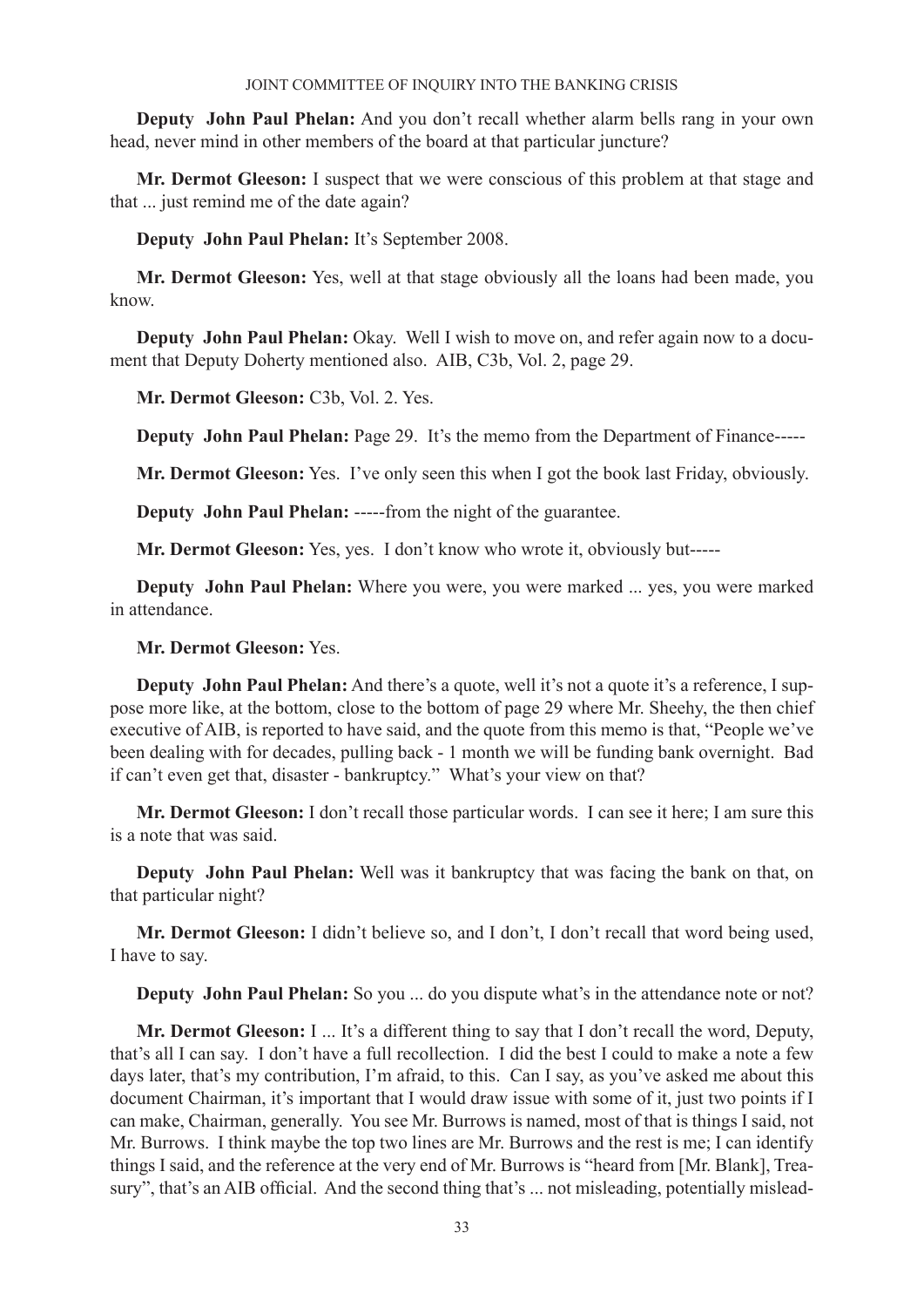**Deputy John Paul Phelan:** And you don't recall whether alarm bells rang in your own head, never mind in other members of the board at that particular juncture?

**Mr. Dermot Gleeson:** I suspect that we were conscious of this problem at that stage and that ... just remind me of the date again?

**Deputy John Paul Phelan:** It's September 2008.

**Mr. Dermot Gleeson:** Yes, well at that stage obviously all the loans had been made, you know.

**Deputy John Paul Phelan:** Okay. Well I wish to move on, and refer again now to a document that Deputy Doherty mentioned also. AIB, C3b, Vol. 2, page 29.

**Mr. Dermot Gleeson:** C3b, Vol. 2. Yes.

**Deputy John Paul Phelan:** Page 29. It's the memo from the Department of Finance-----

**Mr. Dermot Gleeson:** Yes. I've only seen this when I got the book last Friday, obviously.

**Deputy John Paul Phelan:** -----from the night of the guarantee.

**Mr. Dermot Gleeson:** Yes, yes. I don't know who wrote it, obviously but-----

**Deputy John Paul Phelan:** Where you were, you were marked ... yes, you were marked in attendance.

**Mr. Dermot Gleeson:** Yes.

**Deputy John Paul Phelan:** And there's a quote, well it's not a quote it's a reference, I suppose more like, at the bottom, close to the bottom of page 29 where Mr. Sheehy, the then chief executive of AIB, is reported to have said, and the quote from this memo is that, "People we've been dealing with for decades, pulling back - 1 month we will be funding bank overnight. Bad if can't even get that, disaster - bankruptcy." What's your view on that?

**Mr. Dermot Gleeson:** I don't recall those particular words. I can see it here; I am sure this is a note that was said.

**Deputy John Paul Phelan:** Well was it bankruptcy that was facing the bank on that, on that particular night?

**Mr. Dermot Gleeson:** I didn't believe so, and I don't, I don't recall that word being used, I have to say.

**Deputy John Paul Phelan:** So you ... do you dispute what's in the attendance note or not?

**Mr. Dermot Gleeson:** I ... It's a different thing to say that I don't recall the word, Deputy, that's all I can say. I don't have a full recollection. I did the best I could to make a note a few days later, that's my contribution, I'm afraid, to this. Can I say, as you've asked me about this document Chairman, it's important that I would draw issue with some of it, just two points if I can make, Chairman, generally. You see Mr. Burrows is named, most of that is things I said, not Mr. Burrows. I think maybe the top two lines are Mr. Burrows and the rest is me; I can identify things I said, and the reference at the very end of Mr. Burrows is "heard from [Mr. Blank], Treasury", that's an AIB official. And the second thing that's ... not misleading, potentially mislead-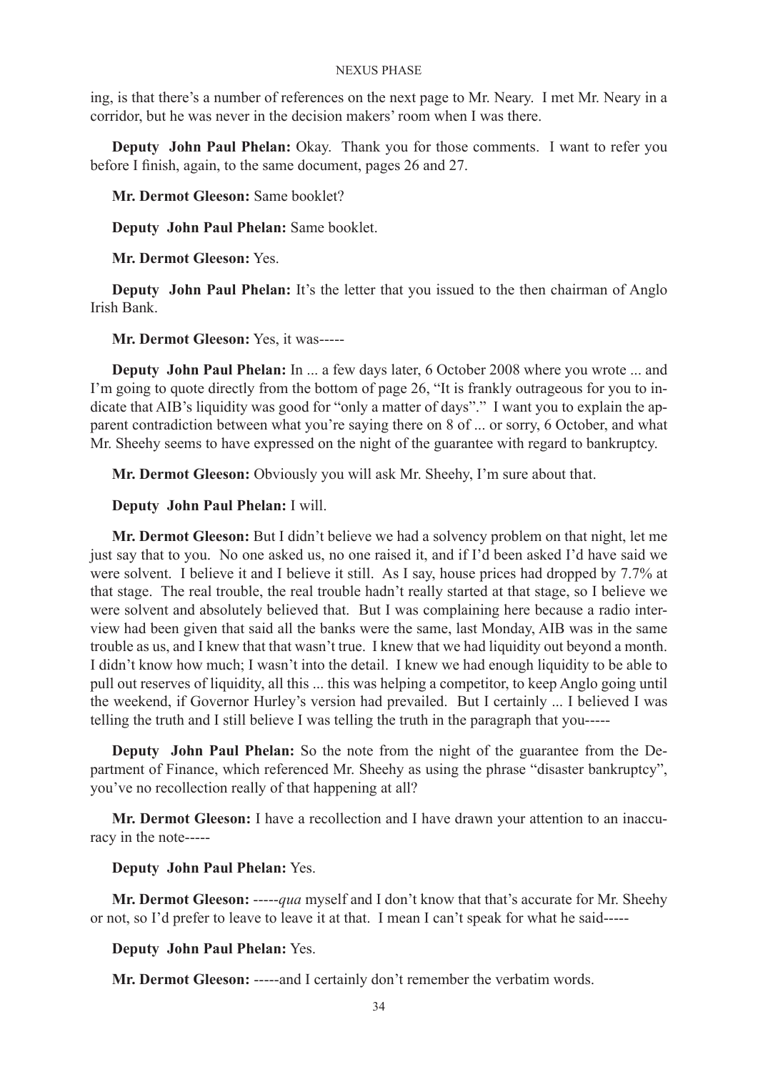ing, is that there's a number of references on the next page to Mr. Neary. I met Mr. Neary in a corridor, but he was never in the decision makers' room when I was there.

**Deputy John Paul Phelan:** Okay. Thank you for those comments. I want to refer you before I finish, again, to the same document, pages 26 and 27.

**Mr. Dermot Gleeson:** Same booklet?

**Deputy John Paul Phelan:** Same booklet.

**Mr. Dermot Gleeson:** Yes.

**Deputy John Paul Phelan:** It's the letter that you issued to the then chairman of Anglo Irish Bank.

**Mr. Dermot Gleeson:** Yes, it was-----

**Deputy John Paul Phelan:** In ... a few days later, 6 October 2008 where you wrote ... and I'm going to quote directly from the bottom of page 26, "It is frankly outrageous for you to indicate that AIB's liquidity was good for "only a matter of days"." I want you to explain the apparent contradiction between what you're saying there on 8 of ... or sorry, 6 October, and what Mr. Sheehy seems to have expressed on the night of the guarantee with regard to bankruptcy.

**Mr. Dermot Gleeson:** Obviously you will ask Mr. Sheehy, I'm sure about that.

**Deputy John Paul Phelan:** I will.

**Mr. Dermot Gleeson:** But I didn't believe we had a solvency problem on that night, let me just say that to you. No one asked us, no one raised it, and if I'd been asked I'd have said we were solvent. I believe it and I believe it still. As I say, house prices had dropped by 7.7% at that stage. The real trouble, the real trouble hadn't really started at that stage, so I believe we were solvent and absolutely believed that. But I was complaining here because a radio interview had been given that said all the banks were the same, last Monday, AIB was in the same trouble as us, and I knew that that wasn't true. I knew that we had liquidity out beyond a month. I didn't know how much; I wasn't into the detail. I knew we had enough liquidity to be able to pull out reserves of liquidity, all this ... this was helping a competitor, to keep Anglo going until the weekend, if Governor Hurley's version had prevailed. But I certainly ... I believed I was telling the truth and I still believe I was telling the truth in the paragraph that you-----

**Deputy John Paul Phelan:** So the note from the night of the guarantee from the Department of Finance, which referenced Mr. Sheehy as using the phrase "disaster bankruptcy", you've no recollection really of that happening at all?

**Mr. Dermot Gleeson:** I have a recollection and I have drawn your attention to an inaccuracy in the note-----

**Deputy John Paul Phelan:** Yes.

**Mr. Dermot Gleeson:** -----*qua* myself and I don't know that that's accurate for Mr. Sheehy or not, so I'd prefer to leave to leave it at that. I mean I can't speak for what he said-----

**Deputy John Paul Phelan:** Yes.

**Mr. Dermot Gleeson:** -----and I certainly don't remember the verbatim words.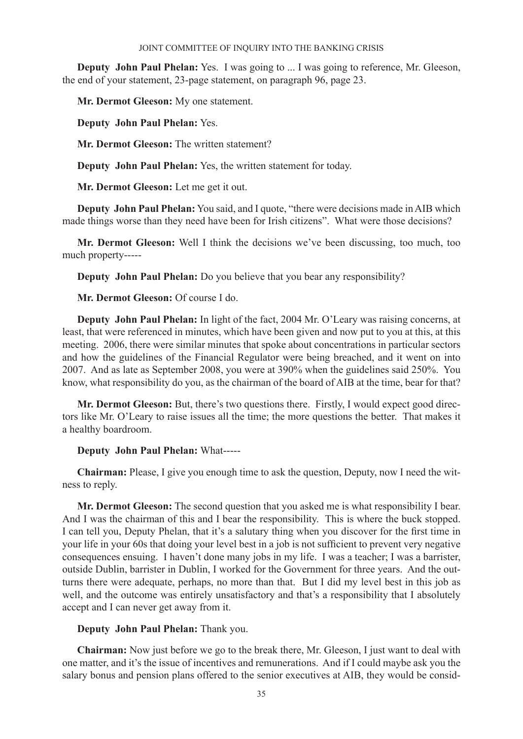**Deputy John Paul Phelan:** Yes. I was going to ... I was going to reference, Mr. Gleeson, the end of your statement, 23-page statement, on paragraph 96, page 23.

**Mr. Dermot Gleeson:** My one statement.

**Deputy John Paul Phelan:** Yes.

**Mr. Dermot Gleeson:** The written statement?

**Deputy John Paul Phelan:** Yes, the written statement for today.

**Mr. Dermot Gleeson:** Let me get it out.

**Deputy John Paul Phelan:** You said, and I quote, "there were decisions made in AIB which made things worse than they need have been for Irish citizens". What were those decisions?

**Mr. Dermot Gleeson:** Well I think the decisions we've been discussing, too much, too much property-----

**Deputy John Paul Phelan:** Do you believe that you bear any responsibility?

**Mr. Dermot Gleeson:** Of course I do.

**Deputy John Paul Phelan:** In light of the fact, 2004 Mr. O'Leary was raising concerns, at least, that were referenced in minutes, which have been given and now put to you at this, at this meeting. 2006, there were similar minutes that spoke about concentrations in particular sectors and how the guidelines of the Financial Regulator were being breached, and it went on into 2007. And as late as September 2008, you were at 390% when the guidelines said 250%. You know, what responsibility do you, as the chairman of the board of AIB at the time, bear for that?

**Mr. Dermot Gleeson:** But, there's two questions there. Firstly, I would expect good directors like Mr. O'Leary to raise issues all the time; the more questions the better. That makes it a healthy boardroom.

**Deputy John Paul Phelan:** What-----

**Chairman:** Please, I give you enough time to ask the question, Deputy, now I need the witness to reply.

**Mr. Dermot Gleeson:** The second question that you asked me is what responsibility I bear. And I was the chairman of this and I bear the responsibility. This is where the buck stopped. I can tell you, Deputy Phelan, that it's a salutary thing when you discover for the first time in your life in your 60s that doing your level best in a job is not sufficient to prevent very negative consequences ensuing. I haven't done many jobs in my life. I was a teacher; I was a barrister, outside Dublin, barrister in Dublin, I worked for the Government for three years. And the outturns there were adequate, perhaps, no more than that. But I did my level best in this job as well, and the outcome was entirely unsatisfactory and that's a responsibility that I absolutely accept and I can never get away from it.

**Deputy John Paul Phelan:** Thank you.

**Chairman:** Now just before we go to the break there, Mr. Gleeson, I just want to deal with one matter, and it's the issue of incentives and remunerations. And if I could maybe ask you the salary bonus and pension plans offered to the senior executives at AIB, they would be consid-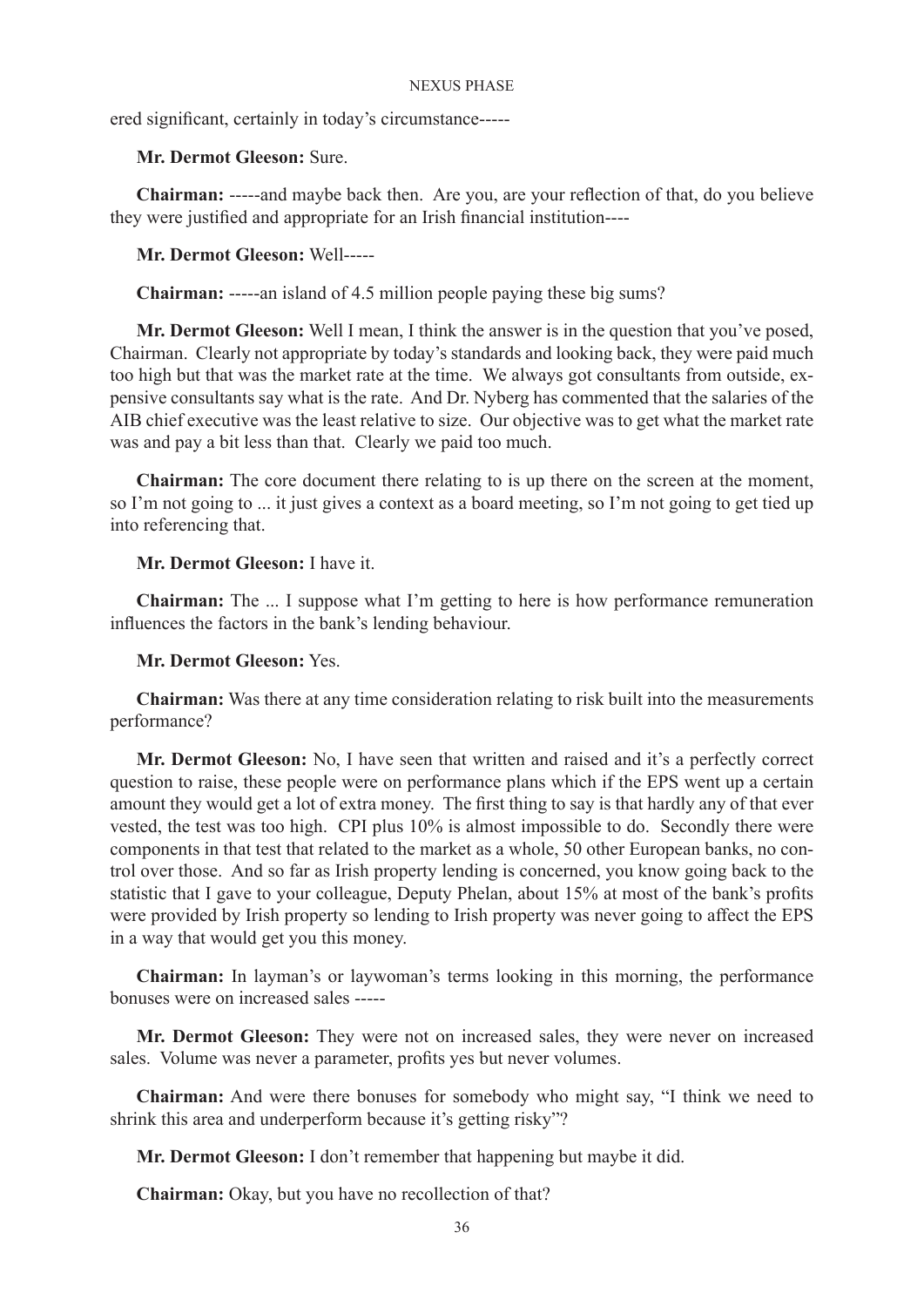ered significant, certainly in today's circumstance-----

**Mr. Dermot Gleeson:** Sure.

**Chairman:** -----and maybe back then. Are you, are your reflection of that, do you believe they were justified and appropriate for an Irish financial institution----

**Mr. Dermot Gleeson:** Well-----

**Chairman:** -----an island of 4.5 million people paying these big sums?

**Mr. Dermot Gleeson:** Well I mean, I think the answer is in the question that you've posed, Chairman. Clearly not appropriate by today's standards and looking back, they were paid much too high but that was the market rate at the time. We always got consultants from outside, expensive consultants say what is the rate. And Dr. Nyberg has commented that the salaries of the AIB chief executive was the least relative to size. Our objective was to get what the market rate was and pay a bit less than that. Clearly we paid too much.

**Chairman:** The core document there relating to is up there on the screen at the moment, so I'm not going to ... it just gives a context as a board meeting, so I'm not going to get tied up into referencing that.

**Mr. Dermot Gleeson:** I have it.

**Chairman:** The ... I suppose what I'm getting to here is how performance remuneration influences the factors in the bank's lending behaviour.

**Mr. Dermot Gleeson:** Yes.

**Chairman:** Was there at any time consideration relating to risk built into the measurements performance?

**Mr. Dermot Gleeson:** No, I have seen that written and raised and it's a perfectly correct question to raise, these people were on performance plans which if the EPS went up a certain amount they would get a lot of extra money. The first thing to say is that hardly any of that ever vested, the test was too high. CPI plus 10% is almost impossible to do. Secondly there were components in that test that related to the market as a whole, 50 other European banks, no control over those. And so far as Irish property lending is concerned, you know going back to the statistic that I gave to your colleague, Deputy Phelan, about 15% at most of the bank's profits were provided by Irish property so lending to Irish property was never going to affect the EPS in a way that would get you this money.

**Chairman:** In layman's or laywoman's terms looking in this morning, the performance bonuses were on increased sales -----

**Mr. Dermot Gleeson:** They were not on increased sales, they were never on increased sales. Volume was never a parameter, profits yes but never volumes.

**Chairman:** And were there bonuses for somebody who might say, "I think we need to shrink this area and underperform because it's getting risky"?

**Mr. Dermot Gleeson:** I don't remember that happening but maybe it did.

**Chairman:** Okay, but you have no recollection of that?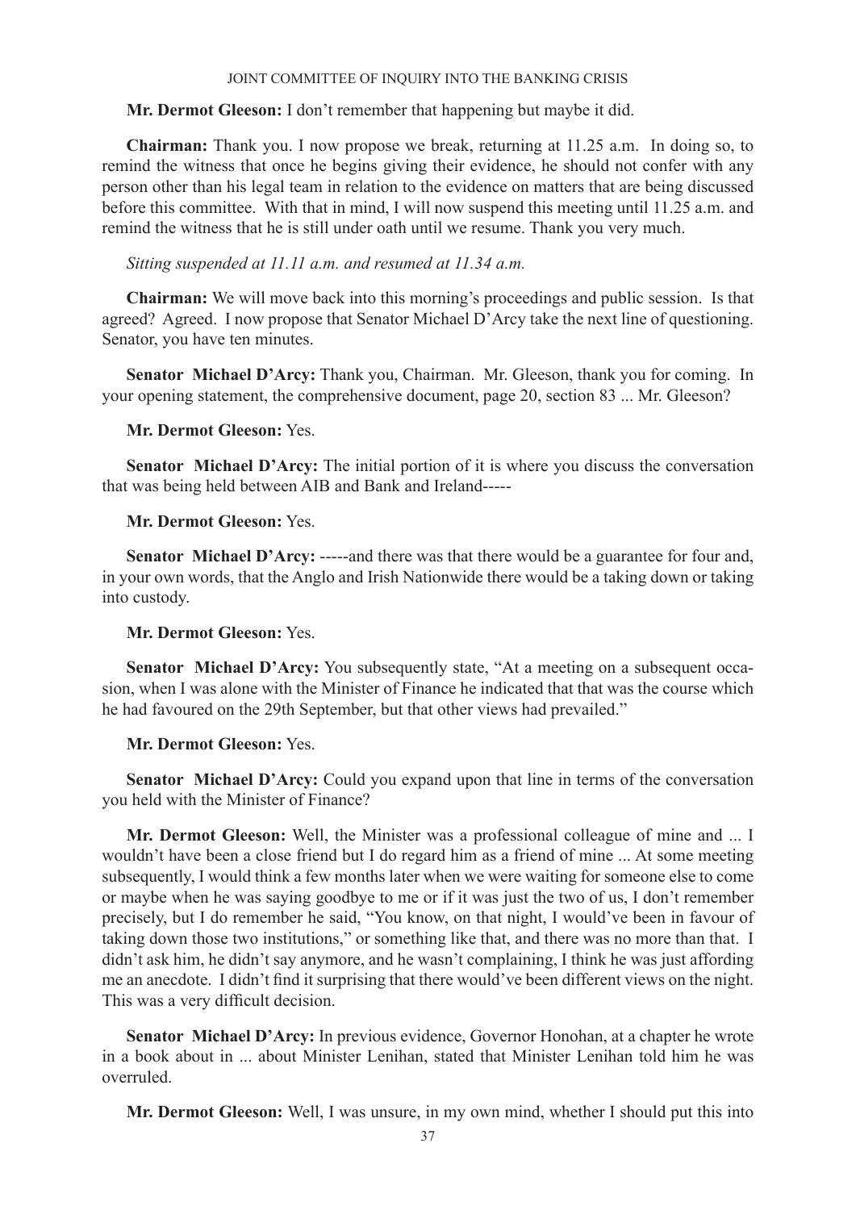**Mr. Dermot Gleeson:** I don't remember that happening but maybe it did.

**Chairman:** Thank you. I now propose we break, returning at 11.25 a.m. In doing so, to remind the witness that once he begins giving their evidence, he should not confer with any person other than his legal team in relation to the evidence on matters that are being discussed before this committee. With that in mind, I will now suspend this meeting until 11.25 a.m. and remind the witness that he is still under oath until we resume. Thank you very much.

*Sitting suspended at 11.11 a.m. and resumed at 11.34 a.m.*

**Chairman:** We will move back into this morning's proceedings and public session. Is that agreed? Agreed. I now propose that Senator Michael D'Arcy take the next line of questioning. Senator, you have ten minutes.

**Senator Michael D'Arcy:** Thank you, Chairman. Mr. Gleeson, thank you for coming. In your opening statement, the comprehensive document, page 20, section 83 ... Mr. Gleeson?

**Mr. Dermot Gleeson:** Yes.

**Senator Michael D'Arcy:** The initial portion of it is where you discuss the conversation that was being held between AIB and Bank and Ireland-----

**Mr. Dermot Gleeson:** Yes.

**Senator Michael D'Arcy:** -----and there was that there would be a guarantee for four and, in your own words, that the Anglo and Irish Nationwide there would be a taking down or taking into custody.

**Mr. Dermot Gleeson:** Yes.

**Senator Michael D'Arcy:** You subsequently state, "At a meeting on a subsequent occasion, when I was alone with the Minister of Finance he indicated that that was the course which he had favoured on the 29th September, but that other views had prevailed."

**Mr. Dermot Gleeson:** Yes.

**Senator Michael D'Arcy:** Could you expand upon that line in terms of the conversation you held with the Minister of Finance?

**Mr. Dermot Gleeson:** Well, the Minister was a professional colleague of mine and ... I wouldn't have been a close friend but I do regard him as a friend of mine ... At some meeting subsequently, I would think a few months later when we were waiting for someone else to come or maybe when he was saying goodbye to me or if it was just the two of us, I don't remember precisely, but I do remember he said, "You know, on that night, I would've been in favour of taking down those two institutions," or something like that, and there was no more than that. I didn't ask him, he didn't say anymore, and he wasn't complaining, I think he was just affording me an anecdote. I didn't find it surprising that there would've been different views on the night. This was a very difficult decision.

**Senator Michael D'Arcy:** In previous evidence, Governor Honohan, at a chapter he wrote in a book about in ... about Minister Lenihan, stated that Minister Lenihan told him he was overruled.

**Mr. Dermot Gleeson:** Well, I was unsure, in my own mind, whether I should put this into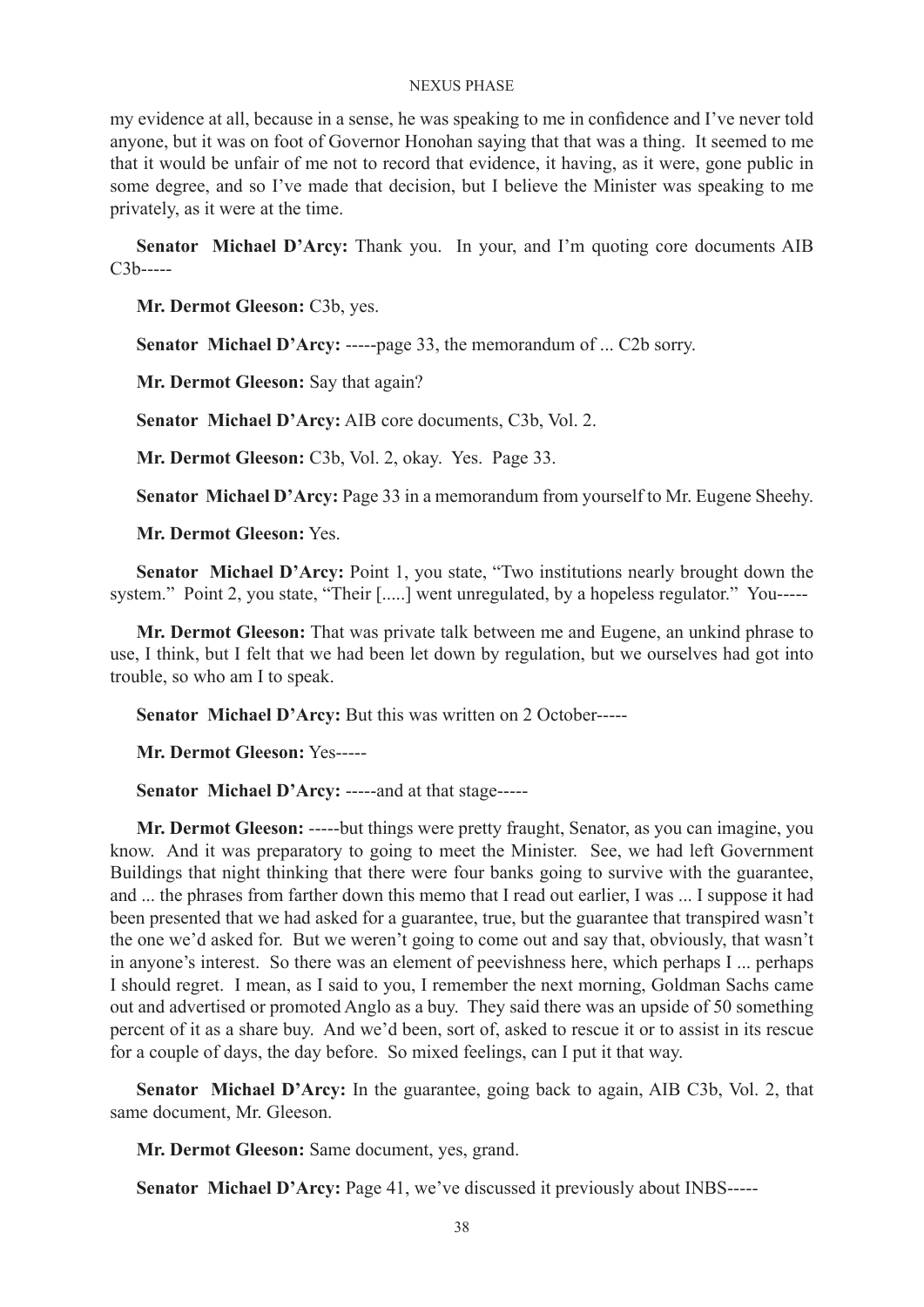my evidence at all, because in a sense, he was speaking to me in confidence and I've never told anyone, but it was on foot of Governor Honohan saying that that was a thing. It seemed to me that it would be unfair of me not to record that evidence, it having, as it were, gone public in some degree, and so I've made that decision, but I believe the Minister was speaking to me privately, as it were at the time.

**Senator Michael D'Arcy:** Thank you. In your, and I'm quoting core documents AIB C3b-----

**Mr. Dermot Gleeson:** C3b, yes.

**Senator Michael D'Arcy:** -----page 33, the memorandum of ... C2b sorry.

**Mr. Dermot Gleeson:** Say that again?

**Senator Michael D'Arcy:** AIB core documents, C3b, Vol. 2.

**Mr. Dermot Gleeson:** C3b, Vol. 2, okay. Yes. Page 33.

**Senator Michael D'Arcy:** Page 33 in a memorandum from yourself to Mr. Eugene Sheehy.

**Mr. Dermot Gleeson:** Yes.

**Senator Michael D'Arcy:** Point 1, you state, "Two institutions nearly brought down the system." Point 2, you state, "Their [.....] went unregulated, by a hopeless regulator." You-----

**Mr. Dermot Gleeson:** That was private talk between me and Eugene, an unkind phrase to use, I think, but I felt that we had been let down by regulation, but we ourselves had got into trouble, so who am I to speak.

**Senator Michael D'Arcy:** But this was written on 2 October-----

**Mr. Dermot Gleeson:** Yes-----

**Senator Michael D'Arcy:** -----and at that stage-----

**Mr. Dermot Gleeson:** -----but things were pretty fraught, Senator, as you can imagine, you know. And it was preparatory to going to meet the Minister. See, we had left Government Buildings that night thinking that there were four banks going to survive with the guarantee, and ... the phrases from farther down this memo that I read out earlier, I was ... I suppose it had been presented that we had asked for a guarantee, true, but the guarantee that transpired wasn't the one we'd asked for. But we weren't going to come out and say that, obviously, that wasn't in anyone's interest. So there was an element of peevishness here, which perhaps I ... perhaps I should regret. I mean, as I said to you, I remember the next morning, Goldman Sachs came out and advertised or promoted Anglo as a buy. They said there was an upside of 50 something percent of it as a share buy. And we'd been, sort of, asked to rescue it or to assist in its rescue for a couple of days, the day before. So mixed feelings, can I put it that way.

**Senator Michael D'Arcy:** In the guarantee, going back to again, AIB C3b, Vol. 2, that same document, Mr. Gleeson.

**Mr. Dermot Gleeson:** Same document, yes, grand.

**Senator Michael D'Arcy:** Page 41, we've discussed it previously about INBS-----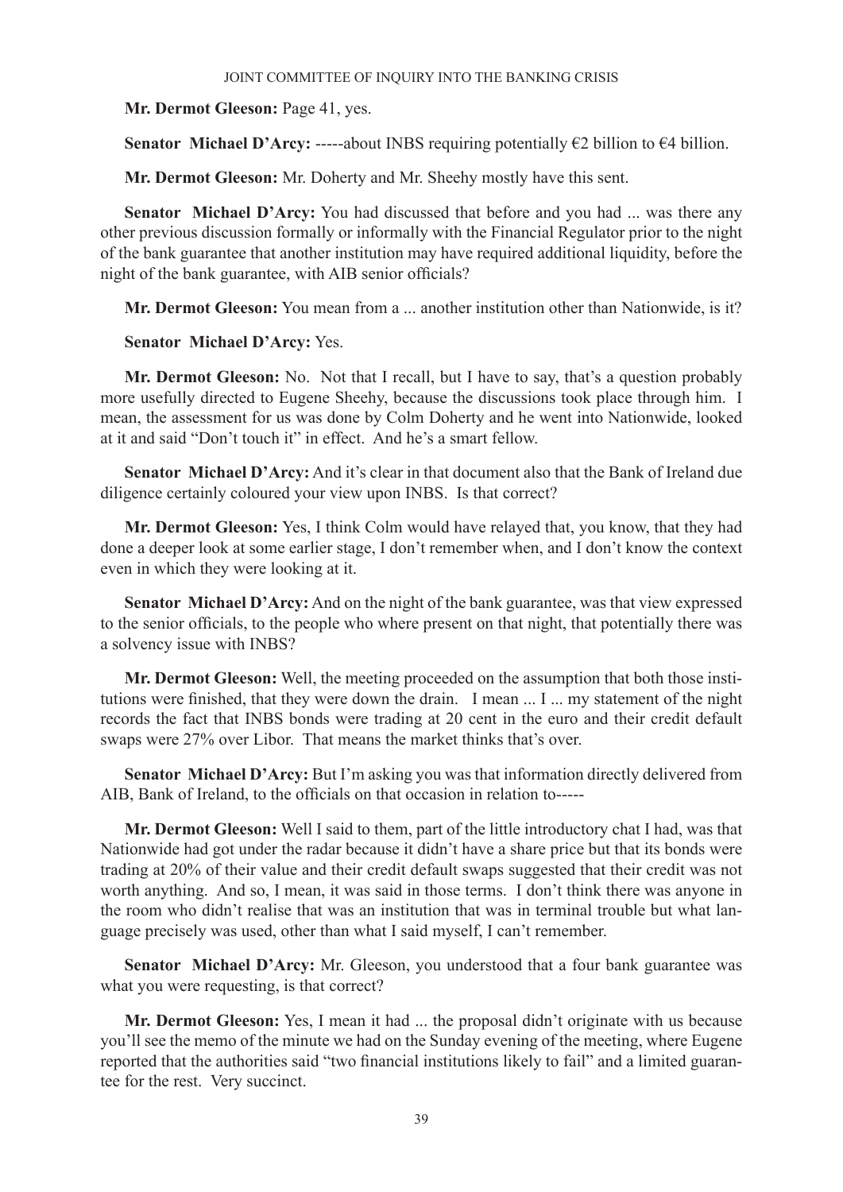**Mr. Dermot Gleeson:** Page 41, yes.

**Senator Michael D'Arcy:** -----about INBS requiring potentially €2 billion to €4 billion.

**Mr. Dermot Gleeson:** Mr. Doherty and Mr. Sheehy mostly have this sent.

**Senator Michael D'Arcy:** You had discussed that before and you had ... was there any other previous discussion formally or informally with the Financial Regulator prior to the night of the bank guarantee that another institution may have required additional liquidity, before the night of the bank guarantee, with AIB senior officials?

**Mr. Dermot Gleeson:** You mean from a ... another institution other than Nationwide, is it?

**Senator Michael D'Arcy:** Yes.

**Mr. Dermot Gleeson:** No. Not that I recall, but I have to say, that's a question probably more usefully directed to Eugene Sheehy, because the discussions took place through him. I mean, the assessment for us was done by Colm Doherty and he went into Nationwide, looked at it and said "Don't touch it" in effect. And he's a smart fellow.

**Senator Michael D'Arcy:** And it's clear in that document also that the Bank of Ireland due diligence certainly coloured your view upon INBS. Is that correct?

**Mr. Dermot Gleeson:** Yes, I think Colm would have relayed that, you know, that they had done a deeper look at some earlier stage, I don't remember when, and I don't know the context even in which they were looking at it.

**Senator Michael D'Arcy:** And on the night of the bank guarantee, was that view expressed to the senior officials, to the people who where present on that night, that potentially there was a solvency issue with INBS?

**Mr. Dermot Gleeson:** Well, the meeting proceeded on the assumption that both those institutions were finished, that they were down the drain. I mean ... I ... my statement of the night records the fact that INBS bonds were trading at 20 cent in the euro and their credit default swaps were 27% over Libor. That means the market thinks that's over.

**Senator Michael D'Arcy:** But I'm asking you was that information directly delivered from AIB, Bank of Ireland, to the officials on that occasion in relation to-----

**Mr. Dermot Gleeson:** Well I said to them, part of the little introductory chat I had, was that Nationwide had got under the radar because it didn't have a share price but that its bonds were trading at 20% of their value and their credit default swaps suggested that their credit was not worth anything. And so, I mean, it was said in those terms. I don't think there was anyone in the room who didn't realise that was an institution that was in terminal trouble but what language precisely was used, other than what I said myself, I can't remember.

**Senator Michael D'Arcy:** Mr. Gleeson, you understood that a four bank guarantee was what you were requesting, is that correct?

**Mr. Dermot Gleeson:** Yes, I mean it had ... the proposal didn't originate with us because you'll see the memo of the minute we had on the Sunday evening of the meeting, where Eugene reported that the authorities said "two financial institutions likely to fail" and a limited guarantee for the rest. Very succinct.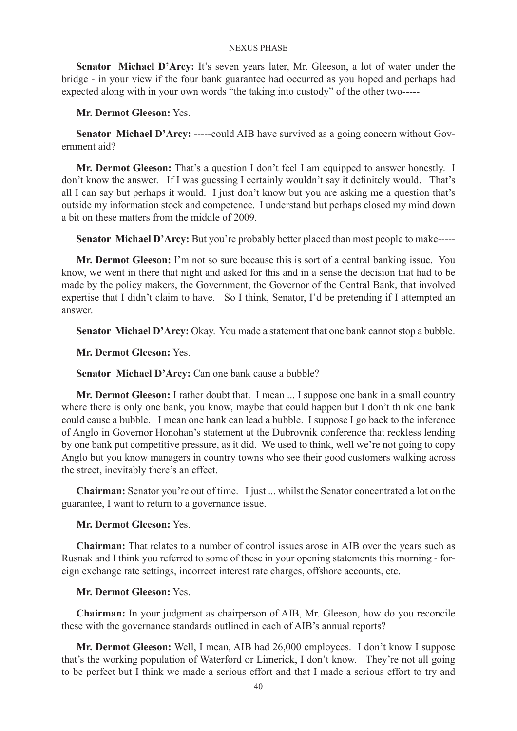**Senator Michael D'Arcy:** It's seven years later, Mr. Gleeson, a lot of water under the bridge - in your view if the four bank guarantee had occurred as you hoped and perhaps had expected along with in your own words "the taking into custody" of the other two-----

**Mr. Dermot Gleeson:** Yes.

**Senator Michael D'Arcy:** -----could AIB have survived as a going concern without Government aid?

**Mr. Dermot Gleeson:** That's a question I don't feel I am equipped to answer honestly. I don't know the answer. If I was guessing I certainly wouldn't say it definitely would. That's all I can say but perhaps it would. I just don't know but you are asking me a question that's outside my information stock and competence. I understand but perhaps closed my mind down a bit on these matters from the middle of 2009.

**Senator Michael D'Arcy:** But you're probably better placed than most people to make-----

**Mr. Dermot Gleeson:** I'm not so sure because this is sort of a central banking issue. You know, we went in there that night and asked for this and in a sense the decision that had to be made by the policy makers, the Government, the Governor of the Central Bank, that involved expertise that I didn't claim to have. So I think, Senator, I'd be pretending if I attempted an answer.

**Senator Michael D'Arcy:** Okay. You made a statement that one bank cannot stop a bubble.

**Mr. Dermot Gleeson:** Yes.

**Senator Michael D'Arcy:** Can one bank cause a bubble?

**Mr. Dermot Gleeson:** I rather doubt that. I mean ... I suppose one bank in a small country where there is only one bank, you know, maybe that could happen but I don't think one bank could cause a bubble. I mean one bank can lead a bubble. I suppose I go back to the inference of Anglo in Governor Honohan's statement at the Dubrovnik conference that reckless lending by one bank put competitive pressure, as it did. We used to think, well we're not going to copy Anglo but you know managers in country towns who see their good customers walking across the street, inevitably there's an effect.

**Chairman:** Senator you're out of time. I just ... whilst the Senator concentrated a lot on the guarantee, I want to return to a governance issue.

**Mr. Dermot Gleeson:** Yes.

**Chairman:** That relates to a number of control issues arose in AIB over the years such as Rusnak and I think you referred to some of these in your opening statements this morning - foreign exchange rate settings, incorrect interest rate charges, offshore accounts, etc.

**Mr. Dermot Gleeson:** Yes.

**Chairman:** In your judgment as chairperson of AIB, Mr. Gleeson, how do you reconcile these with the governance standards outlined in each of AIB's annual reports?

**Mr. Dermot Gleeson:** Well, I mean, AIB had 26,000 employees. I don't know I suppose that's the working population of Waterford or Limerick, I don't know. They're not all going to be perfect but I think we made a serious effort and that I made a serious effort to try and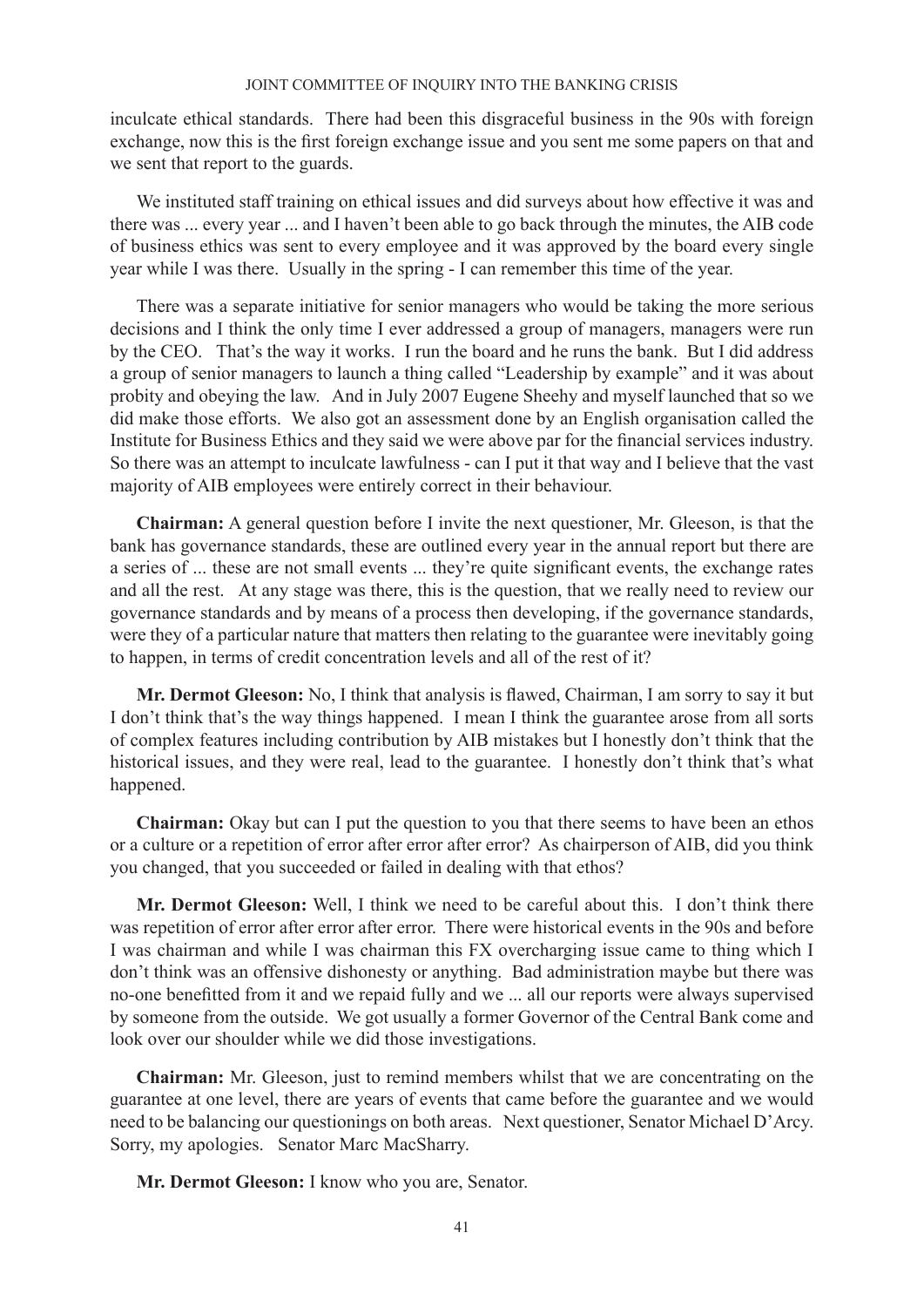inculcate ethical standards. There had been this disgraceful business in the 90s with foreign exchange, now this is the first foreign exchange issue and you sent me some papers on that and we sent that report to the guards.

We instituted staff training on ethical issues and did surveys about how effective it was and there was ... every year ... and I haven't been able to go back through the minutes, the AIB code of business ethics was sent to every employee and it was approved by the board every single year while I was there. Usually in the spring - I can remember this time of the year.

There was a separate initiative for senior managers who would be taking the more serious decisions and I think the only time I ever addressed a group of managers, managers were run by the CEO. That's the way it works. I run the board and he runs the bank. But I did address a group of senior managers to launch a thing called "Leadership by example" and it was about probity and obeying the law. And in July 2007 Eugene Sheehy and myself launched that so we did make those efforts. We also got an assessment done by an English organisation called the Institute for Business Ethics and they said we were above par for the financial services industry. So there was an attempt to inculcate lawfulness - can I put it that way and I believe that the vast majority of AIB employees were entirely correct in their behaviour.

**Chairman:** A general question before I invite the next questioner, Mr. Gleeson, is that the bank has governance standards, these are outlined every year in the annual report but there are a series of ... these are not small events ... they're quite significant events, the exchange rates and all the rest. At any stage was there, this is the question, that we really need to review our governance standards and by means of a process then developing, if the governance standards, were they of a particular nature that matters then relating to the guarantee were inevitably going to happen, in terms of credit concentration levels and all of the rest of it?

**Mr. Dermot Gleeson:** No, I think that analysis is flawed, Chairman, I am sorry to say it but I don't think that's the way things happened. I mean I think the guarantee arose from all sorts of complex features including contribution by AIB mistakes but I honestly don't think that the historical issues, and they were real, lead to the guarantee. I honestly don't think that's what happened.

**Chairman:** Okay but can I put the question to you that there seems to have been an ethos or a culture or a repetition of error after error after error? As chairperson of AIB, did you think you changed, that you succeeded or failed in dealing with that ethos?

**Mr. Dermot Gleeson:** Well, I think we need to be careful about this. I don't think there was repetition of error after error after error. There were historical events in the 90s and before I was chairman and while I was chairman this FX overcharging issue came to thing which I don't think was an offensive dishonesty or anything. Bad administration maybe but there was no-one benefitted from it and we repaid fully and we ... all our reports were always supervised by someone from the outside. We got usually a former Governor of the Central Bank come and look over our shoulder while we did those investigations.

**Chairman:** Mr. Gleeson, just to remind members whilst that we are concentrating on the guarantee at one level, there are years of events that came before the guarantee and we would need to be balancing our questionings on both areas. Next questioner, Senator Michael D'Arcy. Sorry, my apologies. Senator Marc MacSharry.

**Mr. Dermot Gleeson:** I know who you are, Senator.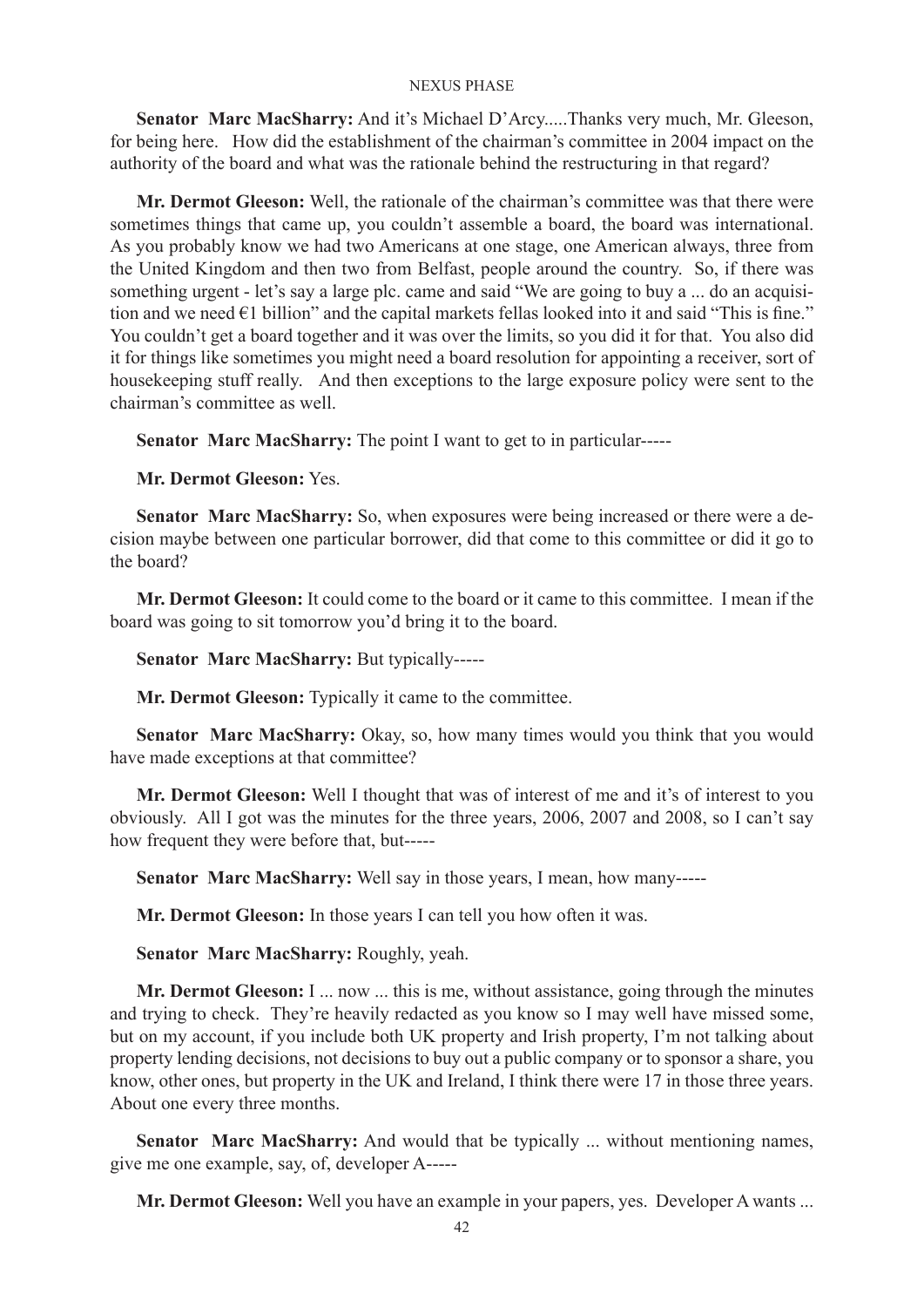**Senator Marc MacSharry:** And it's Michael D'Arcy.....Thanks very much, Mr. Gleeson, for being here. How did the establishment of the chairman's committee in 2004 impact on the authority of the board and what was the rationale behind the restructuring in that regard?

**Mr. Dermot Gleeson:** Well, the rationale of the chairman's committee was that there were sometimes things that came up, you couldn't assemble a board, the board was international. As you probably know we had two Americans at one stage, one American always, three from the United Kingdom and then two from Belfast, people around the country. So, if there was something urgent - let's say a large plc. came and said "We are going to buy a ... do an acquisition and we need €1 billion" and the capital markets fellas looked into it and said "This is fine." You couldn't get a board together and it was over the limits, so you did it for that. You also did it for things like sometimes you might need a board resolution for appointing a receiver, sort of housekeeping stuff really. And then exceptions to the large exposure policy were sent to the chairman's committee as well.

**Senator Marc MacSharry:** The point I want to get to in particular-----

**Mr. Dermot Gleeson:** Yes.

**Senator Marc MacSharry:** So, when exposures were being increased or there were a decision maybe between one particular borrower, did that come to this committee or did it go to the board?

**Mr. Dermot Gleeson:** It could come to the board or it came to this committee. I mean if the board was going to sit tomorrow you'd bring it to the board.

**Senator Marc MacSharry:** But typically-----

**Mr. Dermot Gleeson:** Typically it came to the committee.

**Senator Marc MacSharry:** Okay, so, how many times would you think that you would have made exceptions at that committee?

**Mr. Dermot Gleeson:** Well I thought that was of interest of me and it's of interest to you obviously. All I got was the minutes for the three years, 2006, 2007 and 2008, so I can't say how frequent they were before that, but-----

**Senator Marc MacSharry:** Well say in those years, I mean, how many-----

**Mr. Dermot Gleeson:** In those years I can tell you how often it was.

**Senator Marc MacSharry:** Roughly, yeah.

**Mr. Dermot Gleeson:** I ... now ... this is me, without assistance, going through the minutes and trying to check. They're heavily redacted as you know so I may well have missed some, but on my account, if you include both UK property and Irish property, I'm not talking about property lending decisions, not decisions to buy out a public company or to sponsor a share, you know, other ones, but property in the UK and Ireland, I think there were 17 in those three years. About one every three months.

**Senator Marc MacSharry:** And would that be typically ... without mentioning names, give me one example, say, of, developer A-----

**Mr. Dermot Gleeson:** Well you have an example in your papers, yes. Developer A wants ...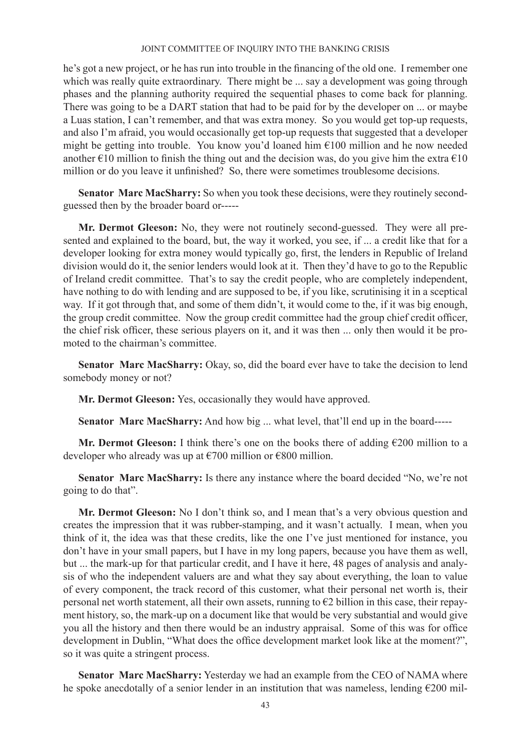he's got a new project, or he has run into trouble in the financing of the old one. I remember one which was really quite extraordinary. There might be ... say a development was going through phases and the planning authority required the sequential phases to come back for planning. There was going to be a DART station that had to be paid for by the developer on ... or maybe a Luas station, I can't remember, and that was extra money. So you would get top-up requests, and also I'm afraid, you would occasionally get top-up requests that suggested that a developer might be getting into trouble. You know you'd loaned him €100 million and he now needed another €10 million to finish the thing out and the decision was, do you give him the extra €10 million or do you leave it unfinished? So, there were sometimes troublesome decisions.

**Senator Marc MacSharry:** So when you took these decisions, were they routinely second-guessed then by the broader board or-----

**Mr. Dermot Gleeson:** No, they were not routinely second-guessed. They were all presented and explained to the board, but, the way it worked, you see, if ... a credit like that for a developer looking for extra money would typically go, first, the lenders in Republic of Ireland division would do it, the senior lenders would look at it. Then they'd have to go to the Republic of Ireland credit committee. That's to say the credit people, who are completely independent, have nothing to do with lending and are supposed to be, if you like, scrutinising it in a sceptical way. If it got through that, and some of them didn't, it would come to the, if it was big enough, the group credit committee. Now the group credit committee had the group chief credit officer, the chief risk officer, these serious players on it, and it was then ... only then would it be promoted to the chairman's committee.

**Senator Marc MacSharry:** Okay, so, did the board ever have to take the decision to lend somebody money or not?

**Mr. Dermot Gleeson:** Yes, occasionally they would have approved.

**Senator Marc MacSharry:** And how big ... what level, that'll end up in the board-----

**Mr. Dermot Gleeson:** I think there's one on the books there of adding €200 million to a developer who already was up at €700 million or €800 million.

**Senator Marc MacSharry:** Is there any instance where the board decided "No, we're not going to do that".

**Mr. Dermot Gleeson:** No I don't think so, and I mean that's a very obvious question and creates the impression that it was rubber-stamping, and it wasn't actually. I mean, when you think of it, the idea was that these credits, like the one I've just mentioned for instance, you don't have in your small papers, but I have in my long papers, because you have them as well, but ... the mark-up for that particular credit, and I have it here, 48 pages of analysis and analysis of who the independent valuers are and what they say about everything, the loan to value of every component, the track record of this customer, what their personal net worth is, their personal net worth statement, all their own assets, running to €2 billion in this case, their repayment history, so, the mark-up on a document like that would be very substantial and would give you all the history and then there would be an industry appraisal. Some of this was for office development in Dublin, "What does the office development market look like at the moment?", so it was quite a stringent process.

**Senator Marc MacSharry:** Yesterday we had an example from the CEO of NAMA where he spoke anecdotally of a senior lender in an institution that was nameless, lending €200 mil-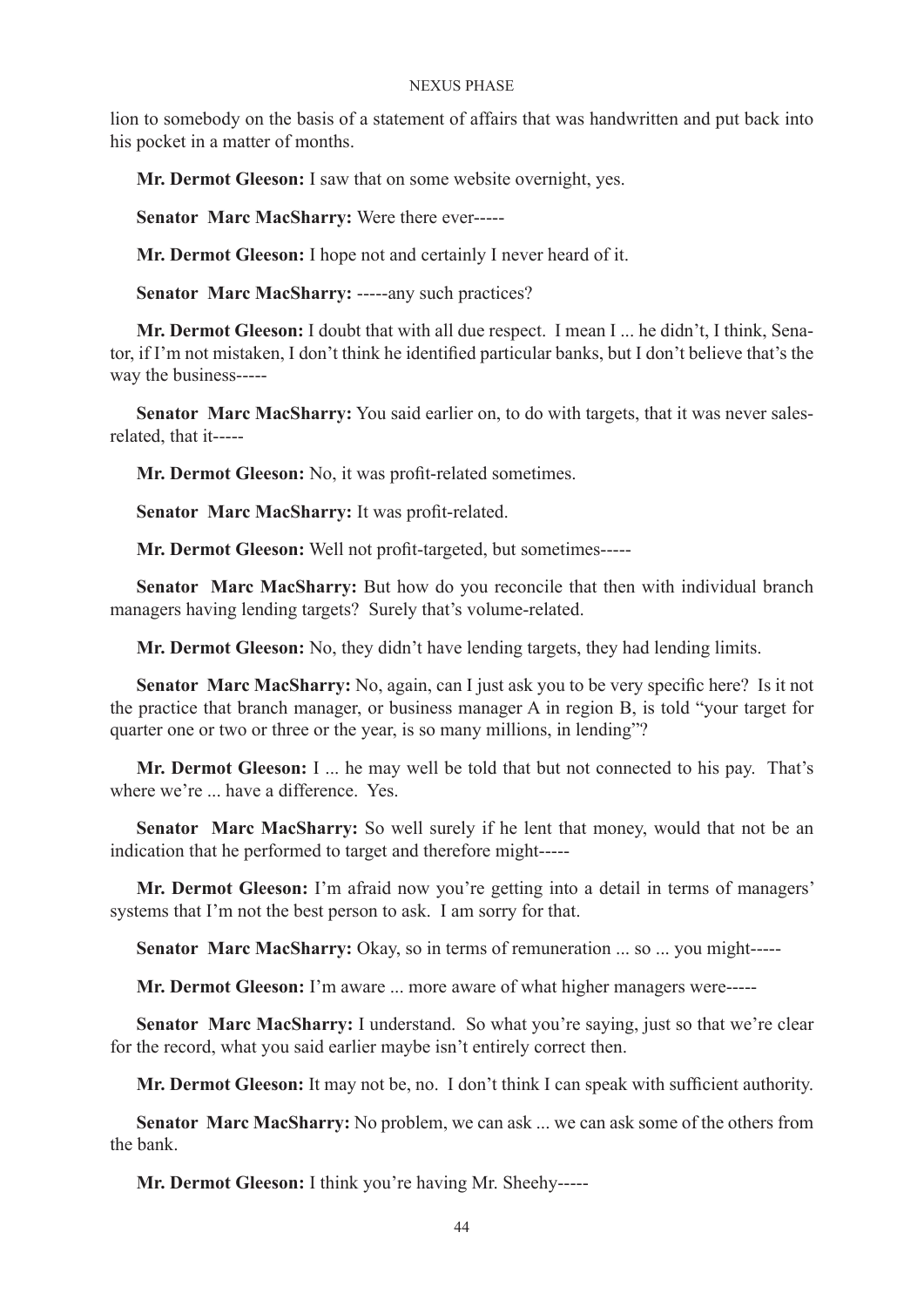lion to somebody on the basis of a statement of affairs that was handwritten and put back into his pocket in a matter of months.

**Mr. Dermot Gleeson:** I saw that on some website overnight, yes.

**Senator Marc MacSharry:** Were there ever-----

**Mr. Dermot Gleeson:** I hope not and certainly I never heard of it.

**Senator Marc MacSharry:** -----any such practices?

**Mr. Dermot Gleeson:** I doubt that with all due respect. I mean I ... he didn't, I think, Senator, if I'm not mistaken, I don't think he identified particular banks, but I don't believe that's the way the business-----

**Senator Marc MacSharry:** You said earlier on, to do with targets, that it was never sales-related, that it-----

**Mr. Dermot Gleeson:** No, it was profit-related sometimes.

**Senator Marc MacSharry:** It was profit-related.

**Mr. Dermot Gleeson:** Well not profit-targeted, but sometimes-----

**Senator Marc MacSharry:** But how do you reconcile that then with individual branch managers having lending targets? Surely that's volume-related.

**Mr. Dermot Gleeson:** No, they didn't have lending targets, they had lending limits.

**Senator Marc MacSharry:** No, again, can I just ask you to be very specific here? Is it not the practice that branch manager, or business manager A in region B, is told "your target for quarter one or two or three or the year, is so many millions, in lending"?

**Mr. Dermot Gleeson:** I ... he may well be told that but not connected to his pay. That's where we're ... have a difference. Yes.

**Senator Marc MacSharry:** So well surely if he lent that money, would that not be an indication that he performed to target and therefore might-----

**Mr. Dermot Gleeson:** I'm afraid now you're getting into a detail in terms of managers' systems that I'm not the best person to ask. I am sorry for that.

**Senator Marc MacSharry:** Okay, so in terms of remuneration ... so ... you might-----

**Mr. Dermot Gleeson:** I'm aware ... more aware of what higher managers were-----

**Senator Marc MacSharry:** I understand. So what you're saying, just so that we're clear for the record, what you said earlier maybe isn't entirely correct then.

**Mr. Dermot Gleeson:** It may not be, no. I don't think I can speak with sufficient authority.

**Senator Marc MacSharry:** No problem, we can ask ... we can ask some of the others from the bank.

**Mr. Dermot Gleeson:** I think you're having Mr. Sheehy-----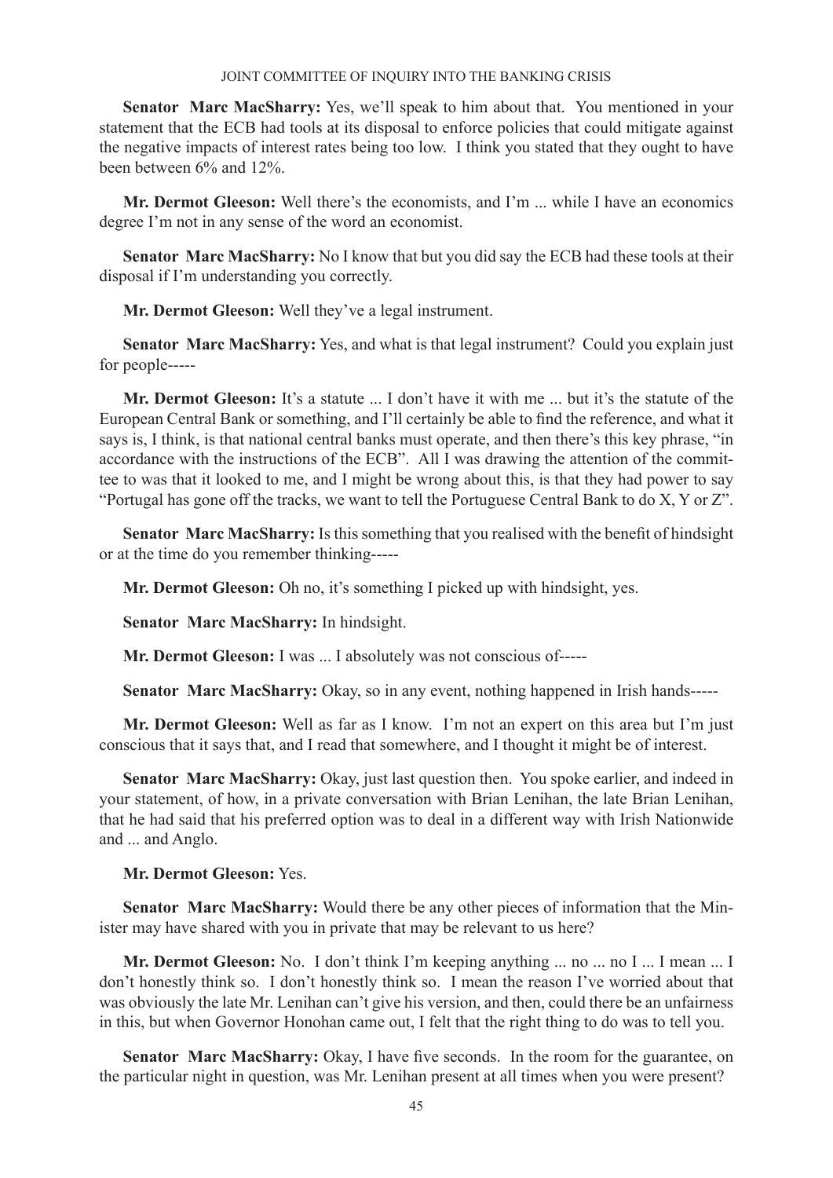**Senator Marc MacSharry:** Yes, we'll speak to him about that. You mentioned in your statement that the ECB had tools at its disposal to enforce policies that could mitigate against the negative impacts of interest rates being too low. I think you stated that they ought to have been between 6% and 12%.

**Mr. Dermot Gleeson:** Well there's the economists, and I'm ... while I have an economics degree I'm not in any sense of the word an economist.

**Senator Marc MacSharry:** No I know that but you did say the ECB had these tools at their disposal if I'm understanding you correctly.

**Mr. Dermot Gleeson:** Well they've a legal instrument.

**Senator Marc MacSharry:** Yes, and what is that legal instrument? Could you explain just for people-----

**Mr. Dermot Gleeson:** It's a statute ... I don't have it with me ... but it's the statute of the European Central Bank or something, and I'll certainly be able to find the reference, and what it says is, I think, is that national central banks must operate, and then there's this key phrase, "in accordance with the instructions of the ECB". All I was drawing the attention of the committee to was that it looked to me, and I might be wrong about this, is that they had power to say "Portugal has gone off the tracks, we want to tell the Portuguese Central Bank to do X, Y or Z".

**Senator Marc MacSharry:** Is this something that you realised with the benefit of hindsight or at the time do you remember thinking-----

**Mr. Dermot Gleeson:** Oh no, it's something I picked up with hindsight, yes.

**Senator Marc MacSharry:** In hindsight.

**Mr. Dermot Gleeson:** I was ... I absolutely was not conscious of-----

**Senator Marc MacSharry:** Okay, so in any event, nothing happened in Irish hands-----

**Mr. Dermot Gleeson:** Well as far as I know. I'm not an expert on this area but I'm just conscious that it says that, and I read that somewhere, and I thought it might be of interest.

**Senator Marc MacSharry:** Okay, just last question then. You spoke earlier, and indeed in your statement, of how, in a private conversation with Brian Lenihan, the late Brian Lenihan, that he had said that his preferred option was to deal in a different way with Irish Nationwide and ... and Anglo.

**Mr. Dermot Gleeson:** Yes.

**Senator Marc MacSharry:** Would there be any other pieces of information that the Minister may have shared with you in private that may be relevant to us here?

**Mr. Dermot Gleeson:** No. I don't think I'm keeping anything ... no ... no I ... I mean ... I don't honestly think so. I don't honestly think so. I mean the reason I've worried about that was obviously the late Mr. Lenihan can't give his version, and then, could there be an unfairness in this, but when Governor Honohan came out, I felt that the right thing to do was to tell you.

**Senator Marc MacSharry:** Okay, I have five seconds. In the room for the guarantee, on the particular night in question, was Mr. Lenihan present at all times when you were present?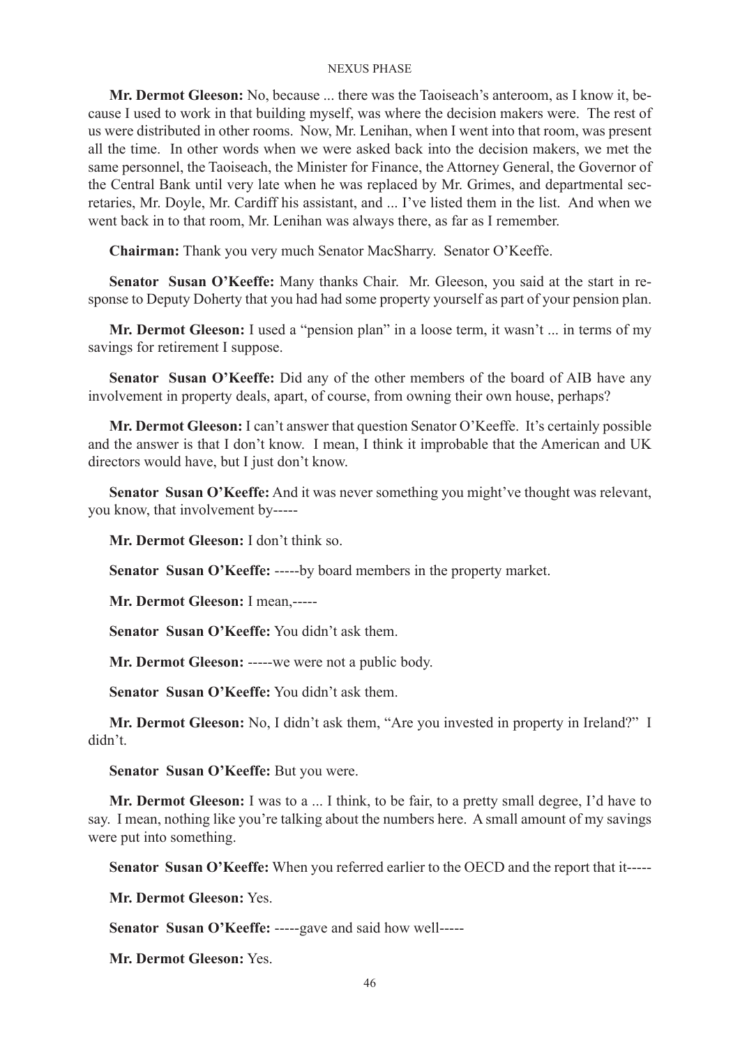**Mr. Dermot Gleeson:** No, because ... there was the Taoiseach's anteroom, as I know it, because I used to work in that building myself, was where the decision makers were. The rest of us were distributed in other rooms. Now, Mr. Lenihan, when I went into that room, was present all the time. In other words when we were asked back into the decision makers, we met the same personnel, the Taoiseach, the Minister for Finance, the Attorney General, the Governor of the Central Bank until very late when he was replaced by Mr. Grimes, and departmental secretaries, Mr. Doyle, Mr. Cardiff his assistant, and ... I've listed them in the list. And when we went back in to that room, Mr. Lenihan was always there, as far as I remember.

**Chairman:** Thank you very much Senator MacSharry. Senator O'Keeffe.

**Senator Susan O'Keeffe:** Many thanks Chair. Mr. Gleeson, you said at the start in response to Deputy Doherty that you had had some property yourself as part of your pension plan.

**Mr. Dermot Gleeson:** I used a "pension plan" in a loose term, it wasn't ... in terms of my savings for retirement I suppose.

**Senator Susan O'Keeffe:** Did any of the other members of the board of AIB have any involvement in property deals, apart, of course, from owning their own house, perhaps?

**Mr. Dermot Gleeson:** I can't answer that question Senator O'Keeffe. It's certainly possible and the answer is that I don't know. I mean, I think it improbable that the American and UK directors would have, but I just don't know.

**Senator Susan O'Keeffe:** And it was never something you might've thought was relevant, you know, that involvement by-----

**Mr. Dermot Gleeson:** I don't think so.

**Senator Susan O'Keeffe:** -----by board members in the property market.

**Mr. Dermot Gleeson:** I mean,-----

**Senator Susan O'Keeffe:** You didn't ask them.

**Mr. Dermot Gleeson:** -----we were not a public body.

**Senator Susan O'Keeffe:** You didn't ask them.

**Mr. Dermot Gleeson:** No, I didn't ask them, "Are you invested in property in Ireland?" I didn't.

**Senator Susan O'Keeffe:** But you were.

**Mr. Dermot Gleeson:** I was to a ... I think, to be fair, to a pretty small degree, I'd have to say. I mean, nothing like you're talking about the numbers here. A small amount of my savings were put into something.

**Senator Susan O'Keeffe:** When you referred earlier to the OECD and the report that it-----

**Mr. Dermot Gleeson:** Yes.

**Senator Susan O'Keeffe:** -----gave and said how well-----

**Mr. Dermot Gleeson:** Yes.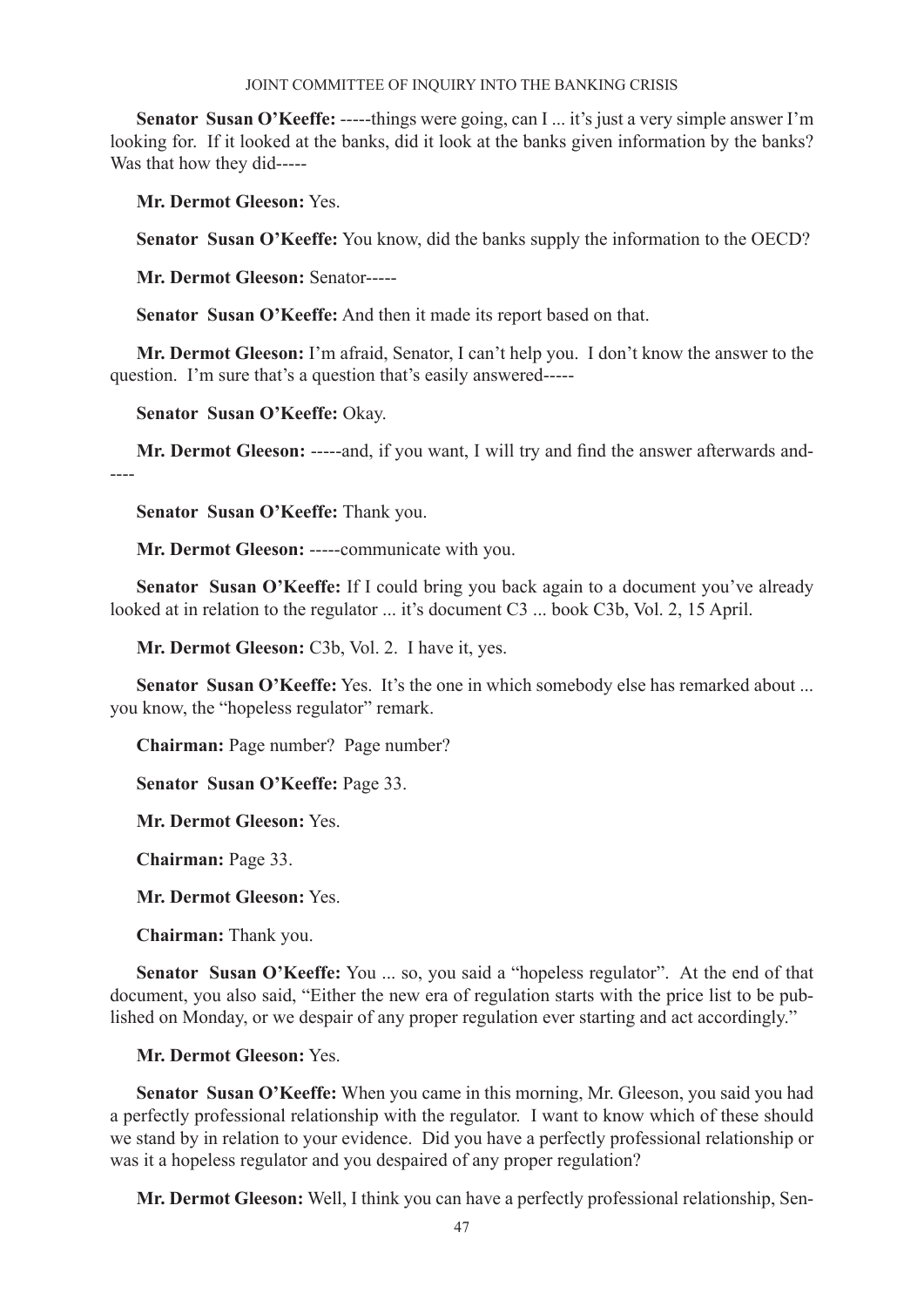**Senator Susan O'Keeffe:** -----things were going, can I ... it's just a very simple answer I'm looking for. If it looked at the banks, did it look at the banks given information by the banks? Was that how they did-----

**Mr. Dermot Gleeson:** Yes.

**Senator Susan O'Keeffe:** You know, did the banks supply the information to the OECD?

**Mr. Dermot Gleeson:** Senator-----

**Senator Susan O'Keeffe:** And then it made its report based on that.

**Mr. Dermot Gleeson:** I'm afraid, Senator, I can't help you. I don't know the answer to the question. I'm sure that's a question that's easily answered-----

**Senator Susan O'Keeffe:** Okay.

**Mr. Dermot Gleeson:** -----and, if you want, I will try and find the answer afterwards and-----

**Senator Susan O'Keeffe:** Thank you.

**Mr. Dermot Gleeson:** -----communicate with you.

**Senator Susan O'Keeffe:** If I could bring you back again to a document you've already looked at in relation to the regulator ... it's document C3 ... book C3b, Vol. 2, 15 April.

**Mr. Dermot Gleeson:** C3b, Vol. 2. I have it, yes.

**Senator Susan O'Keeffe:** Yes. It's the one in which somebody else has remarked about ... you know, the "hopeless regulator" remark.

**Chairman:** Page number? Page number?

**Senator Susan O'Keeffe:** Page 33.

**Mr. Dermot Gleeson:** Yes.

**Chairman:** Page 33.

**Mr. Dermot Gleeson:** Yes.

**Chairman:** Thank you.

**Senator Susan O'Keeffe:** You ... so, you said a "hopeless regulator". At the end of that document, you also said, "Either the new era of regulation starts with the price list to be published on Monday, or we despair of any proper regulation ever starting and act accordingly."

**Mr. Dermot Gleeson:** Yes.

**Senator Susan O'Keeffe:** When you came in this morning, Mr. Gleeson, you said you had a perfectly professional relationship with the regulator. I want to know which of these should we stand by in relation to your evidence. Did you have a perfectly professional relationship or was it a hopeless regulator and you despaired of any proper regulation?

**Mr. Dermot Gleeson:** Well, I think you can have a perfectly professional relationship, Sen-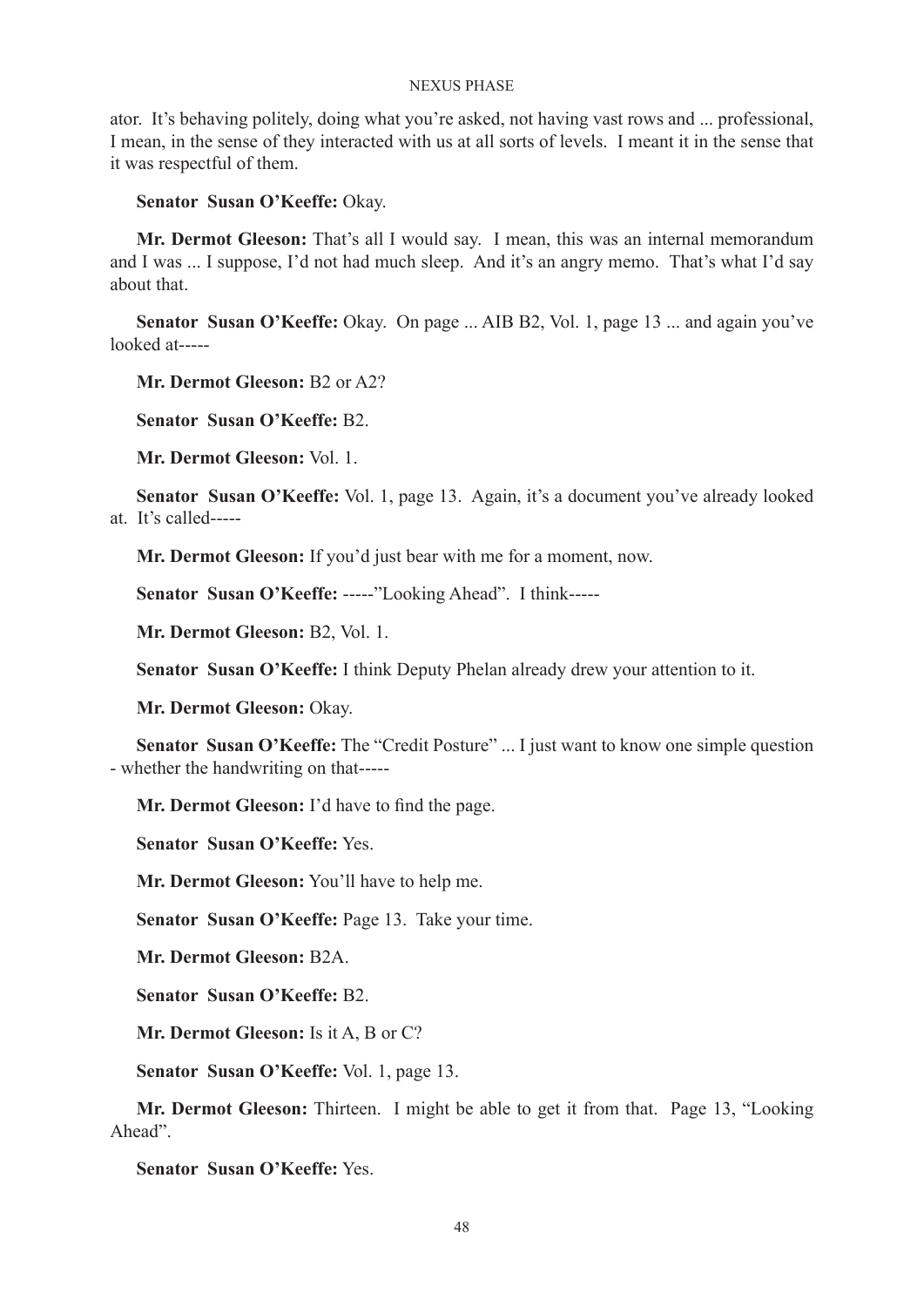ator. It's behaving politely, doing what you're asked, not having vast rows and ... professional, I mean, in the sense of they interacted with us at all sorts of levels. I meant it in the sense that it was respectful of them.

**Senator Susan O'Keeffe:** Okay.

**Mr. Dermot Gleeson:** That's all I would say. I mean, this was an internal memorandum and I was ... I suppose, I'd not had much sleep. And it's an angry memo. That's what I'd say about that.

**Senator Susan O'Keeffe:** Okay. On page ... AIB B2, Vol. 1, page 13 ... and again you've looked at-----

**Mr. Dermot Gleeson:** B2 or A2?

**Senator Susan O'Keeffe:** B2.

**Mr. Dermot Gleeson:** Vol. 1.

**Senator Susan O'Keeffe:** Vol. 1, page 13. Again, it's a document you've already looked at. It's called-----

**Mr. Dermot Gleeson:** If you'd just bear with me for a moment, now.

**Senator Susan O'Keeffe:** -----"Looking Ahead". I think-----

**Mr. Dermot Gleeson:** B2, Vol. 1.

**Senator Susan O'Keeffe:** I think Deputy Phelan already drew your attention to it.

**Mr. Dermot Gleeson:** Okay.

**Senator Susan O'Keeffe:** The "Credit Posture" ... I just want to know one simple question - whether the handwriting on that-----

**Mr. Dermot Gleeson:** I'd have to find the page.

**Senator Susan O'Keeffe:** Yes.

**Mr. Dermot Gleeson:** You'll have to help me.

**Senator Susan O'Keeffe:** Page 13. Take your time.

**Mr. Dermot Gleeson:** B2A.

**Senator Susan O'Keeffe:** B2.

**Mr. Dermot Gleeson:** Is it A, B or C?

**Senator Susan O'Keeffe:** Vol. 1, page 13.

**Mr. Dermot Gleeson:** Thirteen. I might be able to get it from that. Page 13, "Looking Ahead".

**Senator Susan O'Keeffe:** Yes.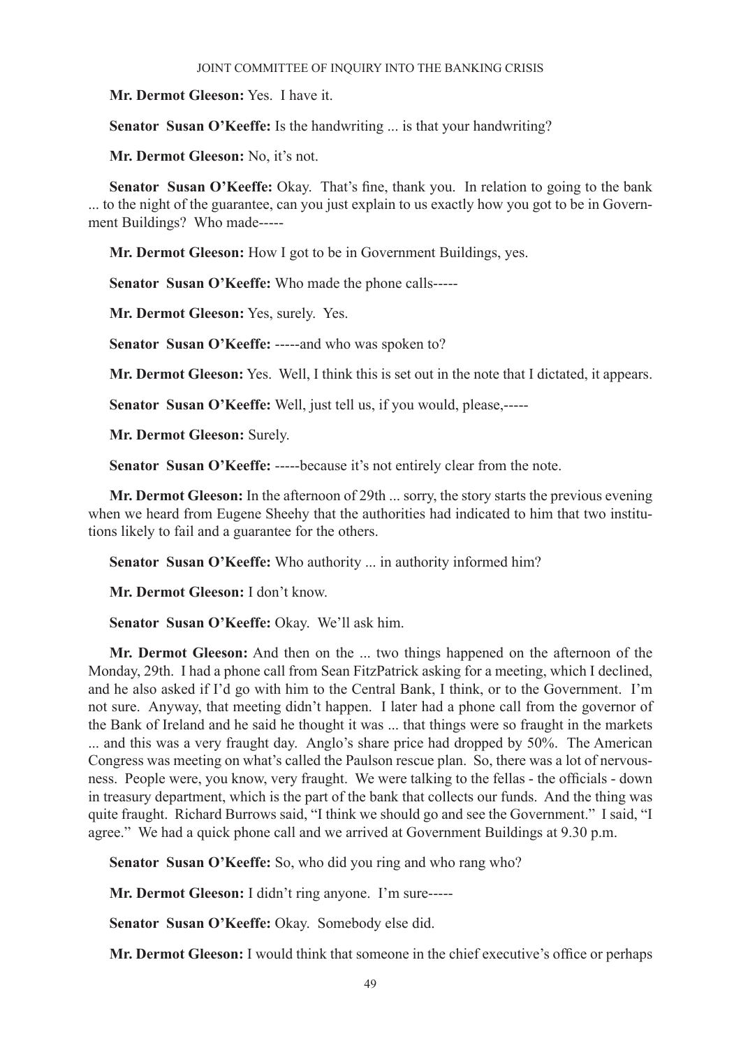**Mr. Dermot Gleeson:** Yes. I have it.

**Senator Susan O'Keeffe:** Is the handwriting ... is that your handwriting?

**Mr. Dermot Gleeson:** No, it's not.

**Senator Susan O'Keeffe:** Okay. That's fine, thank you. In relation to going to the bank ... to the night of the guarantee, can you just explain to us exactly how you got to be in Government Buildings? Who made-----

**Mr. Dermot Gleeson:** How I got to be in Government Buildings, yes.

**Senator Susan O'Keeffe:** Who made the phone calls-----

**Mr. Dermot Gleeson:** Yes, surely. Yes.

**Senator Susan O'Keeffe:** -----and who was spoken to?

**Mr. Dermot Gleeson:** Yes. Well, I think this is set out in the note that I dictated, it appears.

**Senator Susan O'Keeffe:** Well, just tell us, if you would, please,-----

**Mr. Dermot Gleeson:** Surely.

**Senator Susan O'Keeffe:** -----because it's not entirely clear from the note.

**Mr. Dermot Gleeson:** In the afternoon of 29th ... sorry, the story starts the previous evening when we heard from Eugene Sheehy that the authorities had indicated to him that two institutions likely to fail and a guarantee for the others.

**Senator Susan O'Keeffe:** Who authority ... in authority informed him?

**Mr. Dermot Gleeson:** I don't know.

**Senator Susan O'Keeffe:** Okay. We'll ask him.

**Mr. Dermot Gleeson:** And then on the ... two things happened on the afternoon of the Monday, 29th. I had a phone call from Sean FitzPatrick asking for a meeting, which I declined, and he also asked if I'd go with him to the Central Bank, I think, or to the Government. I'm not sure. Anyway, that meeting didn't happen. I later had a phone call from the governor of the Bank of Ireland and he said he thought it was ... that things were so fraught in the markets ... and this was a very fraught day. Anglo's share price had dropped by 50%. The American Congress was meeting on what's called the Paulson rescue plan. So, there was a lot of nervousness. People were, you know, very fraught. We were talking to the fellas - the officials - down in treasury department, which is the part of the bank that collects our funds. And the thing was quite fraught. Richard Burrows said, "I think we should go and see the Government." I said, "I agree." We had a quick phone call and we arrived at Government Buildings at 9.30 p.m.

**Senator Susan O'Keeffe:** So, who did you ring and who rang who?

**Mr. Dermot Gleeson:** I didn't ring anyone. I'm sure-----

**Senator Susan O'Keeffe:** Okay. Somebody else did.

**Mr. Dermot Gleeson:** I would think that someone in the chief executive's office or perhaps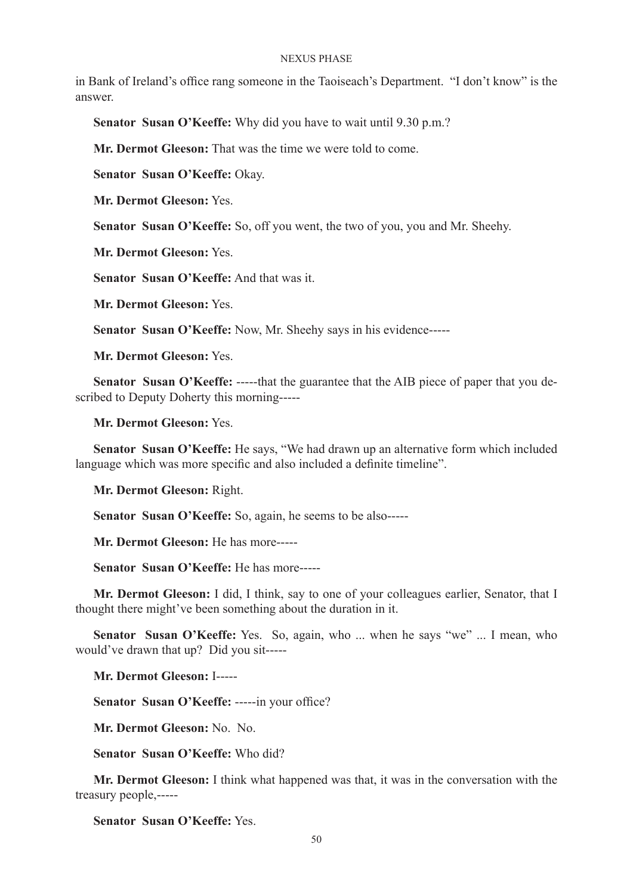in Bank of Ireland's office rang someone in the Taoiseach's Department. "I don't know" is the answer.

**Senator Susan O'Keeffe:** Why did you have to wait until 9.30 p.m.?

**Mr. Dermot Gleeson:** That was the time we were told to come.

**Senator Susan O'Keeffe:** Okay.

**Mr. Dermot Gleeson:** Yes.

**Senator Susan O'Keeffe:** So, off you went, the two of you, you and Mr. Sheehy.

**Mr. Dermot Gleeson:** Yes.

**Senator Susan O'Keeffe:** And that was it.

**Mr. Dermot Gleeson:** Yes.

**Senator Susan O'Keeffe:** Now, Mr. Sheehy says in his evidence-----

**Mr. Dermot Gleeson:** Yes.

**Senator Susan O'Keeffe:** -----that the guarantee that the AIB piece of paper that you described to Deputy Doherty this morning-----

**Mr. Dermot Gleeson:** Yes.

**Senator Susan O'Keeffe:** He says, "We had drawn up an alternative form which included language which was more specific and also included a definite timeline".

**Mr. Dermot Gleeson:** Right.

**Senator Susan O'Keeffe:** So, again, he seems to be also-----

**Mr. Dermot Gleeson:** He has more-----

**Senator Susan O'Keeffe:** He has more-----

**Mr. Dermot Gleeson:** I did, I think, say to one of your colleagues earlier, Senator, that I thought there might've been something about the duration in it.

**Senator Susan O'Keeffe:** Yes. So, again, who ... when he says "we" ... I mean, who would've drawn that up? Did you sit-----

**Mr. Dermot Gleeson:** I-----

**Senator Susan O'Keeffe:** -----in your office?

**Mr. Dermot Gleeson:** No. No.

**Senator Susan O'Keeffe:** Who did?

**Mr. Dermot Gleeson:** I think what happened was that, it was in the conversation with the treasury people,-----

**Senator Susan O'Keeffe:** Yes.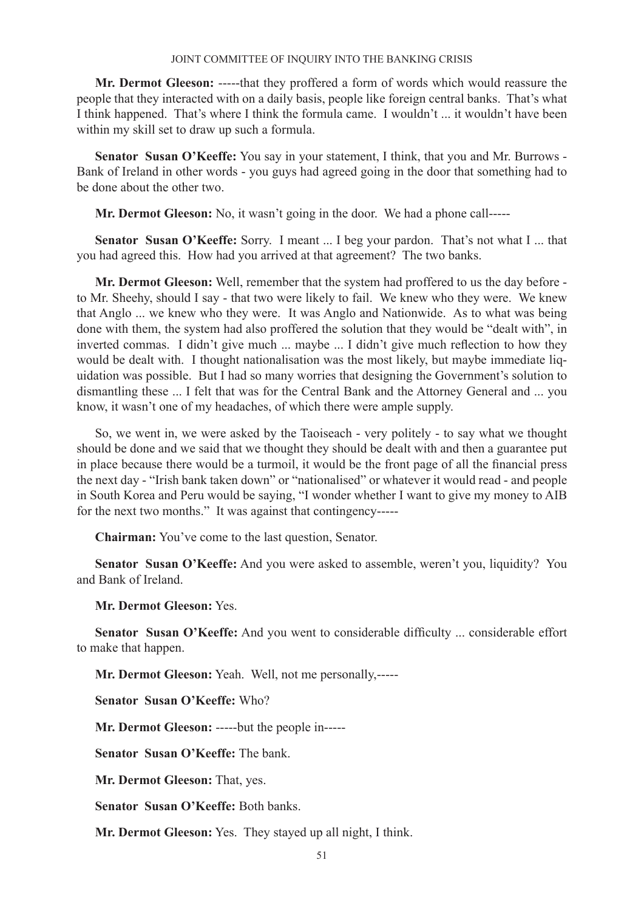**Mr. Dermot Gleeson:** -----that they proffered a form of words which would reassure the people that they interacted with on a daily basis, people like foreign central banks. That's what I think happened. That's where I think the formula came. I wouldn't ... it wouldn't have been within my skill set to draw up such a formula.

**Senator Susan O'Keeffe:** You say in your statement, I think, that you and Mr. Burrows - Bank of Ireland in other words - you guys had agreed going in the door that something had to be done about the other two.

**Mr. Dermot Gleeson:** No, it wasn't going in the door. We had a phone call-----

**Senator Susan O'Keeffe:** Sorry. I meant ... I beg your pardon. That's not what I ... that you had agreed this. How had you arrived at that agreement? The two banks.

**Mr. Dermot Gleeson:** Well, remember that the system had proffered to us the day before - to Mr. Sheehy, should I say - that two were likely to fail. We knew who they were. We knew that Anglo ... we knew who they were. It was Anglo and Nationwide. As to what was being done with them, the system had also proffered the solution that they would be "dealt with", in inverted commas. I didn't give much ... maybe ... I didn't give much reflection to how they would be dealt with. I thought nationalisation was the most likely, but maybe immediate liquidation was possible. But I had so many worries that designing the Government's solution to dismantling these ... I felt that was for the Central Bank and the Attorney General and ... you know, it wasn't one of my headaches, of which there were ample supply.

So, we went in, we were asked by the Taoiseach - very politely - to say what we thought should be done and we said that we thought they should be dealt with and then a guarantee put in place because there would be a turmoil, it would be the front page of all the financial press the next day - "Irish bank taken down" or "nationalised" or whatever it would read - and people in South Korea and Peru would be saying, "I wonder whether I want to give my money to AIB for the next two months." It was against that contingency-----

**Chairman:** You've come to the last question, Senator.

**Senator Susan O'Keeffe:** And you were asked to assemble, weren't you, liquidity? You and Bank of Ireland.

**Mr. Dermot Gleeson:** Yes.

**Senator Susan O'Keeffe:** And you went to considerable difficulty ... considerable effort to make that happen.

**Mr. Dermot Gleeson:** Yeah. Well, not me personally,-----

**Senator Susan O'Keeffe:** Who?

**Mr. Dermot Gleeson:** -----but the people in-----

**Senator Susan O'Keeffe:** The bank.

**Mr. Dermot Gleeson:** That, yes.

**Senator Susan O'Keeffe:** Both banks.

**Mr. Dermot Gleeson:** Yes. They stayed up all night, I think.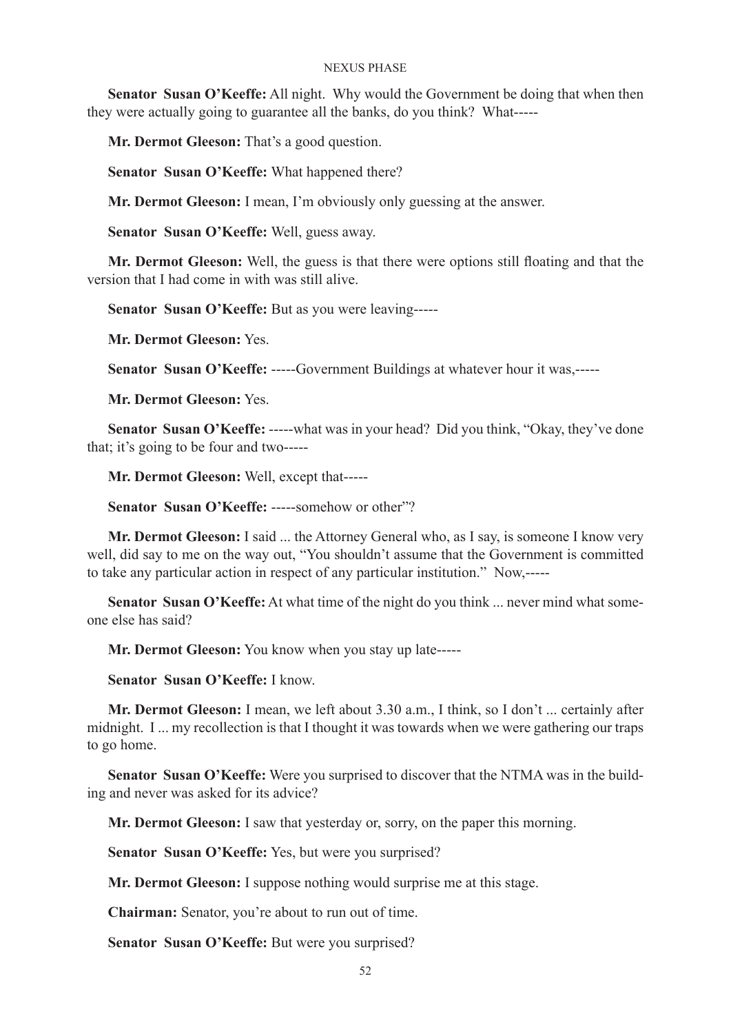**Senator Susan O'Keeffe:** All night. Why would the Government be doing that when then they were actually going to guarantee all the banks, do you think? What-----

**Mr. Dermot Gleeson:** That's a good question.

**Senator Susan O'Keeffe:** What happened there?

**Mr. Dermot Gleeson:** I mean, I'm obviously only guessing at the answer.

**Senator Susan O'Keeffe:** Well, guess away.

**Mr. Dermot Gleeson:** Well, the guess is that there were options still floating and that the version that I had come in with was still alive.

**Senator Susan O'Keeffe:** But as you were leaving-----

**Mr. Dermot Gleeson:** Yes.

**Senator Susan O'Keeffe:** -----Government Buildings at whatever hour it was,-----

**Mr. Dermot Gleeson:** Yes.

**Senator Susan O'Keeffe:** -----what was in your head? Did you think, "Okay, they've done that; it's going to be four and two-----

**Mr. Dermot Gleeson:** Well, except that-----

**Senator Susan O'Keeffe:** -----somehow or other"?

**Mr. Dermot Gleeson:** I said ... the Attorney General who, as I say, is someone I know very well, did say to me on the way out, "You shouldn't assume that the Government is committed to take any particular action in respect of any particular institution." Now,-----

**Senator Susan O'Keeffe:** At what time of the night do you think ... never mind what someone else has said?

**Mr. Dermot Gleeson:** You know when you stay up late-----

**Senator Susan O'Keeffe:** I know.

**Mr. Dermot Gleeson:** I mean, we left about 3.30 a.m., I think, so I don't ... certainly after midnight. I ... my recollection is that I thought it was towards when we were gathering our traps to go home.

**Senator Susan O'Keeffe:** Were you surprised to discover that the NTMA was in the building and never was asked for its advice?

**Mr. Dermot Gleeson:** I saw that yesterday or, sorry, on the paper this morning.

**Senator Susan O'Keeffe:** Yes, but were you surprised?

**Mr. Dermot Gleeson:** I suppose nothing would surprise me at this stage.

**Chairman:** Senator, you're about to run out of time.

**Senator Susan O'Keeffe:** But were you surprised?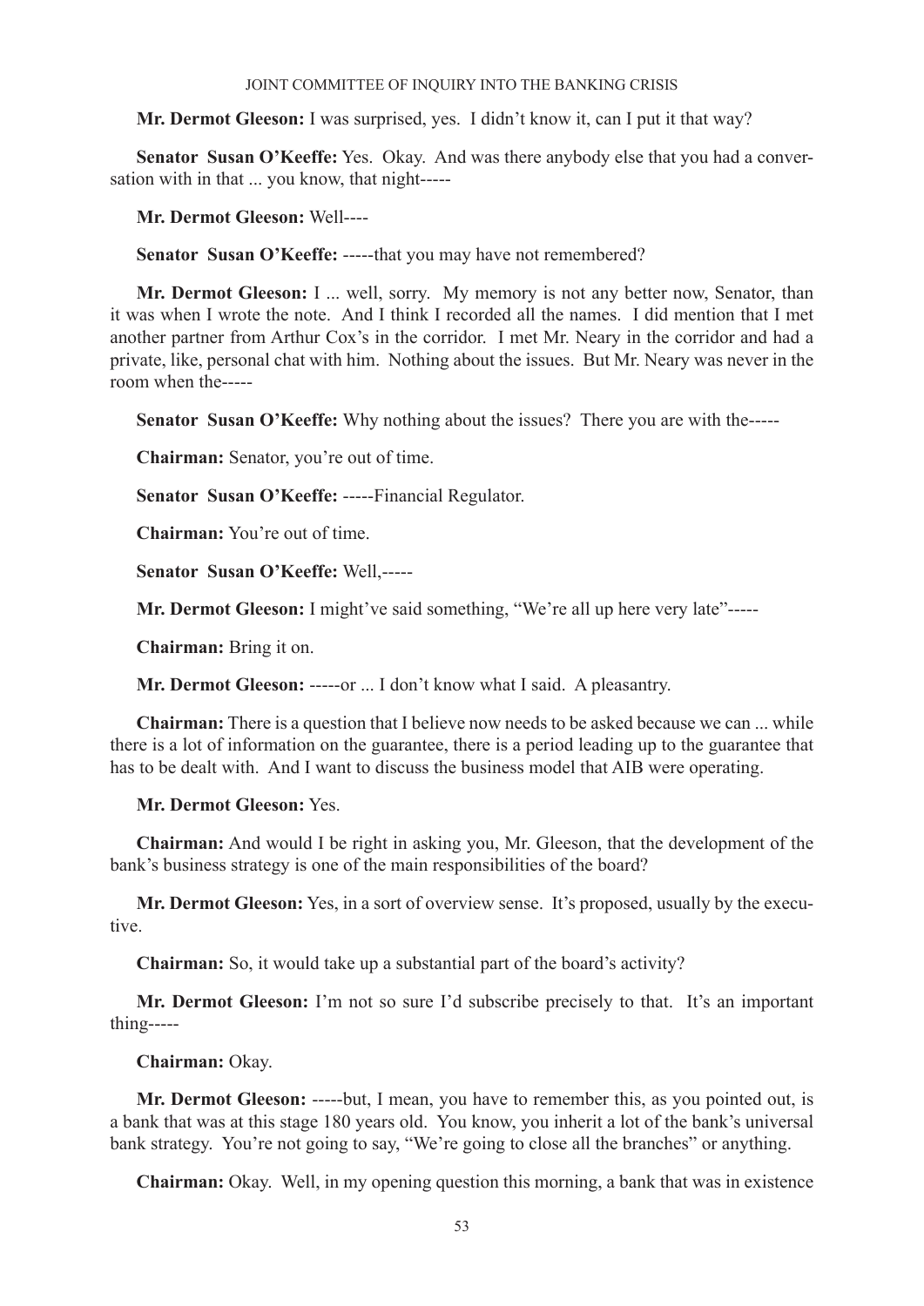**Mr. Dermot Gleeson:** I was surprised, yes. I didn't know it, can I put it that way?

**Senator Susan O'Keeffe:** Yes. Okay. And was there anybody else that you had a conversation with in that ... you know, that night-----

**Mr. Dermot Gleeson:** Well----

**Senator Susan O'Keeffe:** -----that you may have not remembered?

**Mr. Dermot Gleeson:** I ... well, sorry. My memory is not any better now, Senator, than it was when I wrote the note. And I think I recorded all the names. I did mention that I met another partner from Arthur Cox's in the corridor. I met Mr. Neary in the corridor and had a private, like, personal chat with him. Nothing about the issues. But Mr. Neary was never in the room when the-----

**Senator Susan O'Keeffe:** Why nothing about the issues? There you are with the-----

**Chairman:** Senator, you're out of time.

**Senator Susan O'Keeffe:** -----Financial Regulator.

**Chairman:** You're out of time.

**Senator Susan O'Keeffe:** Well,-----

**Mr. Dermot Gleeson:** I might've said something, "We're all up here very late"-----

**Chairman:** Bring it on.

**Mr. Dermot Gleeson:** -----or ... I don't know what I said. A pleasantry.

**Chairman:** There is a question that I believe now needs to be asked because we can ... while there is a lot of information on the guarantee, there is a period leading up to the guarantee that has to be dealt with. And I want to discuss the business model that AIB were operating.

**Mr. Dermot Gleeson:** Yes.

**Chairman:** And would I be right in asking you, Mr. Gleeson, that the development of the bank's business strategy is one of the main responsibilities of the board?

**Mr. Dermot Gleeson:** Yes, in a sort of overview sense. It's proposed, usually by the executive.

**Chairman:** So, it would take up a substantial part of the board's activity?

**Mr. Dermot Gleeson:** I'm not so sure I'd subscribe precisely to that. It's an important thing-----

**Chairman:** Okay.

**Mr. Dermot Gleeson:** -----but, I mean, you have to remember this, as you pointed out, is a bank that was at this stage 180 years old. You know, you inherit a lot of the bank's universal bank strategy. You're not going to say, "We're going to close all the branches" or anything.

**Chairman:** Okay. Well, in my opening question this morning, a bank that was in existence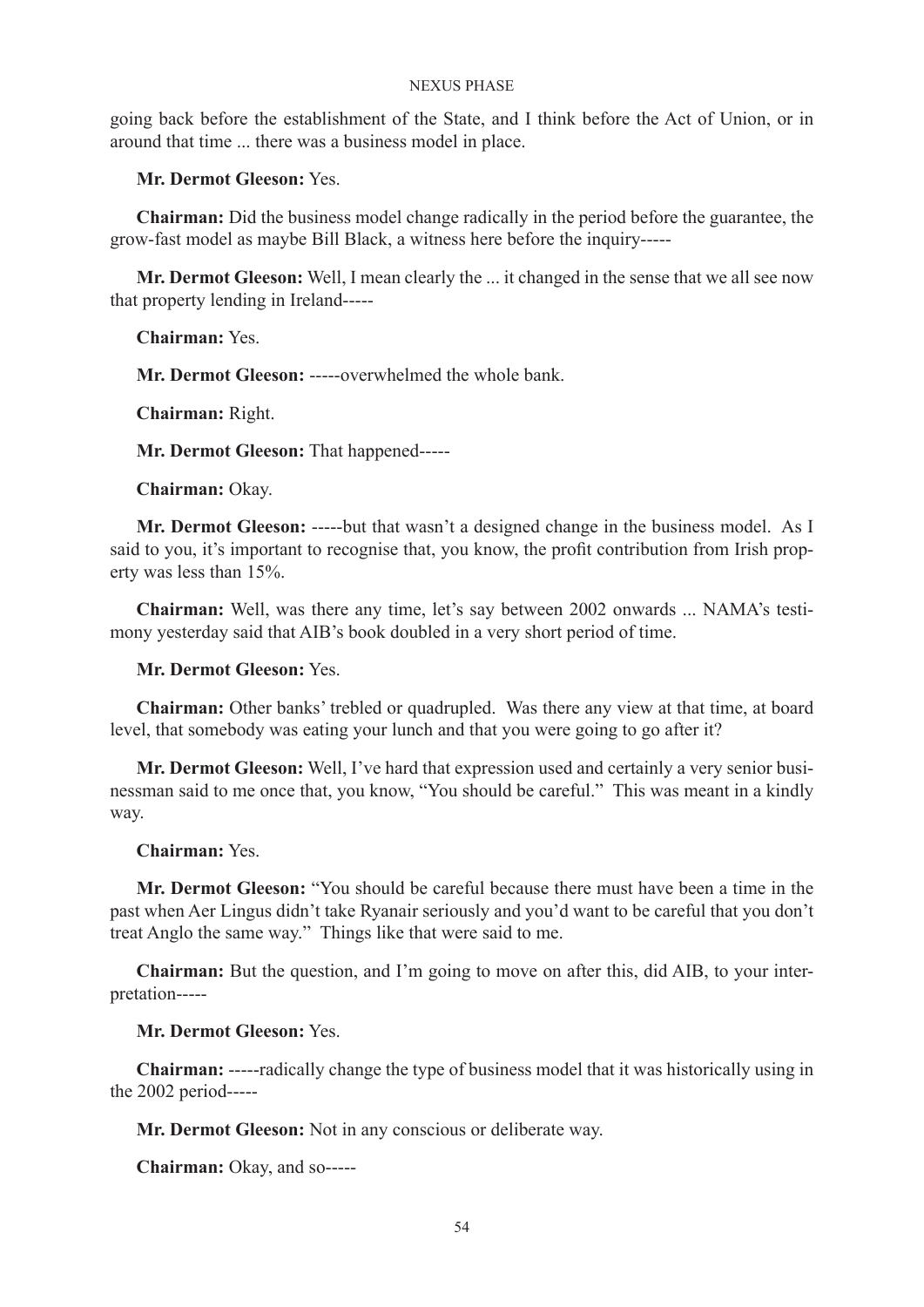going back before the establishment of the State, and I think before the Act of Union, or in around that time ... there was a business model in place.

**Mr. Dermot Gleeson:** Yes.

**Chairman:** Did the business model change radically in the period before the guarantee, the grow-fast model as maybe Bill Black, a witness here before the inquiry-----

**Mr. Dermot Gleeson:** Well, I mean clearly the ... it changed in the sense that we all see now that property lending in Ireland-----

**Chairman:** Yes.

**Mr. Dermot Gleeson:** -----overwhelmed the whole bank.

**Chairman:** Right.

**Mr. Dermot Gleeson:** That happened-----

**Chairman:** Okay.

**Mr. Dermot Gleeson:** -----but that wasn't a designed change in the business model. As I said to you, it's important to recognise that, you know, the profit contribution from Irish property was less than 15%.

**Chairman:** Well, was there any time, let's say between 2002 onwards ... NAMA's testimony yesterday said that AIB's book doubled in a very short period of time.

**Mr. Dermot Gleeson:** Yes.

**Chairman:** Other banks' trebled or quadrupled. Was there any view at that time, at board level, that somebody was eating your lunch and that you were going to go after it?

**Mr. Dermot Gleeson:** Well, I've hard that expression used and certainly a very senior businessman said to me once that, you know, "You should be careful." This was meant in a kindly way.

**Chairman:** Yes.

**Mr. Dermot Gleeson:** "You should be careful because there must have been a time in the past when Aer Lingus didn't take Ryanair seriously and you'd want to be careful that you don't treat Anglo the same way." Things like that were said to me.

**Chairman:** But the question, and I'm going to move on after this, did AIB, to your interpretation-----

**Mr. Dermot Gleeson:** Yes.

**Chairman:** -----radically change the type of business model that it was historically using in the 2002 period-----

**Mr. Dermot Gleeson:** Not in any conscious or deliberate way.

**Chairman:** Okay, and so-----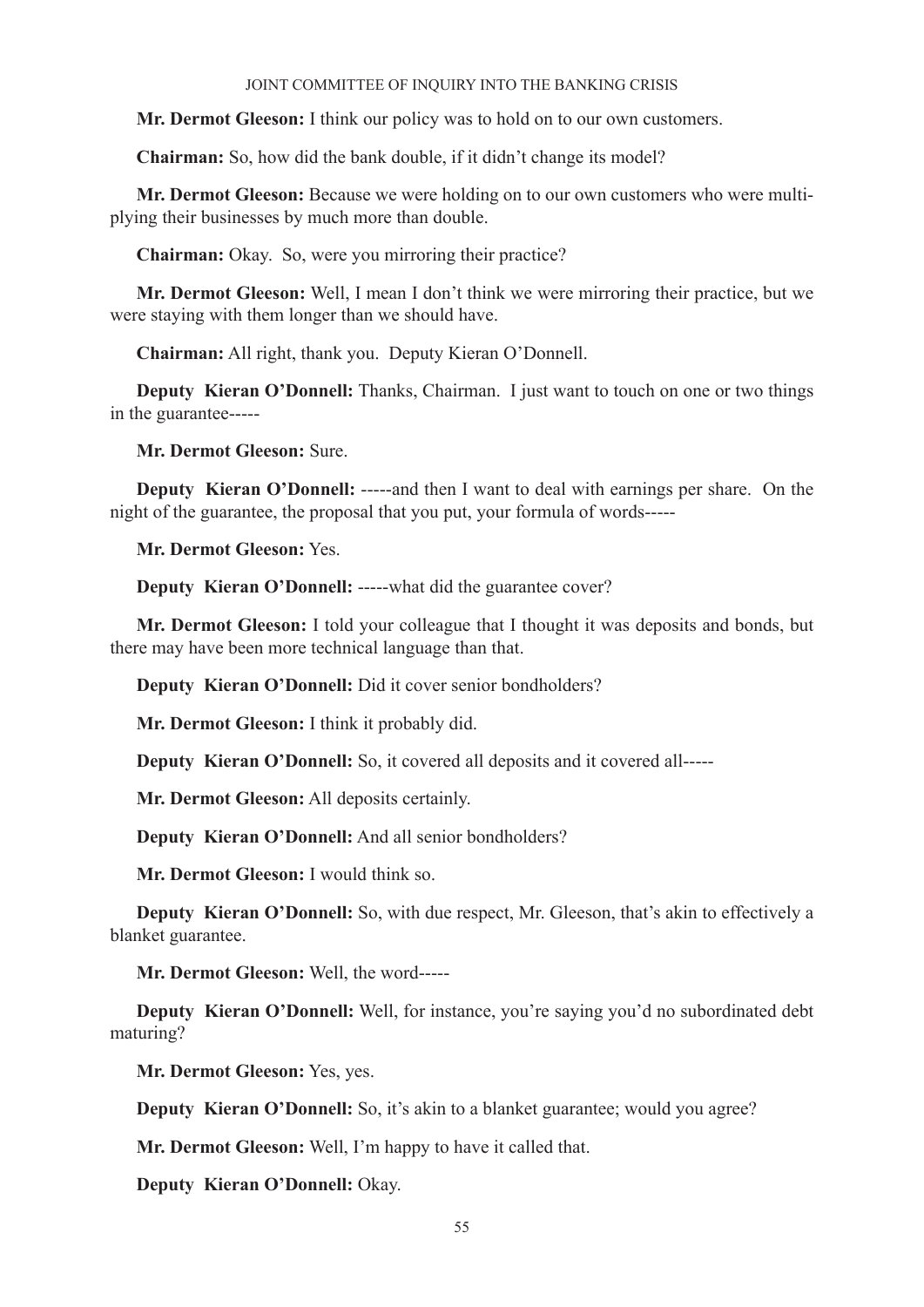**Mr. Dermot Gleeson:** I think our policy was to hold on to our own customers.

**Chairman:** So, how did the bank double, if it didn't change its model?

**Mr. Dermot Gleeson:** Because we were holding on to our own customers who were multiplying their businesses by much more than double.

**Chairman:** Okay. So, were you mirroring their practice?

**Mr. Dermot Gleeson:** Well, I mean I don't think we were mirroring their practice, but we were staying with them longer than we should have.

**Chairman:** All right, thank you. Deputy Kieran O'Donnell.

**Deputy Kieran O'Donnell:** Thanks, Chairman. I just want to touch on one or two things in the guarantee-----

**Mr. Dermot Gleeson:** Sure.

**Deputy Kieran O'Donnell:** -----and then I want to deal with earnings per share. On the night of the guarantee, the proposal that you put, your formula of words-----

**Mr. Dermot Gleeson:** Yes.

**Deputy Kieran O'Donnell:** -----what did the guarantee cover?

**Mr. Dermot Gleeson:** I told your colleague that I thought it was deposits and bonds, but there may have been more technical language than that.

**Deputy Kieran O'Donnell:** Did it cover senior bondholders?

**Mr. Dermot Gleeson:** I think it probably did.

**Deputy Kieran O'Donnell:** So, it covered all deposits and it covered all-----

**Mr. Dermot Gleeson:** All deposits certainly.

**Deputy Kieran O'Donnell:** And all senior bondholders?

**Mr. Dermot Gleeson:** I would think so.

**Deputy Kieran O'Donnell:** So, with due respect, Mr. Gleeson, that's akin to effectively a blanket guarantee.

**Mr. Dermot Gleeson:** Well, the word-----

**Deputy Kieran O'Donnell:** Well, for instance, you're saying you'd no subordinated debt maturing?

**Mr. Dermot Gleeson:** Yes, yes.

**Deputy Kieran O'Donnell:** So, it's akin to a blanket guarantee; would you agree?

**Mr. Dermot Gleeson:** Well, I'm happy to have it called that.

**Deputy Kieran O'Donnell:** Okay.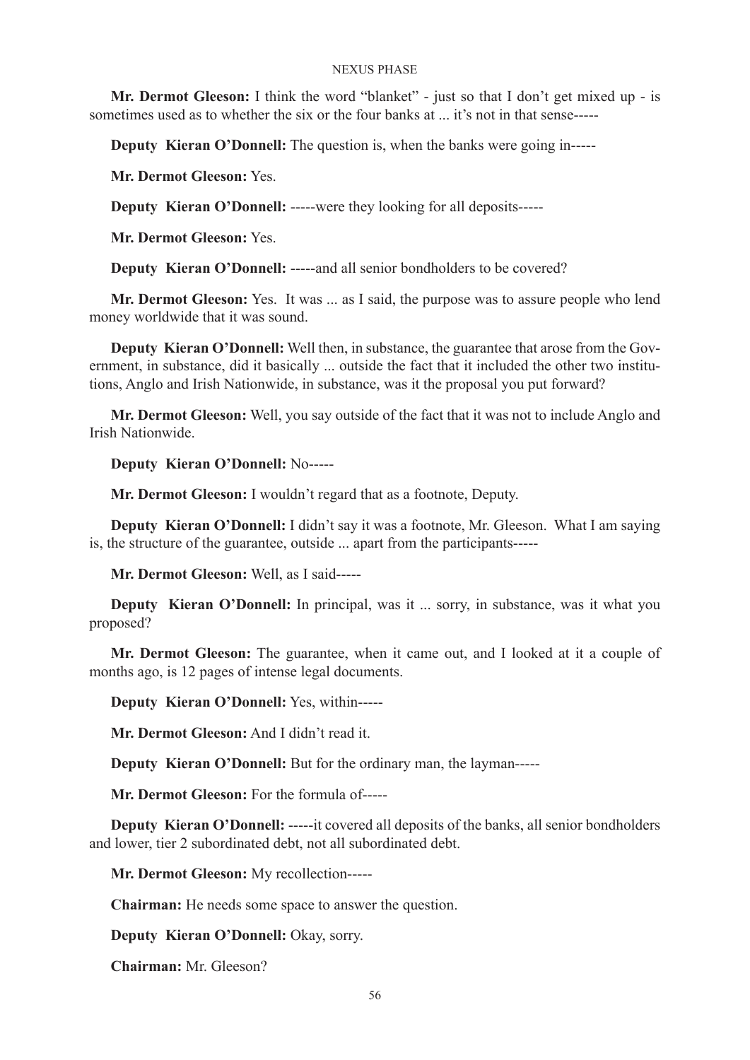**Mr. Dermot Gleeson:** I think the word "blanket" - just so that I don't get mixed up - is sometimes used as to whether the six or the four banks at ... it's not in that sense-----

**Deputy Kieran O'Donnell:** The question is, when the banks were going in-----

**Mr. Dermot Gleeson:** Yes.

**Deputy Kieran O'Donnell:** -----were they looking for all deposits-----

**Mr. Dermot Gleeson:** Yes.

**Deputy Kieran O'Donnell:** -----and all senior bondholders to be covered?

**Mr. Dermot Gleeson:** Yes. It was ... as I said, the purpose was to assure people who lend money worldwide that it was sound.

**Deputy Kieran O'Donnell:** Well then, in substance, the guarantee that arose from the Government, in substance, did it basically ... outside the fact that it included the other two institutions, Anglo and Irish Nationwide, in substance, was it the proposal you put forward?

**Mr. Dermot Gleeson:** Well, you say outside of the fact that it was not to include Anglo and Irish Nationwide.

**Deputy Kieran O'Donnell:** No-----

**Mr. Dermot Gleeson:** I wouldn't regard that as a footnote, Deputy.

**Deputy Kieran O'Donnell:** I didn't say it was a footnote, Mr. Gleeson. What I am saying is, the structure of the guarantee, outside ... apart from the participants-----

**Mr. Dermot Gleeson:** Well, as I said-----

**Deputy Kieran O'Donnell:** In principal, was it ... sorry, in substance, was it what you proposed?

**Mr. Dermot Gleeson:** The guarantee, when it came out, and I looked at it a couple of months ago, is 12 pages of intense legal documents.

**Deputy Kieran O'Donnell:** Yes, within-----

**Mr. Dermot Gleeson:** And I didn't read it.

**Deputy Kieran O'Donnell:** But for the ordinary man, the layman-----

**Mr. Dermot Gleeson:** For the formula of-----

**Deputy Kieran O'Donnell:** -----it covered all deposits of the banks, all senior bondholders and lower, tier 2 subordinated debt, not all subordinated debt.

**Mr. Dermot Gleeson:** My recollection-----

**Chairman:** He needs some space to answer the question.

**Deputy Kieran O'Donnell:** Okay, sorry.

**Chairman:** Mr. Gleeson?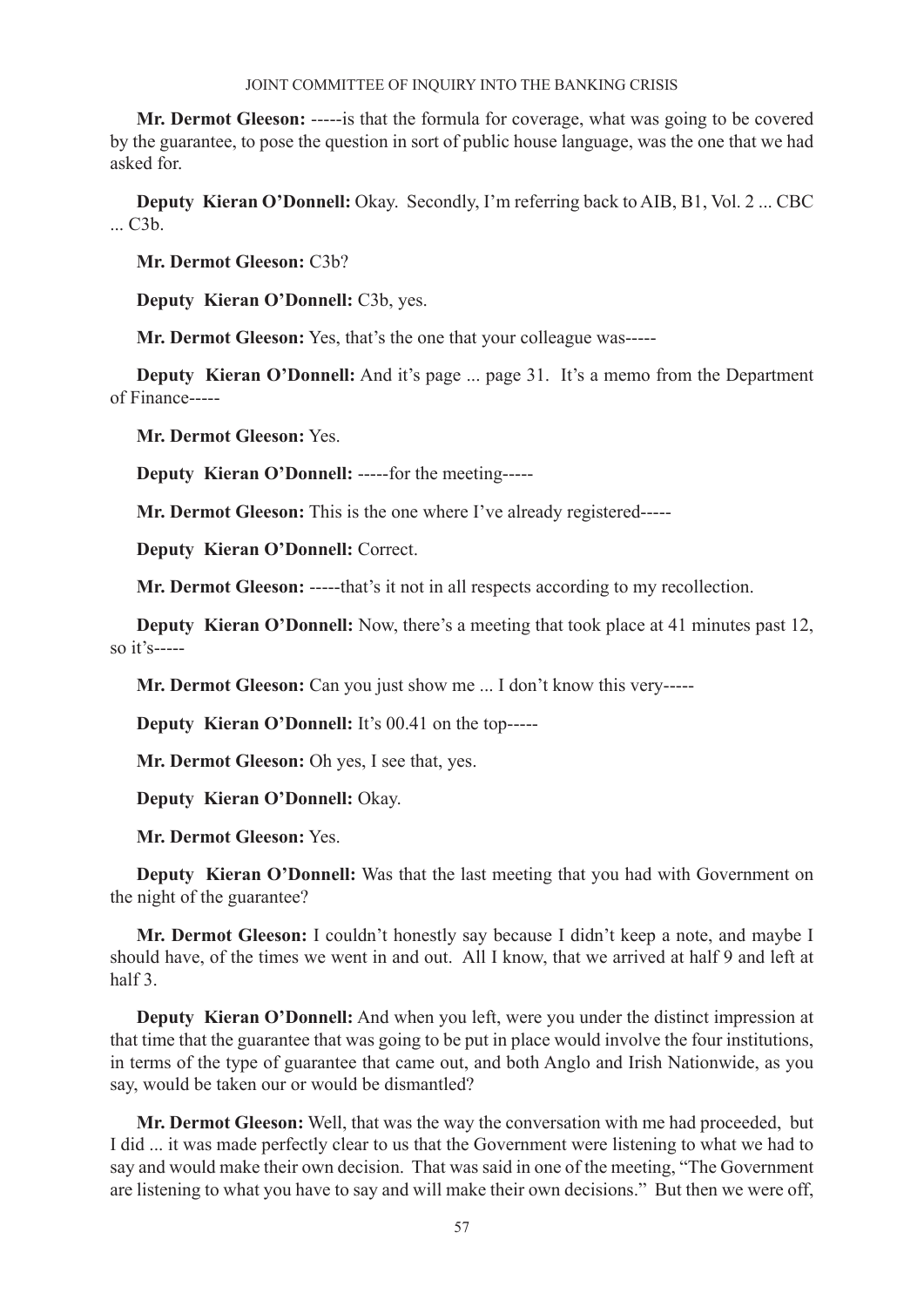**Mr. Dermot Gleeson:** -----is that the formula for coverage, what was going to be covered by the guarantee, to pose the question in sort of public house language, was the one that we had asked for.

**Deputy Kieran O'Donnell:** Okay. Secondly, I'm referring back to AIB, B1, Vol. 2 ... CBC ... C3b.

**Mr. Dermot Gleeson:** C3b?

**Deputy Kieran O'Donnell:** C3b, yes.

**Mr. Dermot Gleeson:** Yes, that's the one that your colleague was-----

**Deputy Kieran O'Donnell:** And it's page ... page 31. It's a memo from the Department of Finance-----

**Mr. Dermot Gleeson:** Yes.

**Deputy Kieran O'Donnell:** -----for the meeting-----

**Mr. Dermot Gleeson:** This is the one where I've already registered-----

**Deputy Kieran O'Donnell:** Correct.

**Mr. Dermot Gleeson:** -----that's it not in all respects according to my recollection.

**Deputy Kieran O'Donnell:** Now, there's a meeting that took place at 41 minutes past 12, so it's-----

**Mr. Dermot Gleeson:** Can you just show me ... I don't know this very-----

**Deputy Kieran O'Donnell:** It's 00.41 on the top-----

**Mr. Dermot Gleeson:** Oh yes, I see that, yes.

**Deputy Kieran O'Donnell:** Okay.

**Mr. Dermot Gleeson:** Yes.

**Deputy Kieran O'Donnell:** Was that the last meeting that you had with Government on the night of the guarantee?

**Mr. Dermot Gleeson:** I couldn't honestly say because I didn't keep a note, and maybe I should have, of the times we went in and out. All I know, that we arrived at half 9 and left at half 3.

**Deputy Kieran O'Donnell:** And when you left, were you under the distinct impression at that time that the guarantee that was going to be put in place would involve the four institutions, in terms of the type of guarantee that came out, and both Anglo and Irish Nationwide, as you say, would be taken our or would be dismantled?

**Mr. Dermot Gleeson:** Well, that was the way the conversation with me had proceeded, but I did ... it was made perfectly clear to us that the Government were listening to what we had to say and would make their own decision. That was said in one of the meeting, "The Government are listening to what you have to say and will make their own decisions." But then we were off,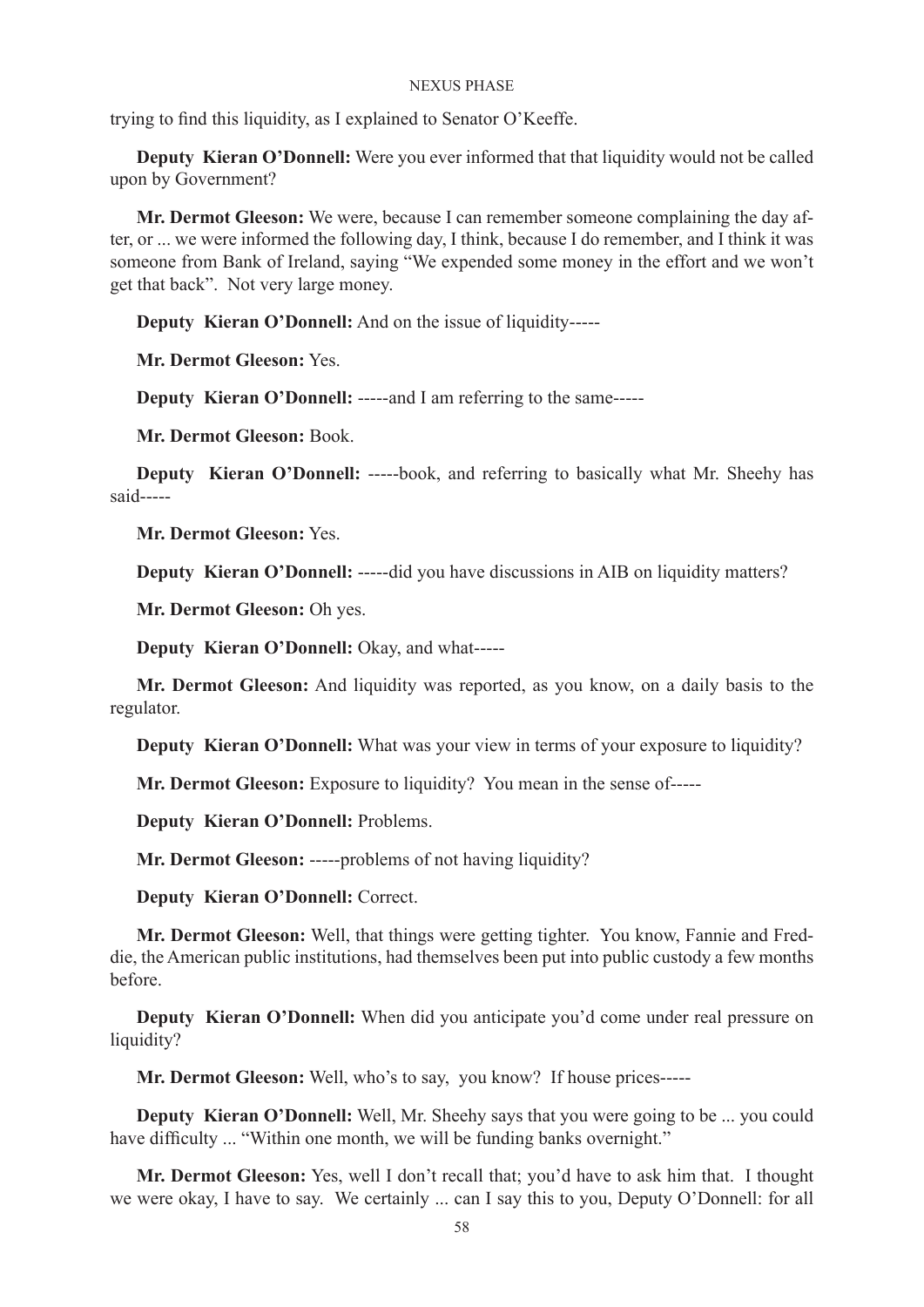trying to find this liquidity, as I explained to Senator O'Keeffe.

**Deputy Kieran O'Donnell:** Were you ever informed that that liquidity would not be called upon by Government?

**Mr. Dermot Gleeson:** We were, because I can remember someone complaining the day after, or ... we were informed the following day, I think, because I do remember, and I think it was someone from Bank of Ireland, saying "We expended some money in the effort and we won't get that back". Not very large money.

**Deputy Kieran O'Donnell:** And on the issue of liquidity-----

**Mr. Dermot Gleeson:** Yes.

**Deputy Kieran O'Donnell:** -----and I am referring to the same-----

**Mr. Dermot Gleeson:** Book.

**Deputy Kieran O'Donnell:** -----book, and referring to basically what Mr. Sheehy has said-----

**Mr. Dermot Gleeson:** Yes.

**Deputy Kieran O'Donnell:** -----did you have discussions in AIB on liquidity matters?

**Mr. Dermot Gleeson:** Oh yes.

**Deputy Kieran O'Donnell:** Okay, and what-----

**Mr. Dermot Gleeson:** And liquidity was reported, as you know, on a daily basis to the regulator.

**Deputy Kieran O'Donnell:** What was your view in terms of your exposure to liquidity?

**Mr. Dermot Gleeson:** Exposure to liquidity? You mean in the sense of-----

**Deputy Kieran O'Donnell:** Problems.

**Mr. Dermot Gleeson:** -----problems of not having liquidity?

**Deputy Kieran O'Donnell:** Correct.

**Mr. Dermot Gleeson:** Well, that things were getting tighter. You know, Fannie and Freddie, the American public institutions, had themselves been put into public custody a few months before.

**Deputy Kieran O'Donnell:** When did you anticipate you'd come under real pressure on liquidity?

**Mr. Dermot Gleeson:** Well, who's to say, you know? If house prices-----

**Deputy Kieran O'Donnell:** Well, Mr. Sheehy says that you were going to be ... you could have difficulty ... "Within one month, we will be funding banks overnight."

**Mr. Dermot Gleeson:** Yes, well I don't recall that; you'd have to ask him that. I thought we were okay, I have to say. We certainly ... can I say this to you, Deputy O'Donnell: for all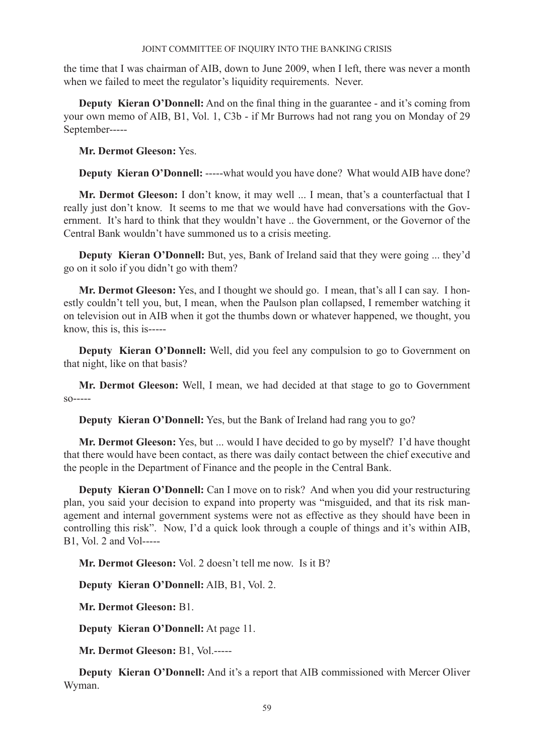the time that I was chairman of AIB, down to June 2009, when I left, there was never a month when we failed to meet the regulator's liquidity requirements. Never.

**Deputy Kieran O'Donnell:** And on the final thing in the guarantee - and it's coming from your own memo of AIB, B1, Vol. 1, C3b - if Mr Burrows had not rang you on Monday of 29 September-----

**Mr. Dermot Gleeson:** Yes.

**Deputy Kieran O'Donnell:** -----what would you have done? What would AIB have done?

**Mr. Dermot Gleeson:** I don't know, it may well ... I mean, that's a counterfactual that I really just don't know. It seems to me that we would have had conversations with the Government. It's hard to think that they wouldn't have .. the Government, or the Governor of the Central Bank wouldn't have summoned us to a crisis meeting.

**Deputy Kieran O'Donnell:** But, yes, Bank of Ireland said that they were going ... they'd go on it solo if you didn't go with them?

**Mr. Dermot Gleeson:** Yes, and I thought we should go. I mean, that's all I can say. I honestly couldn't tell you, but, I mean, when the Paulson plan collapsed, I remember watching it on television out in AIB when it got the thumbs down or whatever happened, we thought, you know, this is, this is-----

**Deputy Kieran O'Donnell:** Well, did you feel any compulsion to go to Government on that night, like on that basis?

**Mr. Dermot Gleeson:** Well, I mean, we had decided at that stage to go to Government so-----

**Deputy Kieran O'Donnell:** Yes, but the Bank of Ireland had rang you to go?

**Mr. Dermot Gleeson:** Yes, but ... would I have decided to go by myself? I'd have thought that there would have been contact, as there was daily contact between the chief executive and the people in the Department of Finance and the people in the Central Bank.

**Deputy Kieran O'Donnell:** Can I move on to risk? And when you did your restructuring plan, you said your decision to expand into property was "misguided, and that its risk management and internal government systems were not as effective as they should have been in controlling this risk". Now, I'd a quick look through a couple of things and it's within AIB, B1, Vol. 2 and Vol-----

**Mr. Dermot Gleeson:** Vol. 2 doesn't tell me now. Is it B?

**Deputy Kieran O'Donnell:** AIB, B1, Vol. 2.

**Mr. Dermot Gleeson:** B1.

**Deputy Kieran O'Donnell:** At page 11.

**Mr. Dermot Gleeson:** B1, Vol.-----

**Deputy Kieran O'Donnell:** And it's a report that AIB commissioned with Mercer Oliver Wyman.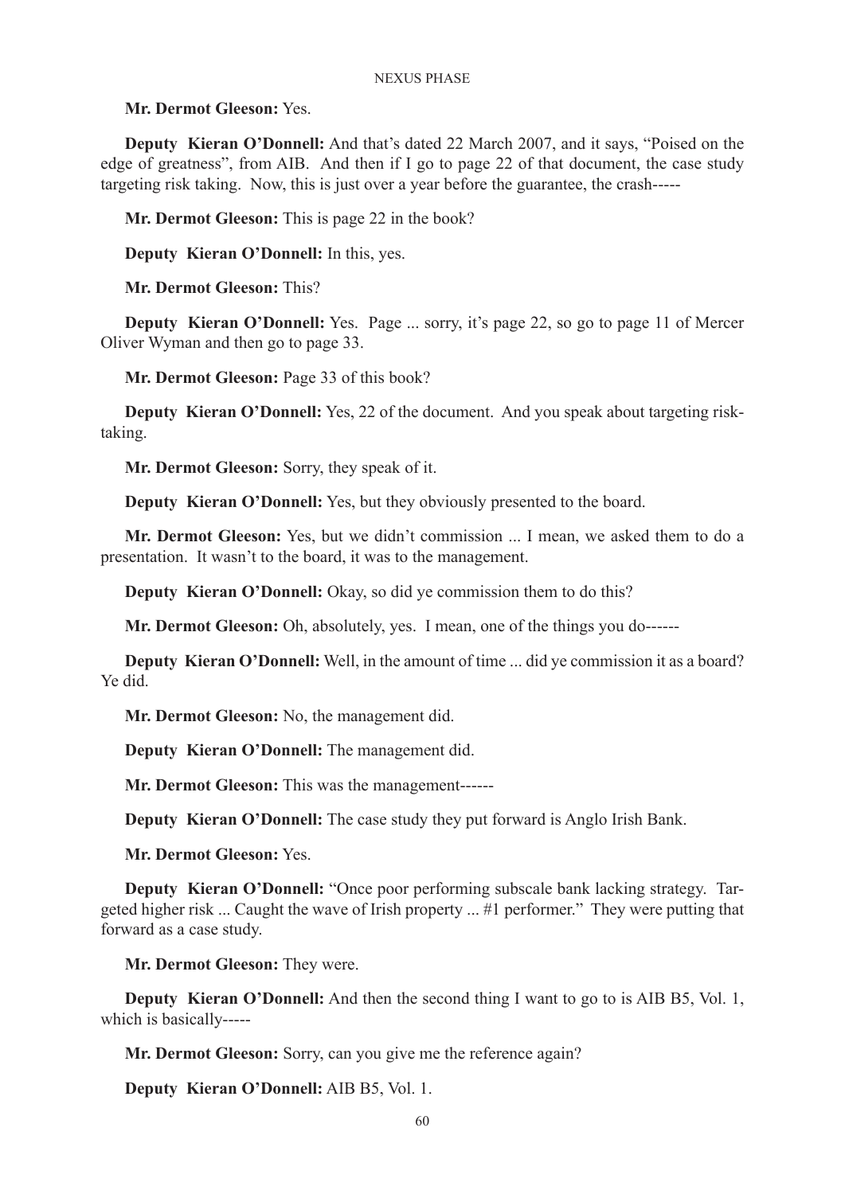**Mr. Dermot Gleeson:** Yes.

**Deputy Kieran O'Donnell:** And that's dated 22 March 2007, and it says, "Poised on the edge of greatness", from AIB. And then if I go to page 22 of that document, the case study targeting risk taking. Now, this is just over a year before the guarantee, the crash-----

**Mr. Dermot Gleeson:** This is page 22 in the book?

**Deputy Kieran O'Donnell:** In this, yes.

**Mr. Dermot Gleeson:** This?

**Deputy Kieran O'Donnell:** Yes. Page ... sorry, it's page 22, so go to page 11 of Mercer Oliver Wyman and then go to page 33.

**Mr. Dermot Gleeson:** Page 33 of this book?

**Deputy Kieran O'Donnell:** Yes, 22 of the document. And you speak about targeting risk-taking.

**Mr. Dermot Gleeson:** Sorry, they speak of it.

**Deputy Kieran O'Donnell:** Yes, but they obviously presented to the board.

**Mr. Dermot Gleeson:** Yes, but we didn't commission ... I mean, we asked them to do a presentation. It wasn't to the board, it was to the management.

**Deputy Kieran O'Donnell:** Okay, so did ye commission them to do this?

**Mr. Dermot Gleeson:** Oh, absolutely, yes. I mean, one of the things you do------

**Deputy Kieran O'Donnell:** Well, in the amount of time ... did ye commission it as a board? Ye did.

**Mr. Dermot Gleeson:** No, the management did.

**Deputy Kieran O'Donnell:** The management did.

**Mr. Dermot Gleeson:** This was the management------

**Deputy Kieran O'Donnell:** The case study they put forward is Anglo Irish Bank.

**Mr. Dermot Gleeson:** Yes.

**Deputy Kieran O'Donnell:** "Once poor performing subscale bank lacking strategy. Targeted higher risk ... Caught the wave of Irish property ... #1 performer." They were putting that forward as a case study.

**Mr. Dermot Gleeson:** They were.

**Deputy Kieran O'Donnell:** And then the second thing I want to go to is AIB B5, Vol. 1, which is basically-----

**Mr. Dermot Gleeson:** Sorry, can you give me the reference again?

**Deputy Kieran O'Donnell:** AIB B5, Vol. 1.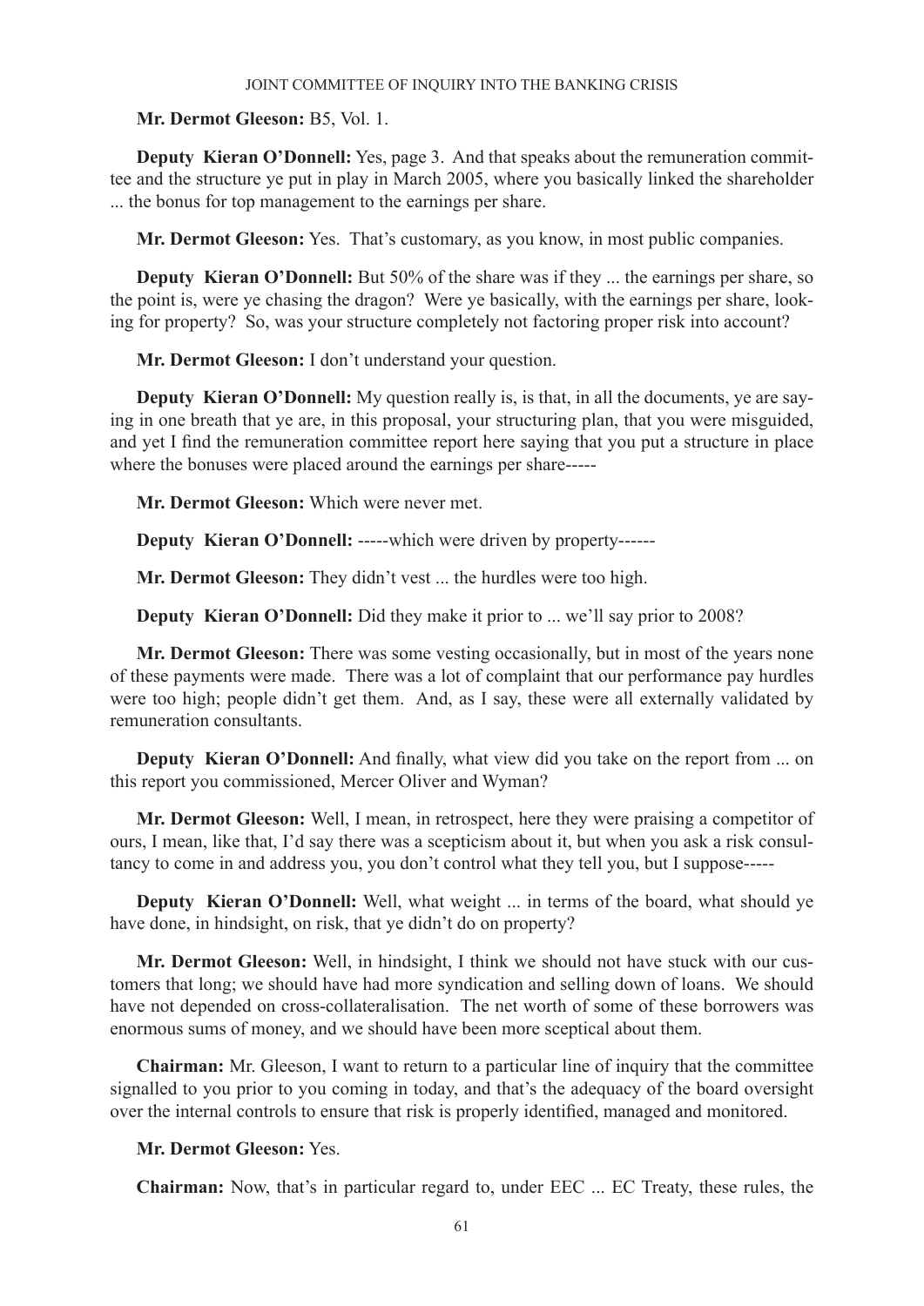**Mr. Dermot Gleeson:** B5, Vol. 1.

**Deputy Kieran O'Donnell:** Yes, page 3. And that speaks about the remuneration committee and the structure ye put in play in March 2005, where you basically linked the shareholder ... the bonus for top management to the earnings per share.

**Mr. Dermot Gleeson:** Yes. That's customary, as you know, in most public companies.

**Deputy Kieran O'Donnell:** But 50% of the share was if they ... the earnings per share, so the point is, were ye chasing the dragon? Were ye basically, with the earnings per share, looking for property? So, was your structure completely not factoring proper risk into account?

**Mr. Dermot Gleeson:** I don't understand your question.

**Deputy Kieran O'Donnell:** My question really is, is that, in all the documents, ye are saying in one breath that ye are, in this proposal, your structuring plan, that you were misguided, and yet I find the remuneration committee report here saying that you put a structure in place where the bonuses were placed around the earnings per share-----

**Mr. Dermot Gleeson:** Which were never met.

**Deputy Kieran O'Donnell:** -----which were driven by property------

**Mr. Dermot Gleeson:** They didn't vest ... the hurdles were too high.

**Deputy Kieran O'Donnell:** Did they make it prior to ... we'll say prior to 2008?

**Mr. Dermot Gleeson:** There was some vesting occasionally, but in most of the years none of these payments were made. There was a lot of complaint that our performance pay hurdles were too high; people didn't get them. And, as I say, these were all externally validated by remuneration consultants.

**Deputy Kieran O'Donnell:** And finally, what view did you take on the report from ... on this report you commissioned, Mercer Oliver and Wyman?

**Mr. Dermot Gleeson:** Well, I mean, in retrospect, here they were praising a competitor of ours, I mean, like that, I'd say there was a scepticism about it, but when you ask a risk consultancy to come in and address you, you don't control what they tell you, but I suppose-----

**Deputy Kieran O'Donnell:** Well, what weight ... in terms of the board, what should ye have done, in hindsight, on risk, that ye didn't do on property?

**Mr. Dermot Gleeson:** Well, in hindsight, I think we should not have stuck with our customers that long; we should have had more syndication and selling down of loans. We should have not depended on cross-collateralisation. The net worth of some of these borrowers was enormous sums of money, and we should have been more sceptical about them.

**Chairman:** Mr. Gleeson, I want to return to a particular line of inquiry that the committee signalled to you prior to you coming in today, and that's the adequacy of the board oversight over the internal controls to ensure that risk is properly identified, managed and monitored.

**Mr. Dermot Gleeson:** Yes.

**Chairman:** Now, that's in particular regard to, under EEC ... EC Treaty, these rules, the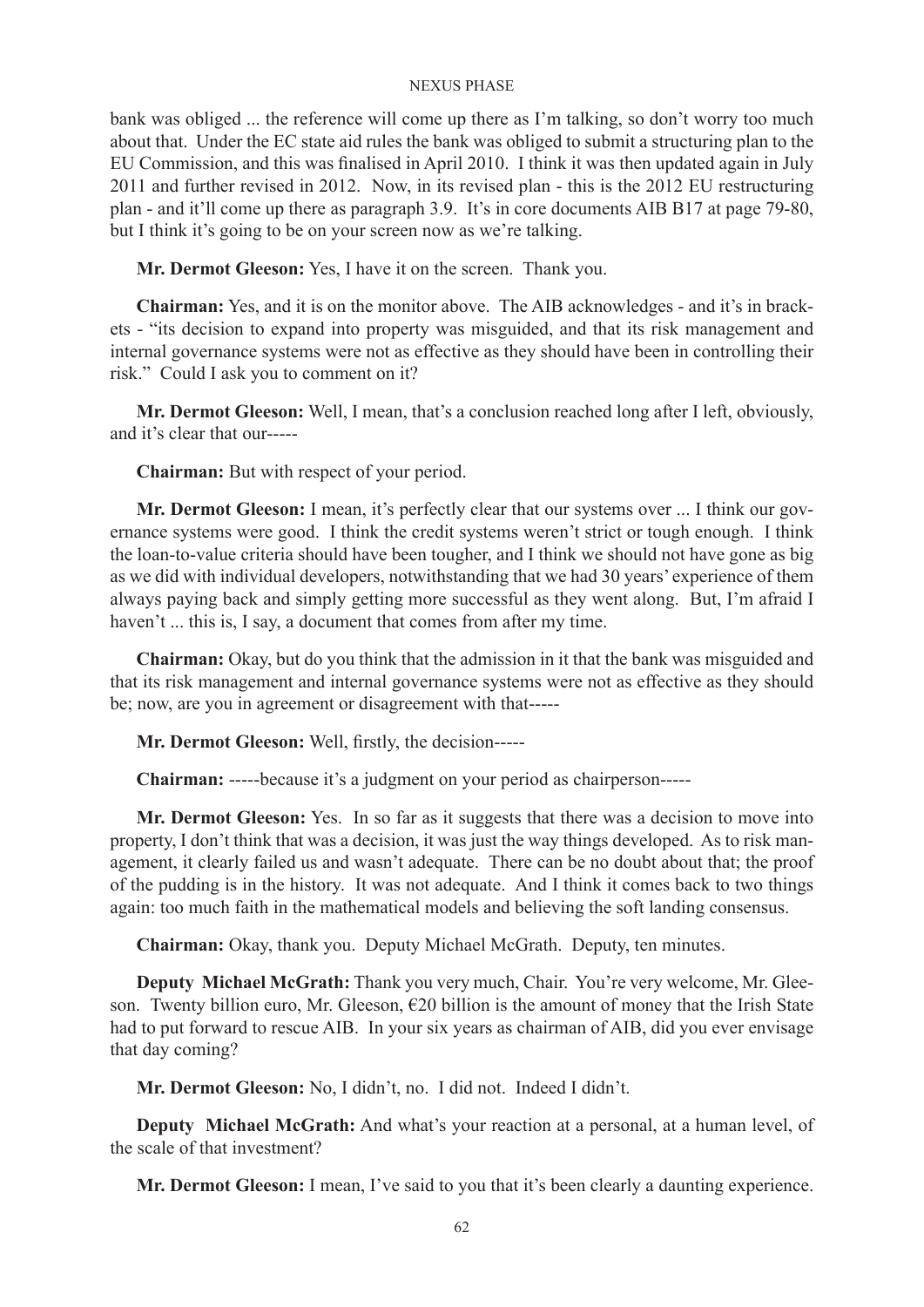bank was obliged ... the reference will come up there as I'm talking, so don't worry too much about that. Under the EC state aid rules the bank was obliged to submit a structuring plan to the EU Commission, and this was finalised in April 2010. I think it was then updated again in July 2011 and further revised in 2012. Now, in its revised plan - this is the 2012 EU restructuring plan - and it'll come up there as paragraph 3.9. It's in core documents AIB B17 at page 79-80, but I think it's going to be on your screen now as we're talking.

**Mr. Dermot Gleeson:** Yes, I have it on the screen. Thank you.

**Chairman:** Yes, and it is on the monitor above. The AIB acknowledges - and it's in brackets - "its decision to expand into property was misguided, and that its risk management and internal governance systems were not as effective as they should have been in controlling their risk." Could I ask you to comment on it?

**Mr. Dermot Gleeson:** Well, I mean, that's a conclusion reached long after I left, obviously, and it's clear that our-----

**Chairman:** But with respect of your period.

**Mr. Dermot Gleeson:** I mean, it's perfectly clear that our systems over ... I think our governance systems were good. I think the credit systems weren't strict or tough enough. I think the loan-to-value criteria should have been tougher, and I think we should not have gone as big as we did with individual developers, notwithstanding that we had 30 years' experience of them always paying back and simply getting more successful as they went along. But, I'm afraid I haven't ... this is, I say, a document that comes from after my time.

**Chairman:** Okay, but do you think that the admission in it that the bank was misguided and that its risk management and internal governance systems were not as effective as they should be; now, are you in agreement or disagreement with that-----

**Mr. Dermot Gleeson:** Well, firstly, the decision-----

**Chairman:** -----because it's a judgment on your period as chairperson-----

**Mr. Dermot Gleeson:** Yes. In so far as it suggests that there was a decision to move into property, I don't think that was a decision, it was just the way things developed. As to risk management, it clearly failed us and wasn't adequate. There can be no doubt about that; the proof of the pudding is in the history. It was not adequate. And I think it comes back to two things again: too much faith in the mathematical models and believing the soft landing consensus.

**Chairman:** Okay, thank you. Deputy Michael McGrath. Deputy, ten minutes.

**Deputy Michael McGrath:** Thank you very much, Chair. You're very welcome, Mr. Gleeson. Twenty billion euro, Mr. Gleeson, €20 billion is the amount of money that the Irish State had to put forward to rescue AIB. In your six years as chairman of AIB, did you ever envisage that day coming?

**Mr. Dermot Gleeson:** No, I didn't, no. I did not. Indeed I didn't.

**Deputy Michael McGrath:** And what's your reaction at a personal, at a human level, of the scale of that investment?

**Mr. Dermot Gleeson:** I mean, I've said to you that it's been clearly a daunting experience.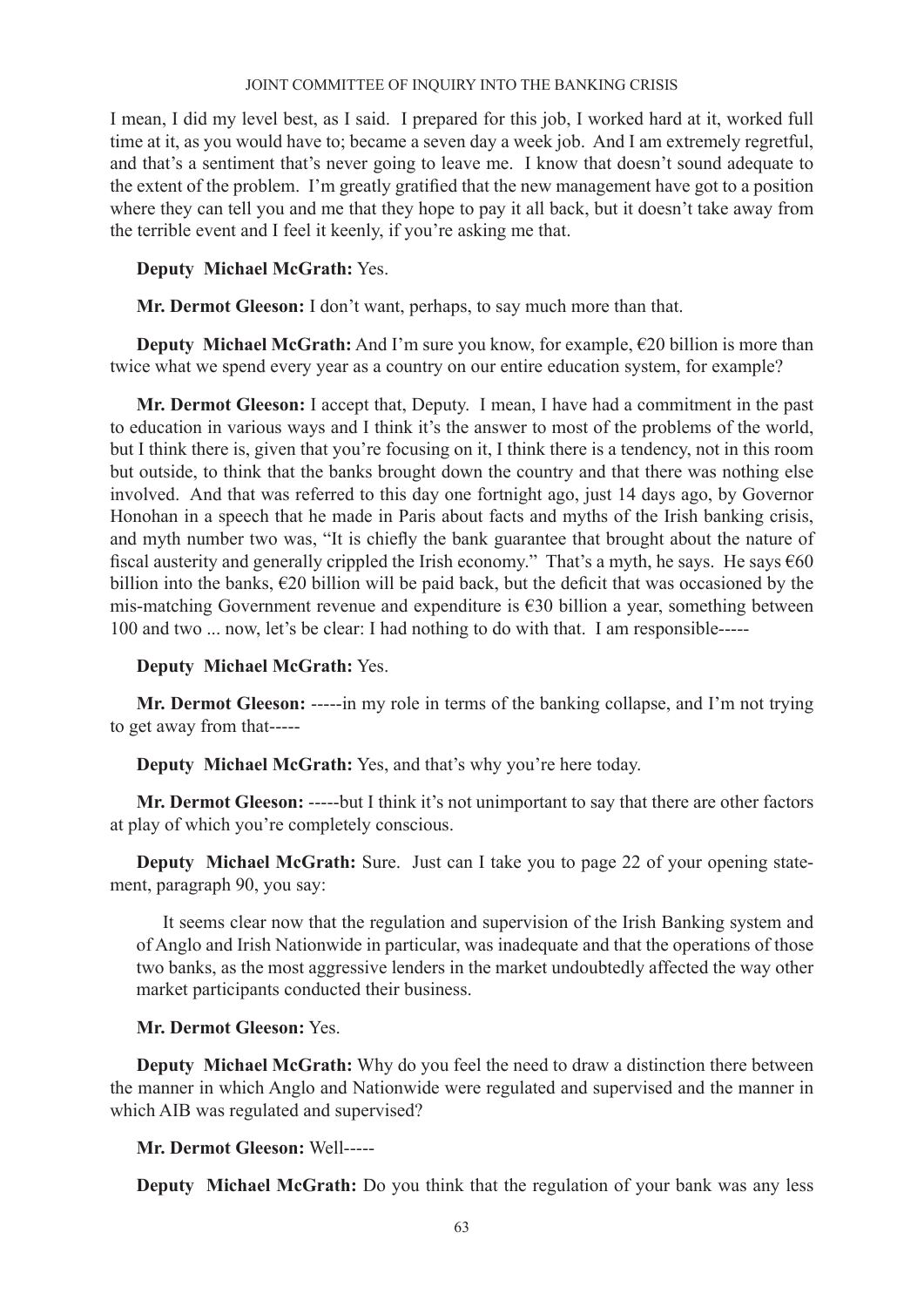I mean, I did my level best, as I said. I prepared for this job, I worked hard at it, worked full time at it, as you would have to; became a seven day a week job. And I am extremely regretful, and that's a sentiment that's never going to leave me. I know that doesn't sound adequate to the extent of the problem. I'm greatly gratified that the new management have got to a position where they can tell you and me that they hope to pay it all back, but it doesn't take away from the terrible event and I feel it keenly, if you're asking me that.

**Deputy Michael McGrath:** Yes.

**Mr. Dermot Gleeson:** I don't want, perhaps, to say much more than that.

**Deputy Michael McGrath:** And I'm sure you know, for example, €20 billion is more than twice what we spend every year as a country on our entire education system, for example?

**Mr. Dermot Gleeson:** I accept that, Deputy. I mean, I have had a commitment in the past to education in various ways and I think it's the answer to most of the problems of the world, but I think there is, given that you're focusing on it, I think there is a tendency, not in this room but outside, to think that the banks brought down the country and that there was nothing else involved. And that was referred to this day one fortnight ago, just 14 days ago, by Governor Honohan in a speech that he made in Paris about facts and myths of the Irish banking crisis, and myth number two was, "It is chiefly the bank guarantee that brought about the nature of fiscal austerity and generally crippled the Irish economy." That's a myth, he says. He says €60 billion into the banks, €20 billion will be paid back, but the deficit that was occasioned by the mis-matching Government revenue and expenditure is €30 billion a year, something between 100 and two ... now, let's be clear: I had nothing to do with that. I am responsible-----

**Deputy Michael McGrath:** Yes.

**Mr. Dermot Gleeson:** -----in my role in terms of the banking collapse, and I'm not trying to get away from that-----

**Deputy Michael McGrath:** Yes, and that's why you're here today.

**Mr. Dermot Gleeson:** -----but I think it's not unimportant to say that there are other factors at play of which you're completely conscious.

**Deputy Michael McGrath:** Sure. Just can I take you to page 22 of your opening statement, paragraph 90, you say:

> It seems clear now that the regulation and supervision of the Irish Banking system and of Anglo and Irish Nationwide in particular, was inadequate and that the operations of those two banks, as the most aggressive lenders in the market undoubtedly affected the way other market participants conducted their business.

**Mr. Dermot Gleeson:** Yes.

**Deputy Michael McGrath:** Why do you feel the need to draw a distinction there between the manner in which Anglo and Nationwide were regulated and supervised and the manner in which AIB was regulated and supervised?

**Mr. Dermot Gleeson:** Well-----

**Deputy Michael McGrath:** Do you think that the regulation of your bank was any less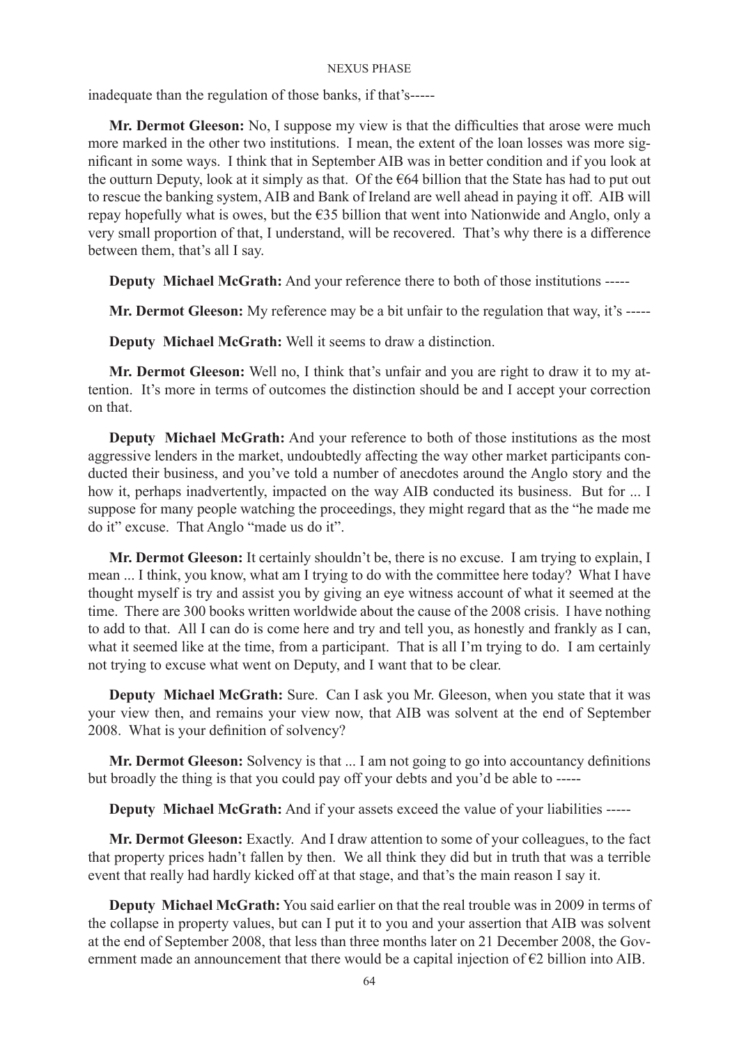inadequate than the regulation of those banks, if that's-----

**Mr. Dermot Gleeson:** No, I suppose my view is that the difficulties that arose were much more marked in the other two institutions. I mean, the extent of the loan losses was more significant in some ways. I think that in September AIB was in better condition and if you look at the outturn Deputy, look at it simply as that. Of the €64 billion that the State has had to put out to rescue the banking system, AIB and Bank of Ireland are well ahead in paying it off. AIB will repay hopefully what is owes, but the €35 billion that went into Nationwide and Anglo, only a very small proportion of that, I understand, will be recovered. That's why there is a difference between them, that's all I say.

**Deputy Michael McGrath:** And your reference there to both of those institutions -----

**Mr. Dermot Gleeson:** My reference may be a bit unfair to the regulation that way, it's -----

**Deputy Michael McGrath:** Well it seems to draw a distinction.

**Mr. Dermot Gleeson:** Well no, I think that's unfair and you are right to draw it to my attention. It's more in terms of outcomes the distinction should be and I accept your correction on that.

**Deputy Michael McGrath:** And your reference to both of those institutions as the most aggressive lenders in the market, undoubtedly affecting the way other market participants conducted their business, and you've told a number of anecdotes around the Anglo story and the how it, perhaps inadvertently, impacted on the way AIB conducted its business. But for ... I suppose for many people watching the proceedings, they might regard that as the "he made me do it" excuse. That Anglo "made us do it".

**Mr. Dermot Gleeson:** It certainly shouldn't be, there is no excuse. I am trying to explain, I mean ... I think, you know, what am I trying to do with the committee here today? What I have thought myself is try and assist you by giving an eye witness account of what it seemed at the time. There are 300 books written worldwide about the cause of the 2008 crisis. I have nothing to add to that. All I can do is come here and try and tell you, as honestly and frankly as I can, what it seemed like at the time, from a participant. That is all I'm trying to do. I am certainly not trying to excuse what went on Deputy, and I want that to be clear.

**Deputy Michael McGrath:** Sure. Can I ask you Mr. Gleeson, when you state that it was your view then, and remains your view now, that AIB was solvent at the end of September 2008. What is your definition of solvency?

**Mr. Dermot Gleeson:** Solvency is that ... I am not going to go into accountancy definitions but broadly the thing is that you could pay off your debts and you'd be able to -----

**Deputy Michael McGrath:** And if your assets exceed the value of your liabilities -----

**Mr. Dermot Gleeson:** Exactly. And I draw attention to some of your colleagues, to the fact that property prices hadn't fallen by then. We all think they did but in truth that was a terrible event that really had hardly kicked off at that stage, and that's the main reason I say it.

**Deputy Michael McGrath:** You said earlier on that the real trouble was in 2009 in terms of the collapse in property values, but can I put it to you and your assertion that AIB was solvent at the end of September 2008, that less than three months later on 21 December 2008, the Government made an announcement that there would be a capital injection of €2 billion into AIB.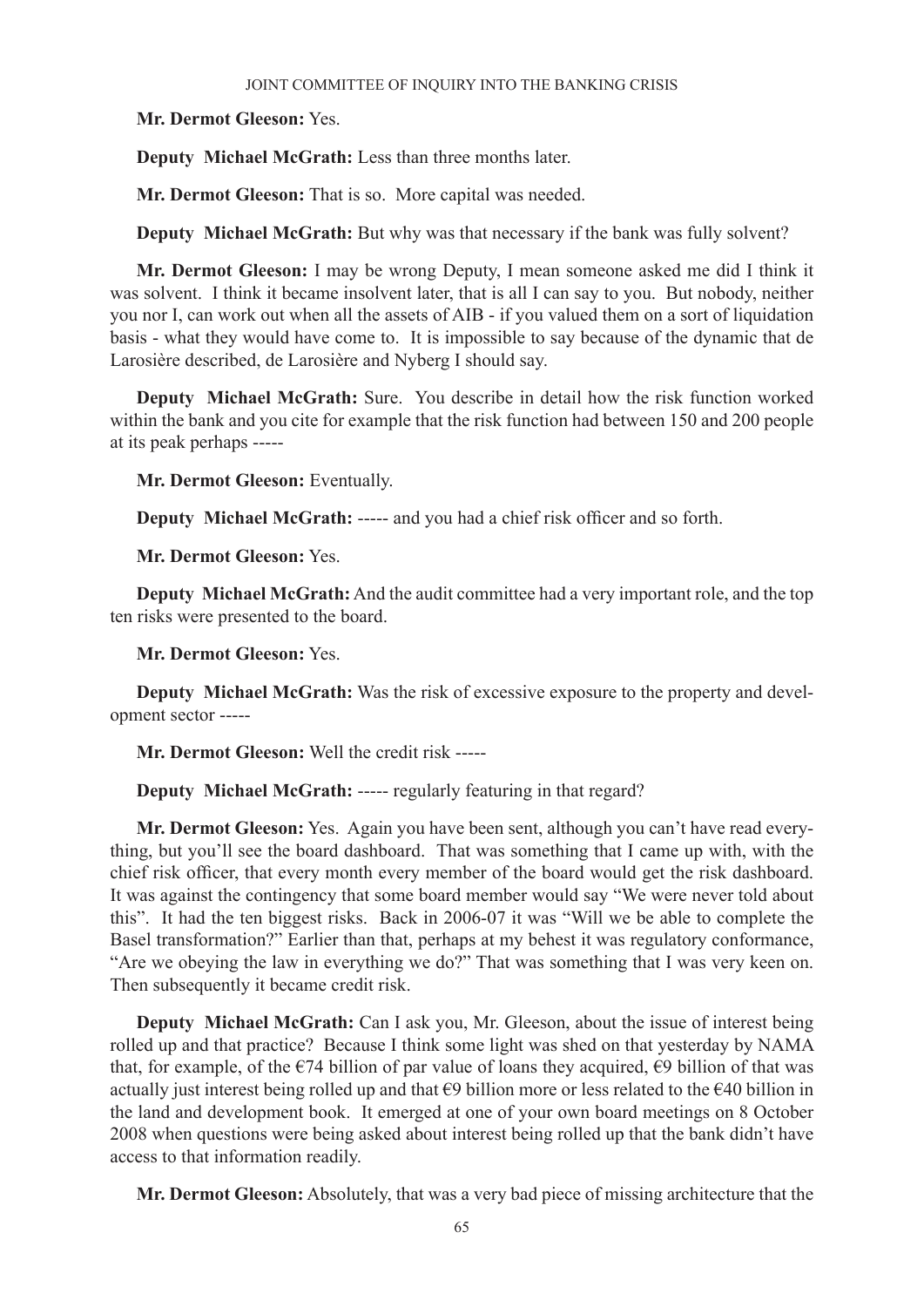**Mr. Dermot Gleeson:** Yes.

**Deputy Michael McGrath:** Less than three months later.

**Mr. Dermot Gleeson:** That is so. More capital was needed.

**Deputy Michael McGrath:** But why was that necessary if the bank was fully solvent?

**Mr. Dermot Gleeson:** I may be wrong Deputy, I mean someone asked me did I think it was solvent. I think it became insolvent later, that is all I can say to you. But nobody, neither you nor I, can work out when all the assets of AIB - if you valued them on a sort of liquidation basis - what they would have come to. It is impossible to say because of the dynamic that de Larosière described, de Larosière and Nyberg I should say.

**Deputy Michael McGrath:** Sure. You describe in detail how the risk function worked within the bank and you cite for example that the risk function had between 150 and 200 people at its peak perhaps -----

**Mr. Dermot Gleeson:** Eventually.

**Deputy Michael McGrath:** ----- and you had a chief risk officer and so forth.

**Mr. Dermot Gleeson:** Yes.

**Deputy Michael McGrath:** And the audit committee had a very important role, and the top ten risks were presented to the board.

**Mr. Dermot Gleeson:** Yes.

**Deputy Michael McGrath:** Was the risk of excessive exposure to the property and development sector -----

**Mr. Dermot Gleeson:** Well the credit risk -----

**Deputy Michael McGrath:** ----- regularly featuring in that regard?

**Mr. Dermot Gleeson:** Yes. Again you have been sent, although you can't have read everything, but you'll see the board dashboard. That was something that I came up with, with the chief risk officer, that every month every member of the board would get the risk dashboard. It was against the contingency that some board member would say "We were never told about this". It had the ten biggest risks. Back in 2006-07 it was "Will we be able to complete the Basel transformation?" Earlier than that, perhaps at my behest it was regulatory conformance, "Are we obeying the law in everything we do?" That was something that I was very keen on. Then subsequently it became credit risk.

**Deputy Michael McGrath:** Can I ask you, Mr. Gleeson, about the issue of interest being rolled up and that practice? Because I think some light was shed on that yesterday by NAMA that, for example, of the €74 billion of par value of loans they acquired, €9 billion of that was actually just interest being rolled up and that €9 billion more or less related to the €40 billion in the land and development book. It emerged at one of your own board meetings on 8 October 2008 when questions were being asked about interest being rolled up that the bank didn't have access to that information readily.

**Mr. Dermot Gleeson:** Absolutely, that was a very bad piece of missing architecture that the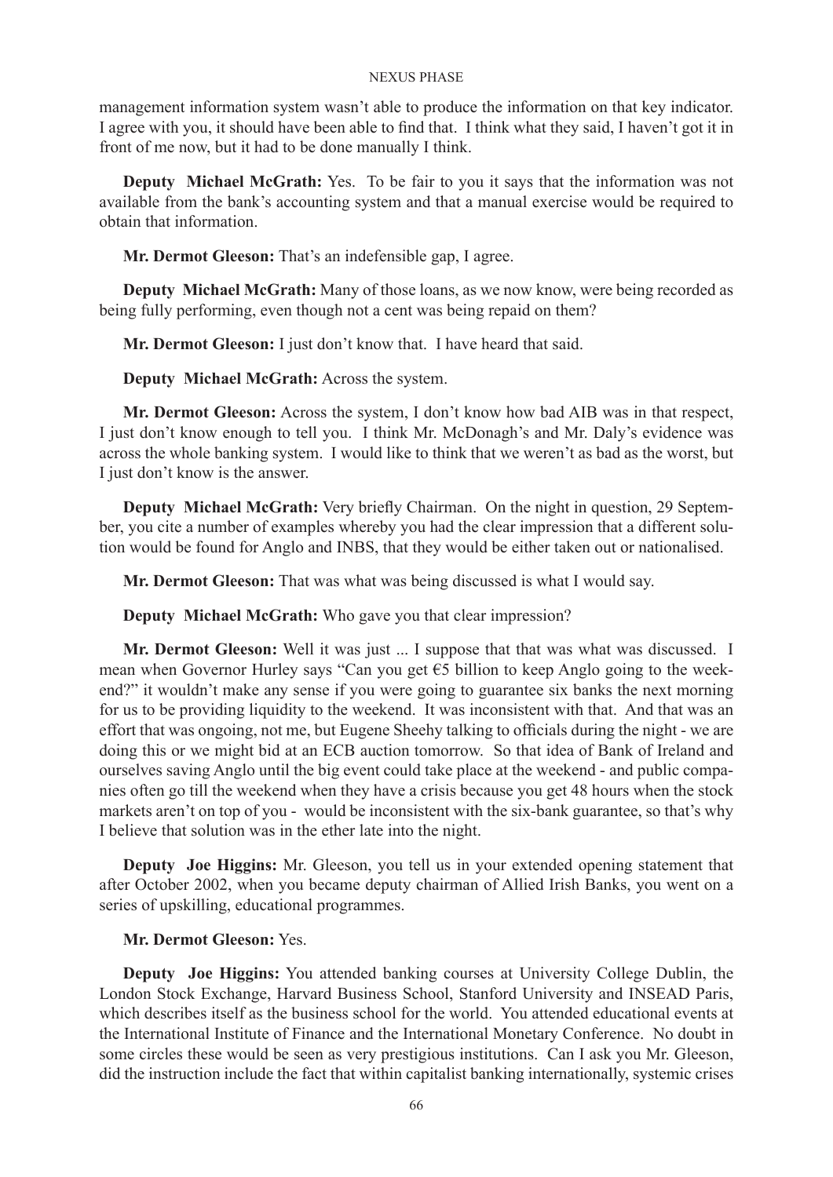management information system wasn't able to produce the information on that key indicator. I agree with you, it should have been able to find that. I think what they said, I haven't got it in front of me now, but it had to be done manually I think.

**Deputy Michael McGrath:** Yes. To be fair to you it says that the information was not available from the bank's accounting system and that a manual exercise would be required to obtain that information.

**Mr. Dermot Gleeson:** That's an indefensible gap, I agree.

**Deputy Michael McGrath:** Many of those loans, as we now know, were being recorded as being fully performing, even though not a cent was being repaid on them?

**Mr. Dermot Gleeson:** I just don't know that. I have heard that said.

**Deputy Michael McGrath:** Across the system.

**Mr. Dermot Gleeson:** Across the system, I don't know how bad AIB was in that respect, I just don't know enough to tell you. I think Mr. McDonagh's and Mr. Daly's evidence was across the whole banking system. I would like to think that we weren't as bad as the worst, but I just don't know is the answer.

**Deputy Michael McGrath:** Very briefly Chairman. On the night in question, 29 September, you cite a number of examples whereby you had the clear impression that a different solution would be found for Anglo and INBS, that they would be either taken out or nationalised.

**Mr. Dermot Gleeson:** That was what was being discussed is what I would say.

**Deputy Michael McGrath:** Who gave you that clear impression?

**Mr. Dermot Gleeson:** Well it was just ... I suppose that that was what was discussed. I mean when Governor Hurley says "Can you get €5 billion to keep Anglo going to the weekend?" it wouldn't make any sense if you were going to guarantee six banks the next morning for us to be providing liquidity to the weekend. It was inconsistent with that. And that was an effort that was ongoing, not me, but Eugene Sheehy talking to officials during the night - we are doing this or we might bid at an ECB auction tomorrow. So that idea of Bank of Ireland and ourselves saving Anglo until the big event could take place at the weekend - and public companies often go till the weekend when they have a crisis because you get 48 hours when the stock markets aren't on top of you - would be inconsistent with the six-bank guarantee, so that's why I believe that solution was in the ether late into the night.

**Deputy Joe Higgins:** Mr. Gleeson, you tell us in your extended opening statement that after October 2002, when you became deputy chairman of Allied Irish Banks, you went on a series of upskilling, educational programmes.

**Mr. Dermot Gleeson:** Yes.

**Deputy Joe Higgins:** You attended banking courses at University College Dublin, the London Stock Exchange, Harvard Business School, Stanford University and INSEAD Paris, which describes itself as the business school for the world. You attended educational events at the International Institute of Finance and the International Monetary Conference. No doubt in some circles these would be seen as very prestigious institutions. Can I ask you Mr. Gleeson, did the instruction include the fact that within capitalist banking internationally, systemic crises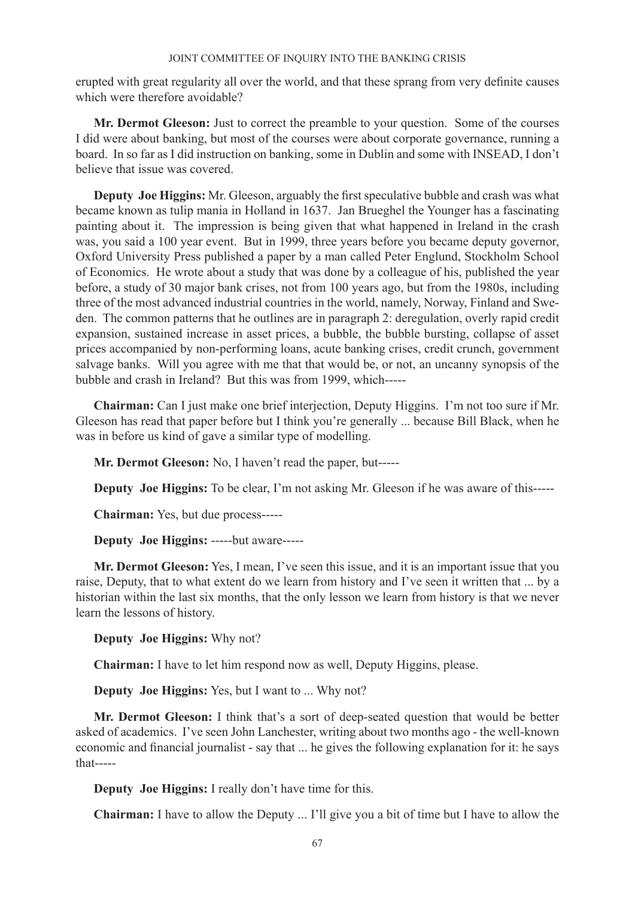erupted with great regularity all over the world, and that these sprang from very definite causes which were therefore avoidable?

**Mr. Dermot Gleeson:** Just to correct the preamble to your question. Some of the courses I did were about banking, but most of the courses were about corporate governance, running a board. In so far as I did instruction on banking, some in Dublin and some with INSEAD, I don't believe that issue was covered.

**Deputy Joe Higgins:** Mr. Gleeson, arguably the first speculative bubble and crash was what became known as tulip mania in Holland in 1637. Jan Brueghel the Younger has a fascinating painting about it. The impression is being given that what happened in Ireland in the crash was, you said a 100 year event. But in 1999, three years before you became deputy governor, Oxford University Press published a paper by a man called Peter Englund, Stockholm School of Economics. He wrote about a study that was done by a colleague of his, published the year before, a study of 30 major bank crises, not from 100 years ago, but from the 1980s, including three of the most advanced industrial countries in the world, namely, Norway, Finland and Sweden. The common patterns that he outlines are in paragraph 2: deregulation, overly rapid credit expansion, sustained increase in asset prices, a bubble, the bubble bursting, collapse of asset prices accompanied by non-performing loans, acute banking crises, credit crunch, government salvage banks. Will you agree with me that that would be, or not, an uncanny synopsis of the bubble and crash in Ireland? But this was from 1999, which-----

**Chairman:** Can I just make one brief interjection, Deputy Higgins. I'm not too sure if Mr. Gleeson has read that paper before but I think you're generally ... because Bill Black, when he was in before us kind of gave a similar type of modelling.

**Mr. Dermot Gleeson:** No, I haven't read the paper, but-----

**Deputy Joe Higgins:** To be clear, I'm not asking Mr. Gleeson if he was aware of this-----

**Chairman:** Yes, but due process-----

**Deputy Joe Higgins:** -----but aware-----

**Mr. Dermot Gleeson:** Yes, I mean, I've seen this issue, and it is an important issue that you raise, Deputy, that to what extent do we learn from history and I've seen it written that ... by a historian within the last six months, that the only lesson we learn from history is that we never learn the lessons of history.

**Deputy Joe Higgins:** Why not?

**Chairman:** I have to let him respond now as well, Deputy Higgins, please.

**Deputy Joe Higgins:** Yes, but I want to ... Why not?

**Mr. Dermot Gleeson:** I think that's a sort of deep-seated question that would be better asked of academics. I've seen John Lanchester, writing about two months ago - the well-known economic and financial journalist - say that ... he gives the following explanation for it: he says that-----

**Deputy Joe Higgins:** I really don't have time for this.

**Chairman:** I have to allow the Deputy ... I'll give you a bit of time but I have to allow the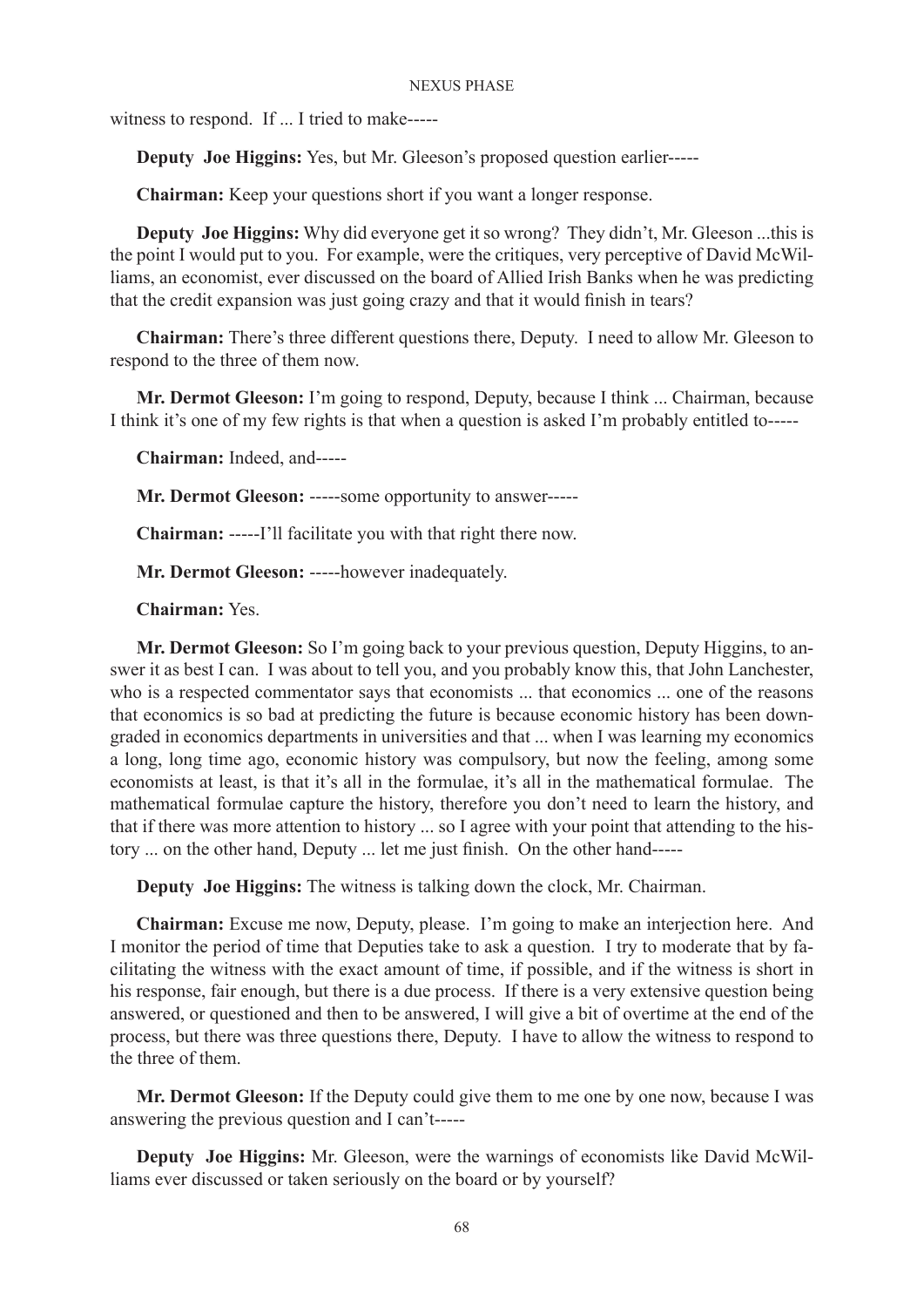witness to respond. If ... I tried to make-----

**Deputy Joe Higgins:** Yes, but Mr. Gleeson's proposed question earlier-----

**Chairman:** Keep your questions short if you want a longer response.

**Deputy Joe Higgins:** Why did everyone get it so wrong? They didn't, Mr. Gleeson ...this is the point I would put to you. For example, were the critiques, very perceptive of David McWilliams, an economist, ever discussed on the board of Allied Irish Banks when he was predicting that the credit expansion was just going crazy and that it would finish in tears?

**Chairman:** There's three different questions there, Deputy. I need to allow Mr. Gleeson to respond to the three of them now.

**Mr. Dermot Gleeson:** I'm going to respond, Deputy, because I think ... Chairman, because I think it's one of my few rights is that when a question is asked I'm probably entitled to-----

**Chairman:** Indeed, and-----

**Mr. Dermot Gleeson:** -----some opportunity to answer-----

**Chairman:** -----I'll facilitate you with that right there now.

**Mr. Dermot Gleeson:** -----however inadequately.

**Chairman:** Yes.

**Mr. Dermot Gleeson:** So I'm going back to your previous question, Deputy Higgins, to answer it as best I can. I was about to tell you, and you probably know this, that John Lanchester, who is a respected commentator says that economists ... that economics ... one of the reasons that economics is so bad at predicting the future is because economic history has been downgraded in economics departments in universities and that ... when I was learning my economics a long, long time ago, economic history was compulsory, but now the feeling, among some economists at least, is that it's all in the formulae, it's all in the mathematical formulae. The mathematical formulae capture the history, therefore you don't need to learn the history, and that if there was more attention to history ... so I agree with your point that attending to the history ... on the other hand, Deputy ... let me just finish. On the other hand-----

**Deputy Joe Higgins:** The witness is talking down the clock, Mr. Chairman.

**Chairman:** Excuse me now, Deputy, please. I'm going to make an interjection here. And I monitor the period of time that Deputies take to ask a question. I try to moderate that by facilitating the witness with the exact amount of time, if possible, and if the witness is short in his response, fair enough, but there is a due process. If there is a very extensive question being answered, or questioned and then to be answered, I will give a bit of overtime at the end of the process, but there was three questions there, Deputy. I have to allow the witness to respond to the three of them.

**Mr. Dermot Gleeson:** If the Deputy could give them to me one by one now, because I was answering the previous question and I can't-----

**Deputy Joe Higgins:** Mr. Gleeson, were the warnings of economists like David McWilliams ever discussed or taken seriously on the board or by yourself?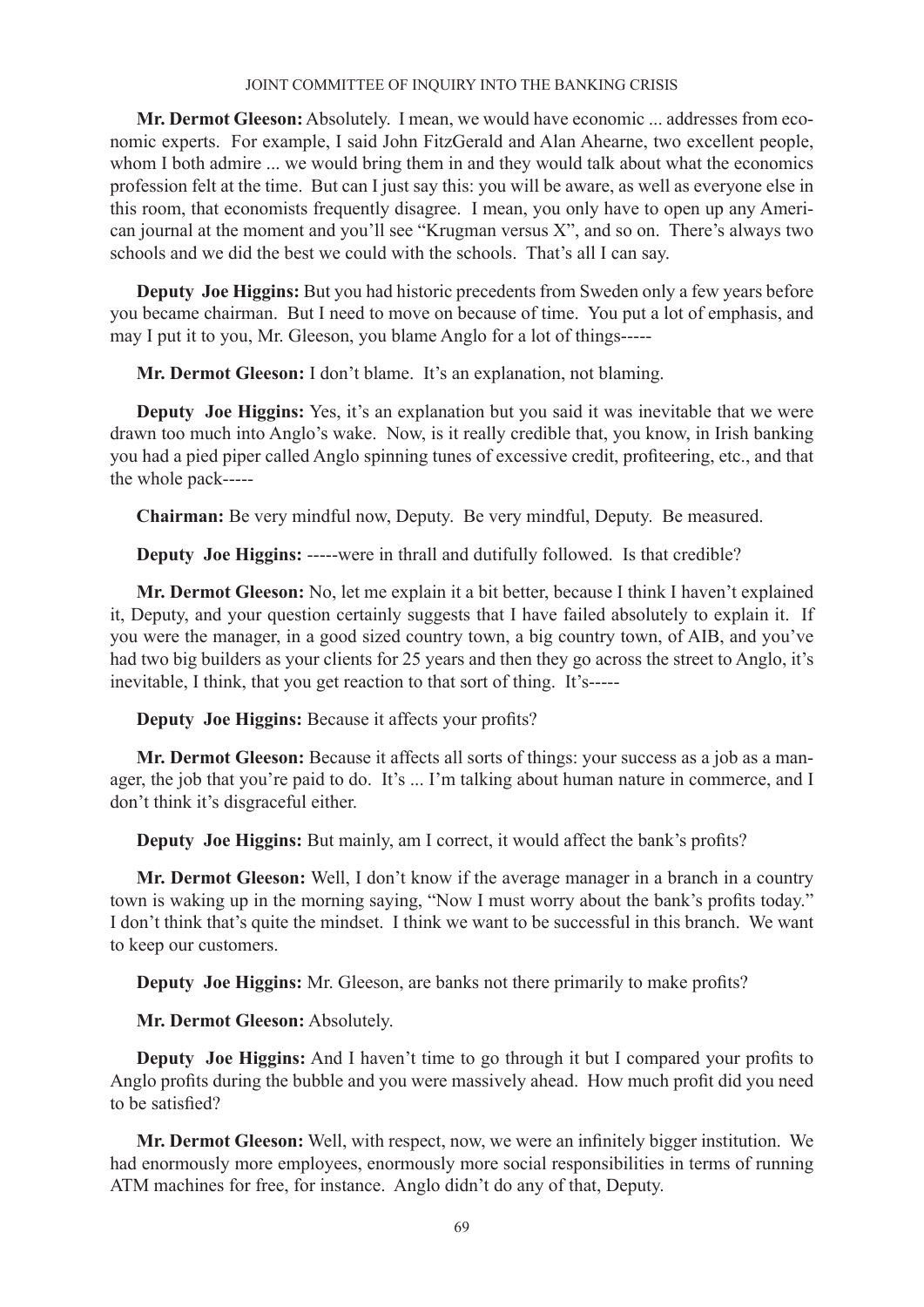**Mr. Dermot Gleeson:** Absolutely. I mean, we would have economic ... addresses from economic experts. For example, I said John FitzGerald and Alan Ahearne, two excellent people, whom I both admire ... we would bring them in and they would talk about what the economics profession felt at the time. But can I just say this: you will be aware, as well as everyone else in this room, that economists frequently disagree. I mean, you only have to open up any American journal at the moment and you'll see "Krugman versus X", and so on. There's always two schools and we did the best we could with the schools. That's all I can say.

**Deputy Joe Higgins:** But you had historic precedents from Sweden only a few years before you became chairman. But I need to move on because of time. You put a lot of emphasis, and may I put it to you, Mr. Gleeson, you blame Anglo for a lot of things-----

**Mr. Dermot Gleeson:** I don't blame. It's an explanation, not blaming.

**Deputy Joe Higgins:** Yes, it's an explanation but you said it was inevitable that we were drawn too much into Anglo's wake. Now, is it really credible that, you know, in Irish banking you had a pied piper called Anglo spinning tunes of excessive credit, profiteering, etc., and that the whole pack-----

**Chairman:** Be very mindful now, Deputy. Be very mindful, Deputy. Be measured.

**Deputy Joe Higgins:** -----were in thrall and dutifully followed. Is that credible?

**Mr. Dermot Gleeson:** No, let me explain it a bit better, because I think I haven't explained it, Deputy, and your question certainly suggests that I have failed absolutely to explain it. If you were the manager, in a good sized country town, a big country town, of AIB, and you've had two big builders as your clients for 25 years and then they go across the street to Anglo, it's inevitable, I think, that you get reaction to that sort of thing. It's-----

**Deputy Joe Higgins:** Because it affects your profits?

**Mr. Dermot Gleeson:** Because it affects all sorts of things: your success as a job as a manager, the job that you're paid to do. It's ... I'm talking about human nature in commerce, and I don't think it's disgraceful either.

**Deputy Joe Higgins:** But mainly, am I correct, it would affect the bank's profits?

**Mr. Dermot Gleeson:** Well, I don't know if the average manager in a branch in a country town is waking up in the morning saying, "Now I must worry about the bank's profits today." I don't think that's quite the mindset. I think we want to be successful in this branch. We want to keep our customers.

**Deputy Joe Higgins:** Mr. Gleeson, are banks not there primarily to make profits?

**Mr. Dermot Gleeson:** Absolutely.

**Deputy Joe Higgins:** And I haven't time to go through it but I compared your profits to Anglo profits during the bubble and you were massively ahead. How much profit did you need to be satisfied?

**Mr. Dermot Gleeson:** Well, with respect, now, we were an infinitely bigger institution. We had enormously more employees, enormously more social responsibilities in terms of running ATM machines for free, for instance. Anglo didn't do any of that, Deputy.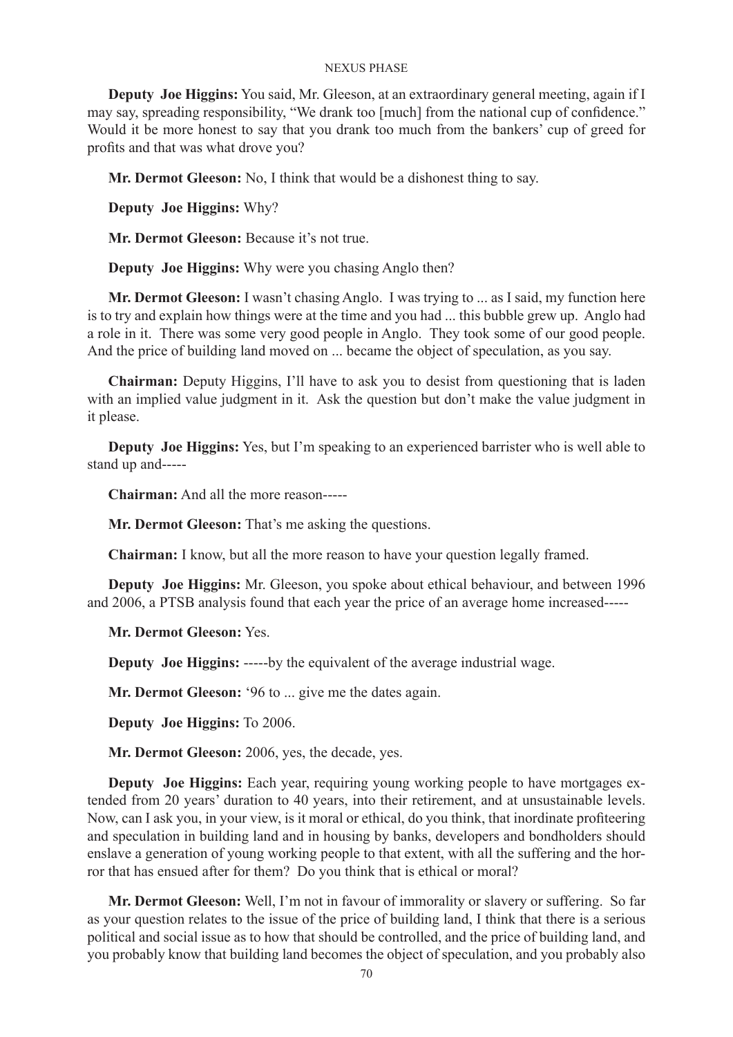**Deputy Joe Higgins:** You said, Mr. Gleeson, at an extraordinary general meeting, again if I may say, spreading responsibility, "We drank too [much] from the national cup of confidence." Would it be more honest to say that you drank too much from the bankers' cup of greed for profits and that was what drove you?

**Mr. Dermot Gleeson:** No, I think that would be a dishonest thing to say.

**Deputy Joe Higgins:** Why?

**Mr. Dermot Gleeson:** Because it's not true.

**Deputy Joe Higgins:** Why were you chasing Anglo then?

**Mr. Dermot Gleeson:** I wasn't chasing Anglo. I was trying to ... as I said, my function here is to try and explain how things were at the time and you had ... this bubble grew up. Anglo had a role in it. There was some very good people in Anglo. They took some of our good people. And the price of building land moved on ... became the object of speculation, as you say.

**Chairman:** Deputy Higgins, I'll have to ask you to desist from questioning that is laden with an implied value judgment in it. Ask the question but don't make the value judgment in it please.

**Deputy Joe Higgins:** Yes, but I'm speaking to an experienced barrister who is well able to stand up and-----

**Chairman:** And all the more reason-----

**Mr. Dermot Gleeson:** That's me asking the questions.

**Chairman:** I know, but all the more reason to have your question legally framed.

**Deputy Joe Higgins:** Mr. Gleeson, you spoke about ethical behaviour, and between 1996 and 2006, a PTSB analysis found that each year the price of an average home increased-----

**Mr. Dermot Gleeson:** Yes.

**Deputy Joe Higgins:** -----by the equivalent of the average industrial wage.

**Mr. Dermot Gleeson:** '96 to ... give me the dates again.

**Deputy Joe Higgins:** To 2006.

**Mr. Dermot Gleeson:** 2006, yes, the decade, yes.

**Deputy Joe Higgins:** Each year, requiring young working people to have mortgages extended from 20 years' duration to 40 years, into their retirement, and at unsustainable levels. Now, can I ask you, in your view, is it moral or ethical, do you think, that inordinate profiteering and speculation in building land and in housing by banks, developers and bondholders should enslave a generation of young working people to that extent, with all the suffering and the horror that has ensued after for them? Do you think that is ethical or moral?

**Mr. Dermot Gleeson:** Well, I'm not in favour of immorality or slavery or suffering. So far as your question relates to the issue of the price of building land, I think that there is a serious political and social issue as to how that should be controlled, and the price of building land, and you probably know that building land becomes the object of speculation, and you probably also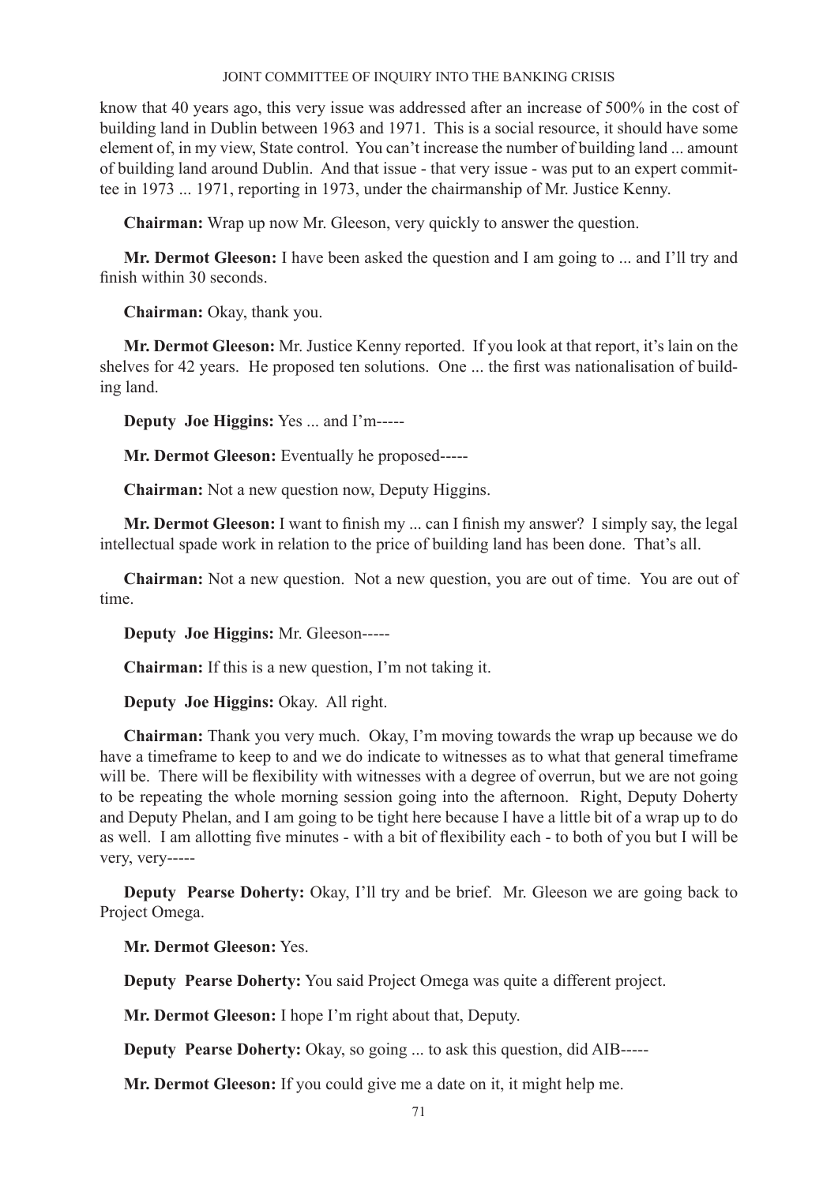know that 40 years ago, this very issue was addressed after an increase of 500% in the cost of building land in Dublin between 1963 and 1971. This is a social resource, it should have some element of, in my view, State control. You can't increase the number of building land ... amount of building land around Dublin. And that issue - that very issue - was put to an expert committee in 1973 ... 1971, reporting in 1973, under the chairmanship of Mr. Justice Kenny.

**Chairman:** Wrap up now Mr. Gleeson, very quickly to answer the question.

**Mr. Dermot Gleeson:** I have been asked the question and I am going to ... and I'll try and finish within 30 seconds.

**Chairman:** Okay, thank you.

**Mr. Dermot Gleeson:** Mr. Justice Kenny reported. If you look at that report, it's lain on the shelves for 42 years. He proposed ten solutions. One ... the first was nationalisation of building land.

**Deputy Joe Higgins:** Yes ... and I'm-----

**Mr. Dermot Gleeson:** Eventually he proposed-----

**Chairman:** Not a new question now, Deputy Higgins.

**Mr. Dermot Gleeson:** I want to finish my ... can I finish my answer? I simply say, the legal intellectual spade work in relation to the price of building land has been done. That's all.

**Chairman:** Not a new question. Not a new question, you are out of time. You are out of time.

**Deputy Joe Higgins:** Mr. Gleeson-----

**Chairman:** If this is a new question, I'm not taking it.

**Deputy Joe Higgins:** Okay. All right.

**Chairman:** Thank you very much. Okay, I'm moving towards the wrap up because we do have a timeframe to keep to and we do indicate to witnesses as to what that general timeframe will be. There will be flexibility with witnesses with a degree of overrun, but we are not going to be repeating the whole morning session going into the afternoon. Right, Deputy Doherty and Deputy Phelan, and I am going to be tight here because I have a little bit of a wrap up to do as well. I am allotting five minutes - with a bit of flexibility each - to both of you but I will be very, very-----

**Deputy Pearse Doherty:** Okay, I'll try and be brief. Mr. Gleeson we are going back to Project Omega.

**Mr. Dermot Gleeson:** Yes.

**Deputy Pearse Doherty:** You said Project Omega was quite a different project.

**Mr. Dermot Gleeson:** I hope I'm right about that, Deputy.

**Deputy Pearse Doherty:** Okay, so going ... to ask this question, did AIB-----

**Mr. Dermot Gleeson:** If you could give me a date on it, it might help me.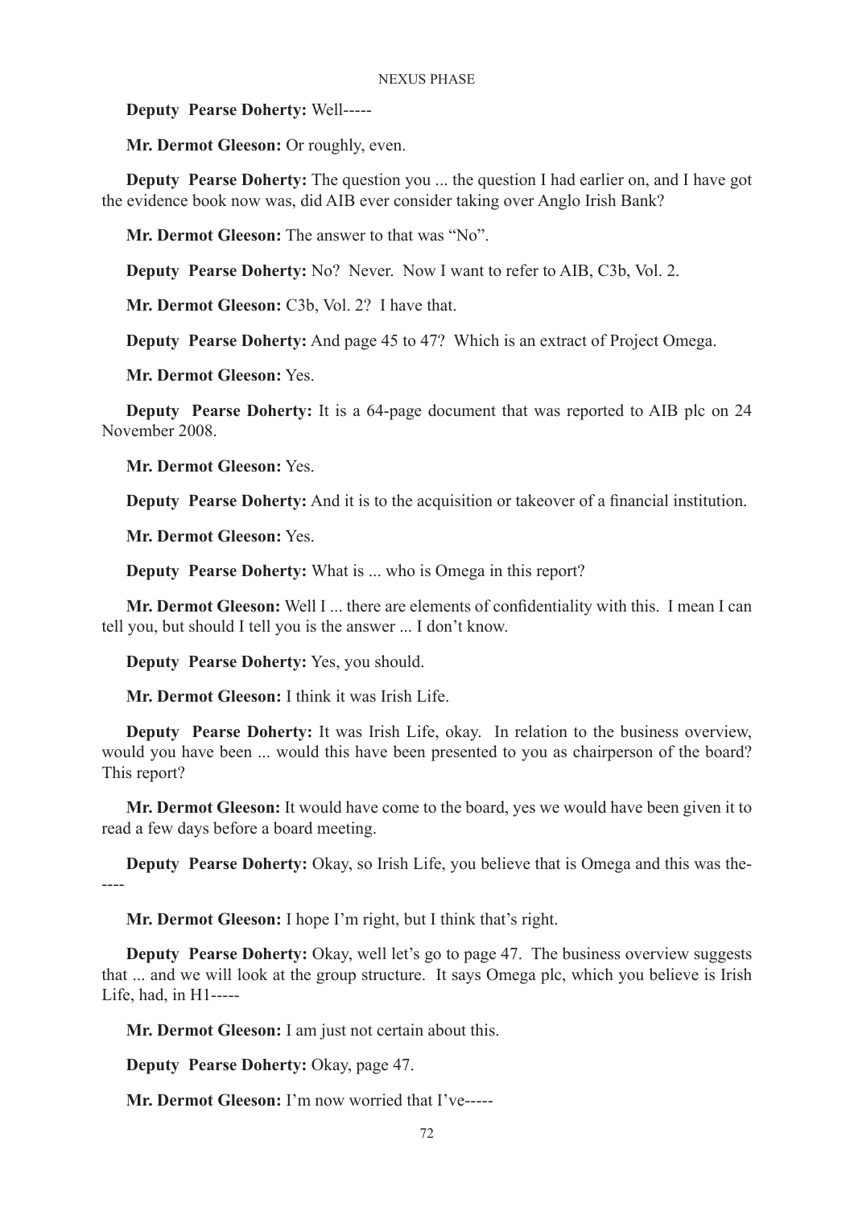**Deputy Pearse Doherty:** Well-----

**Mr. Dermot Gleeson:** Or roughly, even.

**Deputy Pearse Doherty:** The question you ... the question I had earlier on, and I have got the evidence book now was, did AIB ever consider taking over Anglo Irish Bank?

**Mr. Dermot Gleeson:** The answer to that was "No".

**Deputy Pearse Doherty:** No? Never. Now I want to refer to AIB, C3b, Vol. 2.

**Mr. Dermot Gleeson:** C3b, Vol. 2? I have that.

**Deputy Pearse Doherty:** And page 45 to 47? Which is an extract of Project Omega.

**Mr. Dermot Gleeson:** Yes.

**Deputy Pearse Doherty:** It is a 64-page document that was reported to AIB plc on 24 November 2008.

**Mr. Dermot Gleeson:** Yes.

**Deputy Pearse Doherty:** And it is to the acquisition or takeover of a financial institution.

**Mr. Dermot Gleeson:** Yes.

**Deputy Pearse Doherty:** What is ... who is Omega in this report?

**Mr. Dermot Gleeson:** Well I ... there are elements of confidentiality with this. I mean I can tell you, but should I tell you is the answer ... I don't know.

**Deputy Pearse Doherty:** Yes, you should.

**Mr. Dermot Gleeson:** I think it was Irish Life.

**Deputy Pearse Doherty:** It was Irish Life, okay. In relation to the business overview, would you have been ... would this have been presented to you as chairperson of the board? This report?

**Mr. Dermot Gleeson:** It would have come to the board, yes we would have been given it to read a few days before a board meeting.

**Deputy Pearse Doherty:** Okay, so Irish Life, you believe that is Omega and this was the-----

**Mr. Dermot Gleeson:** I hope I'm right, but I think that's right.

**Deputy Pearse Doherty:** Okay, well let's go to page 47. The business overview suggests that ... and we will look at the group structure. It says Omega plc, which you believe is Irish Life, had, in H1-----

**Mr. Dermot Gleeson:** I am just not certain about this.

**Deputy Pearse Doherty:** Okay, page 47.

**Mr. Dermot Gleeson:** I'm now worried that I've-----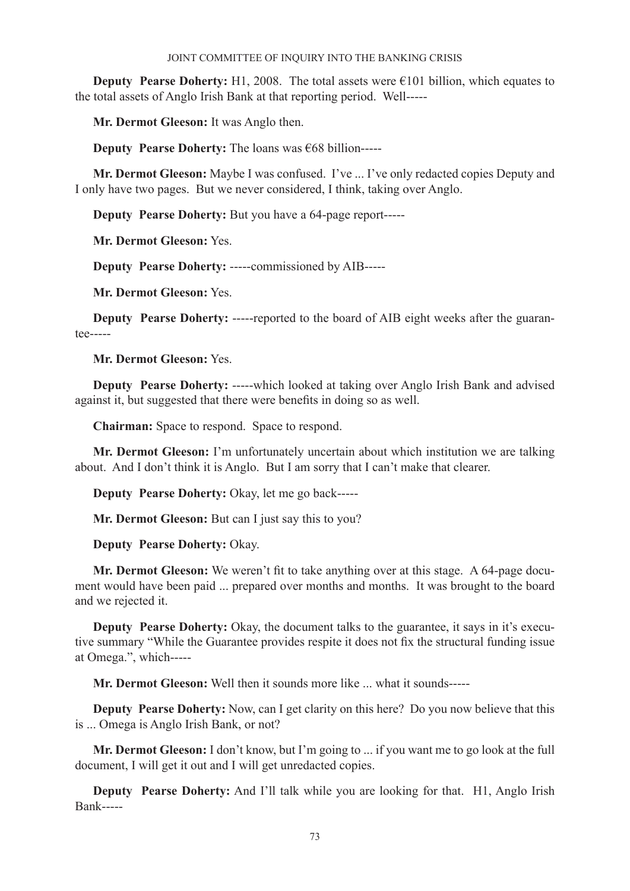**Deputy Pearse Doherty:** H1, 2008. The total assets were €101 billion, which equates to the total assets of Anglo Irish Bank at that reporting period. Well-----

**Mr. Dermot Gleeson:** It was Anglo then.

**Deputy Pearse Doherty:** The loans was €68 billion-----

**Mr. Dermot Gleeson:** Maybe I was confused. I've ... I've only redacted copies Deputy and I only have two pages. But we never considered, I think, taking over Anglo.

**Deputy Pearse Doherty:** But you have a 64-page report-----

**Mr. Dermot Gleeson:** Yes.

**Deputy Pearse Doherty:** -----commissioned by AIB-----

**Mr. Dermot Gleeson:** Yes.

**Deputy Pearse Doherty:** -----reported to the board of AIB eight weeks after the guarantee-----

**Mr. Dermot Gleeson:** Yes.

**Deputy Pearse Doherty:** -----which looked at taking over Anglo Irish Bank and advised against it, but suggested that there were benefits in doing so as well.

**Chairman:** Space to respond. Space to respond.

**Mr. Dermot Gleeson:** I'm unfortunately uncertain about which institution we are talking about. And I don't think it is Anglo. But I am sorry that I can't make that clearer.

**Deputy Pearse Doherty:** Okay, let me go back-----

**Mr. Dermot Gleeson:** But can I just say this to you?

**Deputy Pearse Doherty:** Okay.

**Mr. Dermot Gleeson:** We weren't fit to take anything over at this stage. A 64-page document would have been paid ... prepared over months and months. It was brought to the board and we rejected it.

**Deputy Pearse Doherty:** Okay, the document talks to the guarantee, it says in it's executive summary "While the Guarantee provides respite it does not fix the structural funding issue at Omega.", which-----

**Mr. Dermot Gleeson:** Well then it sounds more like ... what it sounds-----

**Deputy Pearse Doherty:** Now, can I get clarity on this here? Do you now believe that this is ... Omega is Anglo Irish Bank, or not?

**Mr. Dermot Gleeson:** I don't know, but I'm going to ... if you want me to go look at the full document, I will get it out and I will get unredacted copies.

**Deputy Pearse Doherty:** And I'll talk while you are looking for that. H1, Anglo Irish Bank-----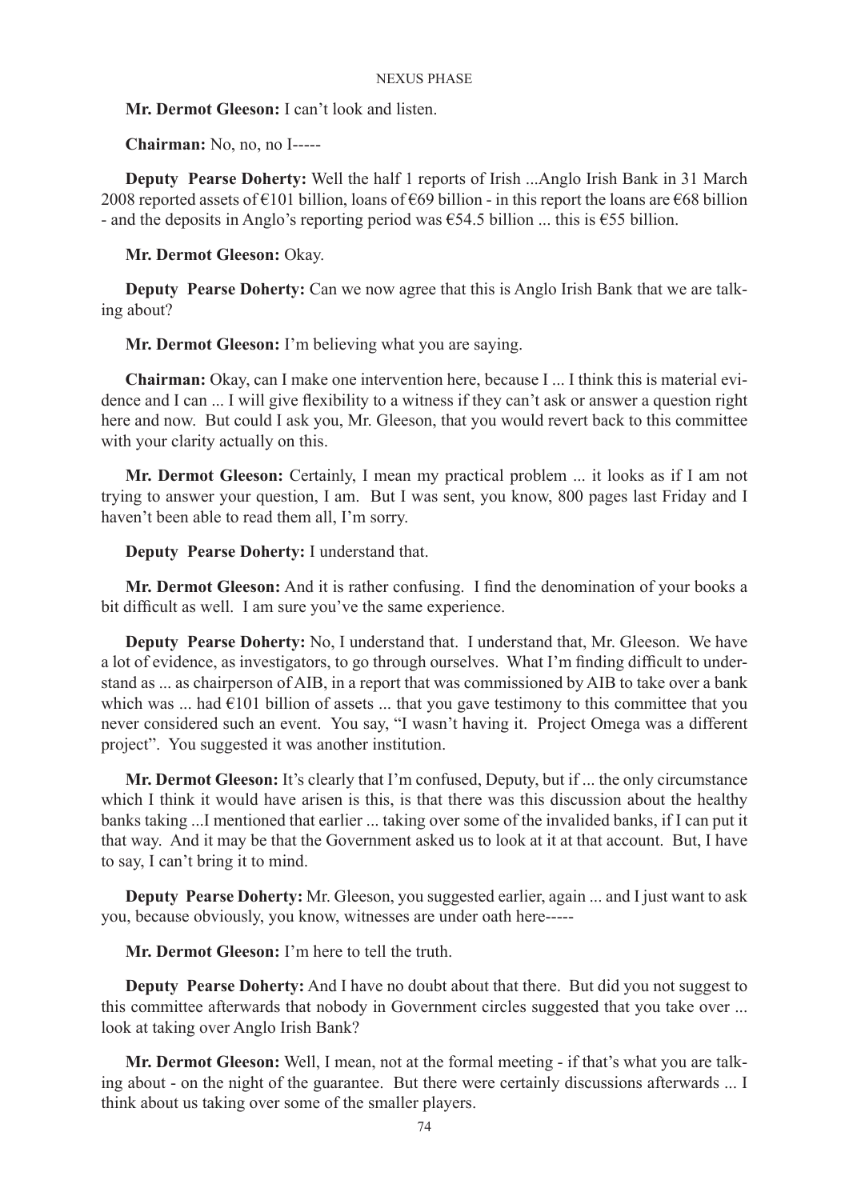**Mr. Dermot Gleeson:** I can't look and listen.

**Chairman:** No, no, no I-----

**Deputy Pearse Doherty:** Well the half 1 reports of Irish ...Anglo Irish Bank in 31 March 2008 reported assets of €101 billion, loans of €69 billion - in this report the loans are €68 billion - and the deposits in Anglo's reporting period was €54.5 billion ... this is €55 billion.

**Mr. Dermot Gleeson:** Okay.

**Deputy Pearse Doherty:** Can we now agree that this is Anglo Irish Bank that we are talking about?

**Mr. Dermot Gleeson:** I'm believing what you are saying.

**Chairman:** Okay, can I make one intervention here, because I ... I think this is material evidence and I can ... I will give flexibility to a witness if they can't ask or answer a question right here and now. But could I ask you, Mr. Gleeson, that you would revert back to this committee with your clarity actually on this.

**Mr. Dermot Gleeson:** Certainly, I mean my practical problem ... it looks as if I am not trying to answer your question, I am. But I was sent, you know, 800 pages last Friday and I haven't been able to read them all, I'm sorry.

**Deputy Pearse Doherty:** I understand that.

**Mr. Dermot Gleeson:** And it is rather confusing. I find the denomination of your books a bit difficult as well. I am sure you've the same experience.

**Deputy Pearse Doherty:** No, I understand that. I understand that, Mr. Gleeson. We have a lot of evidence, as investigators, to go through ourselves. What I'm finding difficult to understand as ... as chairperson of AIB, in a report that was commissioned by AIB to take over a bank which was ... had €101 billion of assets ... that you gave testimony to this committee that you never considered such an event. You say, "I wasn't having it. Project Omega was a different project". You suggested it was another institution.

**Mr. Dermot Gleeson:** It's clearly that I'm confused, Deputy, but if ... the only circumstance which I think it would have arisen is this, is that there was this discussion about the healthy banks taking ...I mentioned that earlier ... taking over some of the invalided banks, if I can put it that way. And it may be that the Government asked us to look at it at that account. But, I have to say, I can't bring it to mind.

**Deputy Pearse Doherty:** Mr. Gleeson, you suggested earlier, again ... and I just want to ask you, because obviously, you know, witnesses are under oath here-----

**Mr. Dermot Gleeson:** I'm here to tell the truth.

**Deputy Pearse Doherty:** And I have no doubt about that there. But did you not suggest to this committee afterwards that nobody in Government circles suggested that you take over ... look at taking over Anglo Irish Bank?

**Mr. Dermot Gleeson:** Well, I mean, not at the formal meeting - if that's what you are talking about - on the night of the guarantee. But there were certainly discussions afterwards ... I think about us taking over some of the smaller players.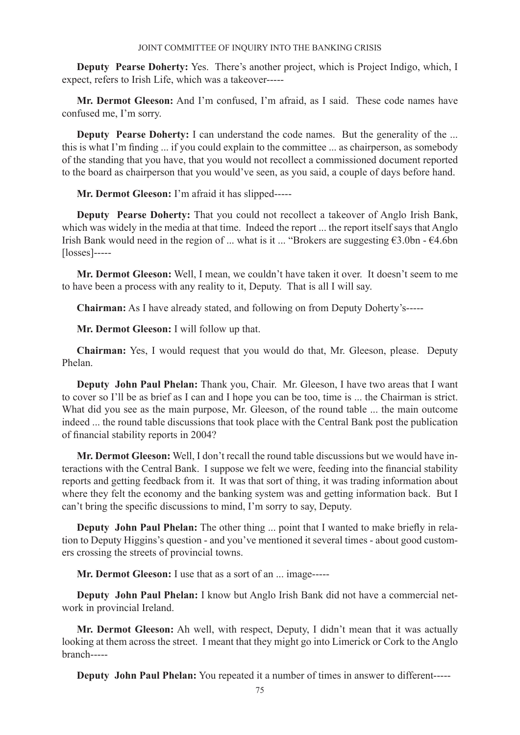**Deputy Pearse Doherty:** Yes. There's another project, which is Project Indigo, which, I expect, refers to Irish Life, which was a takeover-----

**Mr. Dermot Gleeson:** And I'm confused, I'm afraid, as I said. These code names have confused me, I'm sorry.

**Deputy Pearse Doherty:** I can understand the code names. But the generality of the ... this is what I'm finding ... if you could explain to the committee ... as chairperson, as somebody of the standing that you have, that you would not recollect a commissioned document reported to the board as chairperson that you would've seen, as you said, a couple of days before hand.

**Mr. Dermot Gleeson:** I'm afraid it has slipped-----

**Deputy Pearse Doherty:** That you could not recollect a takeover of Anglo Irish Bank, which was widely in the media at that time. Indeed the report ... the report itself says that Anglo Irish Bank would need in the region of ... what is it ... "Brokers are suggesting €3.0bn - €4.6bn [losses]-----

**Mr. Dermot Gleeson:** Well, I mean, we couldn't have taken it over. It doesn't seem to me to have been a process with any reality to it, Deputy. That is all I will say.

**Chairman:** As I have already stated, and following on from Deputy Doherty's-----

**Mr. Dermot Gleeson:** I will follow up that.

**Chairman:** Yes, I would request that you would do that, Mr. Gleeson, please. Deputy Phelan.

**Deputy John Paul Phelan:** Thank you, Chair. Mr. Gleeson, I have two areas that I want to cover so I'll be as brief as I can and I hope you can be too, time is ... the Chairman is strict. What did you see as the main purpose, Mr. Gleeson, of the round table ... the main outcome indeed ... the round table discussions that took place with the Central Bank post the publication of financial stability reports in 2004?

**Mr. Dermot Gleeson:** Well, I don't recall the round table discussions but we would have interactions with the Central Bank. I suppose we felt we were, feeding into the financial stability reports and getting feedback from it. It was that sort of thing, it was trading information about where they felt the economy and the banking system was and getting information back. But I can't bring the specific discussions to mind, I'm sorry to say, Deputy.

**Deputy John Paul Phelan:** The other thing ... point that I wanted to make briefly in relation to Deputy Higgins's question - and you've mentioned it several times - about good customers crossing the streets of provincial towns.

**Mr. Dermot Gleeson:** I use that as a sort of an ... image-----

**Deputy John Paul Phelan:** I know but Anglo Irish Bank did not have a commercial network in provincial Ireland.

**Mr. Dermot Gleeson:** Ah well, with respect, Deputy, I didn't mean that it was actually looking at them across the street. I meant that they might go into Limerick or Cork to the Anglo branch-----

**Deputy John Paul Phelan:** You repeated it a number of times in answer to different-----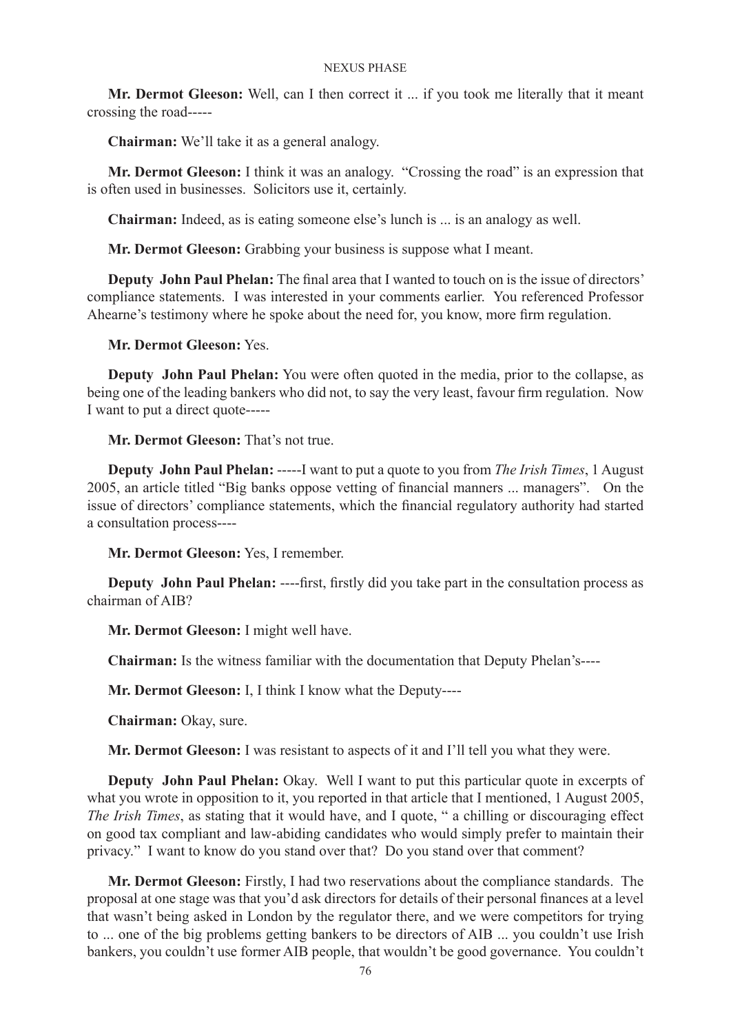**Mr. Dermot Gleeson:** Well, can I then correct it ... if you took me literally that it meant crossing the road-----

**Chairman:** We'll take it as a general analogy.

**Mr. Dermot Gleeson:** I think it was an analogy. "Crossing the road" is an expression that is often used in businesses. Solicitors use it, certainly.

**Chairman:** Indeed, as is eating someone else's lunch is ... is an analogy as well.

**Mr. Dermot Gleeson:** Grabbing your business is suppose what I meant.

**Deputy John Paul Phelan:** The final area that I wanted to touch on is the issue of directors' compliance statements. I was interested in your comments earlier. You referenced Professor Ahearne's testimony where he spoke about the need for, you know, more firm regulation.

**Mr. Dermot Gleeson:** Yes.

**Deputy John Paul Phelan:** You were often quoted in the media, prior to the collapse, as being one of the leading bankers who did not, to say the very least, favour firm regulation. Now I want to put a direct quote-----

**Mr. Dermot Gleeson:** That's not true.

**Deputy John Paul Phelan:** -----I want to put a quote to you from *The Irish Times*, 1 August 2005, an article titled "Big banks oppose vetting of financial manners ... managers". On the issue of directors' compliance statements, which the financial regulatory authority had started a consultation process----

**Mr. Dermot Gleeson:** Yes, I remember.

**Deputy John Paul Phelan:** ----first, firstly did you take part in the consultation process as chairman of AIB?

**Mr. Dermot Gleeson:** I might well have.

**Chairman:** Is the witness familiar with the documentation that Deputy Phelan's----

**Mr. Dermot Gleeson:** I, I think I know what the Deputy----

**Chairman:** Okay, sure.

**Mr. Dermot Gleeson:** I was resistant to aspects of it and I'll tell you what they were.

**Deputy John Paul Phelan:** Okay. Well I want to put this particular quote in excerpts of what you wrote in opposition to it, you reported in that article that I mentioned, 1 August 2005, *The Irish Times*, as stating that it would have, and I quote, " a chilling or discouraging effect on good tax compliant and law-abiding candidates who would simply prefer to maintain their privacy." I want to know do you stand over that? Do you stand over that comment?

**Mr. Dermot Gleeson:** Firstly, I had two reservations about the compliance standards. The proposal at one stage was that you'd ask directors for details of their personal finances at a level that wasn't being asked in London by the regulator there, and we were competitors for trying to ... one of the big problems getting bankers to be directors of AIB ... you couldn't use Irish bankers, you couldn't use former AIB people, that wouldn't be good governance. You couldn't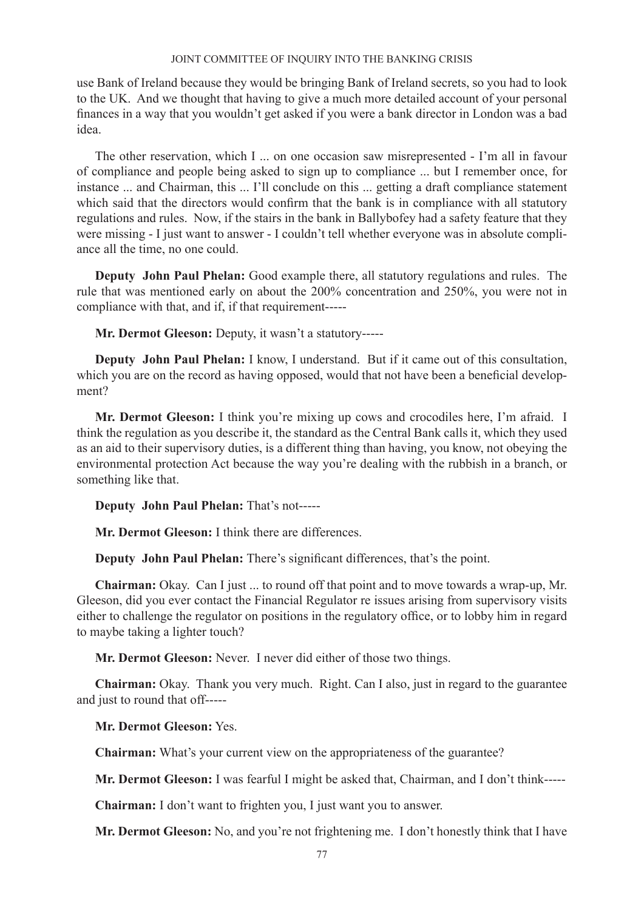use Bank of Ireland because they would be bringing Bank of Ireland secrets, so you had to look to the UK. And we thought that having to give a much more detailed account of your personal finances in a way that you wouldn't get asked if you were a bank director in London was a bad idea.

The other reservation, which I ... on one occasion saw misrepresented - I'm all in favour of compliance and people being asked to sign up to compliance ... but I remember once, for instance ... and Chairman, this ... I'll conclude on this ... getting a draft compliance statement which said that the directors would confirm that the bank is in compliance with all statutory regulations and rules. Now, if the stairs in the bank in Ballybofey had a safety feature that they were missing - I just want to answer - I couldn't tell whether everyone was in absolute compliance all the time, no one could.

**Deputy John Paul Phelan:** Good example there, all statutory regulations and rules. The rule that was mentioned early on about the 200% concentration and 250%, you were not in compliance with that, and if, if that requirement-----

**Mr. Dermot Gleeson:** Deputy, it wasn't a statutory-----

**Deputy John Paul Phelan:** I know, I understand. But if it came out of this consultation, which you are on the record as having opposed, would that not have been a beneficial development?

**Mr. Dermot Gleeson:** I think you're mixing up cows and crocodiles here, I'm afraid. I think the regulation as you describe it, the standard as the Central Bank calls it, which they used as an aid to their supervisory duties, is a different thing than having, you know, not obeying the environmental protection Act because the way you're dealing with the rubbish in a branch, or something like that.

**Deputy John Paul Phelan:** That's not-----

**Mr. Dermot Gleeson:** I think there are differences.

**Deputy John Paul Phelan:** There's significant differences, that's the point.

**Chairman:** Okay. Can I just ... to round off that point and to move towards a wrap-up, Mr. Gleeson, did you ever contact the Financial Regulator re issues arising from supervisory visits either to challenge the regulator on positions in the regulatory office, or to lobby him in regard to maybe taking a lighter touch?

**Mr. Dermot Gleeson:** Never. I never did either of those two things.

**Chairman:** Okay. Thank you very much. Right. Can I also, just in regard to the guarantee and just to round that off-----

**Mr. Dermot Gleeson:** Yes.

**Chairman:** What's your current view on the appropriateness of the guarantee?

**Mr. Dermot Gleeson:** I was fearful I might be asked that, Chairman, and I don't think-----

**Chairman:** I don't want to frighten you, I just want you to answer.

**Mr. Dermot Gleeson:** No, and you're not frightening me. I don't honestly think that I have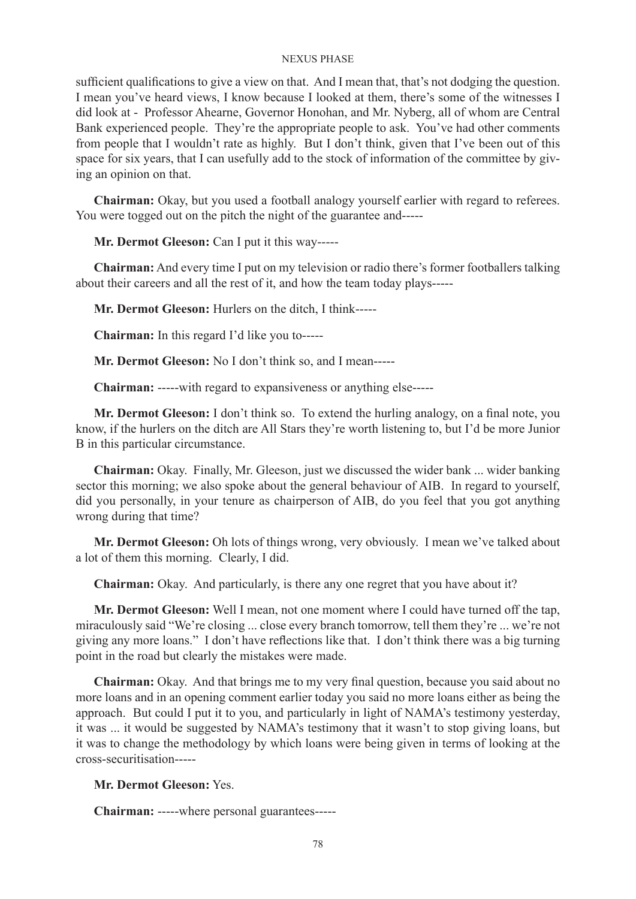sufficient qualifications to give a view on that. And I mean that, that's not dodging the question. I mean you've heard views, I know because I looked at them, there's some of the witnesses I did look at - Professor Ahearne, Governor Honohan, and Mr. Nyberg, all of whom are Central Bank experienced people. They're the appropriate people to ask. You've had other comments from people that I wouldn't rate as highly. But I don't think, given that I've been out of this space for six years, that I can usefully add to the stock of information of the committee by giving an opinion on that.

**Chairman:** Okay, but you used a football analogy yourself earlier with regard to referees. You were togged out on the pitch the night of the guarantee and-----

**Mr. Dermot Gleeson:** Can I put it this way-----

**Chairman:** And every time I put on my television or radio there's former footballers talking about their careers and all the rest of it, and how the team today plays-----

**Mr. Dermot Gleeson:** Hurlers on the ditch, I think-----

**Chairman:** In this regard I'd like you to-----

**Mr. Dermot Gleeson:** No I don't think so, and I mean-----

**Chairman:** -----with regard to expansiveness or anything else-----

**Mr. Dermot Gleeson:** I don't think so. To extend the hurling analogy, on a final note, you know, if the hurlers on the ditch are All Stars they're worth listening to, but I'd be more Junior B in this particular circumstance.

**Chairman:** Okay. Finally, Mr. Gleeson, just we discussed the wider bank ... wider banking sector this morning; we also spoke about the general behaviour of AIB. In regard to yourself, did you personally, in your tenure as chairperson of AIB, do you feel that you got anything wrong during that time?

**Mr. Dermot Gleeson:** Oh lots of things wrong, very obviously. I mean we've talked about a lot of them this morning. Clearly, I did.

**Chairman:** Okay. And particularly, is there any one regret that you have about it?

**Mr. Dermot Gleeson:** Well I mean, not one moment where I could have turned off the tap, miraculously said "We're closing ... close every branch tomorrow, tell them they're ... we're not giving any more loans." I don't have reflections like that. I don't think there was a big turning point in the road but clearly the mistakes were made.

**Chairman:** Okay. And that brings me to my very final question, because you said about no more loans and in an opening comment earlier today you said no more loans either as being the approach. But could I put it to you, and particularly in light of NAMA's testimony yesterday, it was ... it would be suggested by NAMA's testimony that it wasn't to stop giving loans, but it was to change the methodology by which loans were being given in terms of looking at the cross-securitisation-----

**Mr. Dermot Gleeson:** Yes.

**Chairman:** -----where personal guarantees-----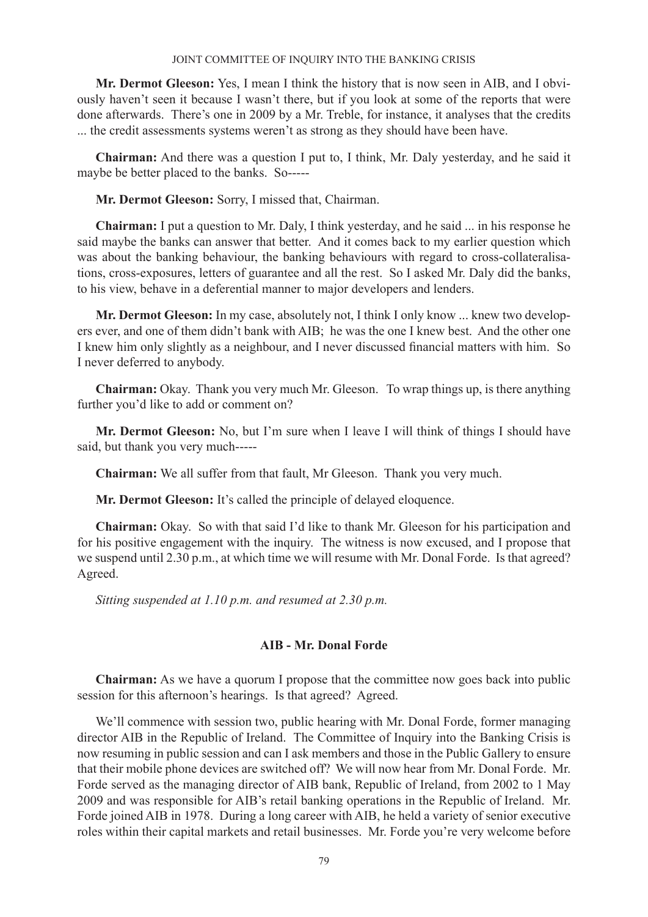**Mr. Dermot Gleeson:** Yes, I mean I think the history that is now seen in AIB, and I obviously haven't seen it because I wasn't there, but if you look at some of the reports that were done afterwards. There's one in 2009 by a Mr. Treble, for instance, it analyses that the credits ... the credit assessments systems weren't as strong as they should have been have.

**Chairman:** And there was a question I put to, I think, Mr. Daly yesterday, and he said it maybe be better placed to the banks. So-----

**Mr. Dermot Gleeson:** Sorry, I missed that, Chairman.

**Chairman:** I put a question to Mr. Daly, I think yesterday, and he said ... in his response he said maybe the banks can answer that better. And it comes back to my earlier question which was about the banking behaviour, the banking behaviours with regard to cross-collateralisations, cross-exposures, letters of guarantee and all the rest. So I asked Mr. Daly did the banks, to his view, behave in a deferential manner to major developers and lenders.

**Mr. Dermot Gleeson:** In my case, absolutely not, I think I only know ... knew two developers ever, and one of them didn't bank with AIB; he was the one I knew best. And the other one I knew him only slightly as a neighbour, and I never discussed financial matters with him. So I never deferred to anybody.

**Chairman:** Okay. Thank you very much Mr. Gleeson. To wrap things up, is there anything further you'd like to add or comment on?

**Mr. Dermot Gleeson:** No, but I'm sure when I leave I will think of things I should have said, but thank you very much-----

**Chairman:** We all suffer from that fault, Mr Gleeson. Thank you very much.

**Mr. Dermot Gleeson:** It's called the principle of delayed eloquence.

**Chairman:** Okay. So with that said I'd like to thank Mr. Gleeson for his participation and for his positive engagement with the inquiry. The witness is now excused, and I propose that we suspend until 2.30 p.m., at which time we will resume with Mr. Donal Forde. Is that agreed? Agreed.

*Sitting suspended at 1.10 p.m. and resumed at 2.30 p.m.*

## AIB - Mr. Donal Forde

**Chairman:** As we have a quorum I propose that the committee now goes back into public session for this afternoon's hearings. Is that agreed? Agreed.

We'll commence with session two, public hearing with Mr. Donal Forde, former managing director AIB in the Republic of Ireland. The Committee of Inquiry into the Banking Crisis is now resuming in public session and can I ask members and those in the Public Gallery to ensure that their mobile phone devices are switched off? We will now hear from Mr. Donal Forde. Mr. Forde served as the managing director of AIB bank, Republic of Ireland, from 2002 to 1 May 2009 and was responsible for AIB's retail banking operations in the Republic of Ireland. Mr. Forde joined AIB in 1978. During a long career with AIB, he held a variety of senior executive roles within their capital markets and retail businesses. Mr. Forde you're very welcome before